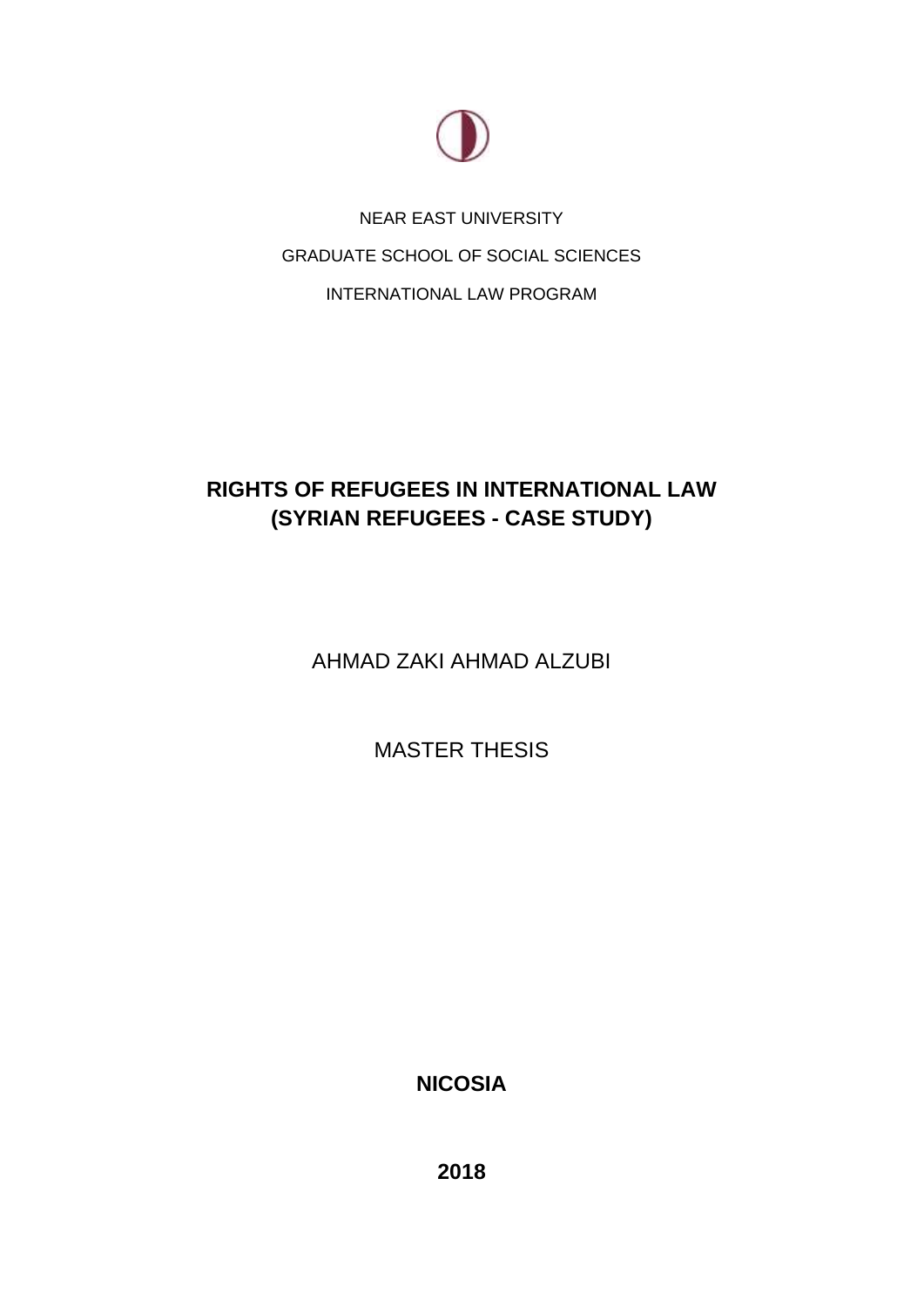NEAR EAST UNIVERSITY

GRADUATE SCHOOL OF SOCIAL SCIENCES

INTERNATIONAL LAW PROGRAM

# RIGHTS OF REFUGEES IN INTERNATIONAL LAW (SYRIAN REFUGEES - CASE STUDY)

AHMAD ZAKI AHMAD ALZUBI

MASTER THESIS

**NICOSIA**

**2018**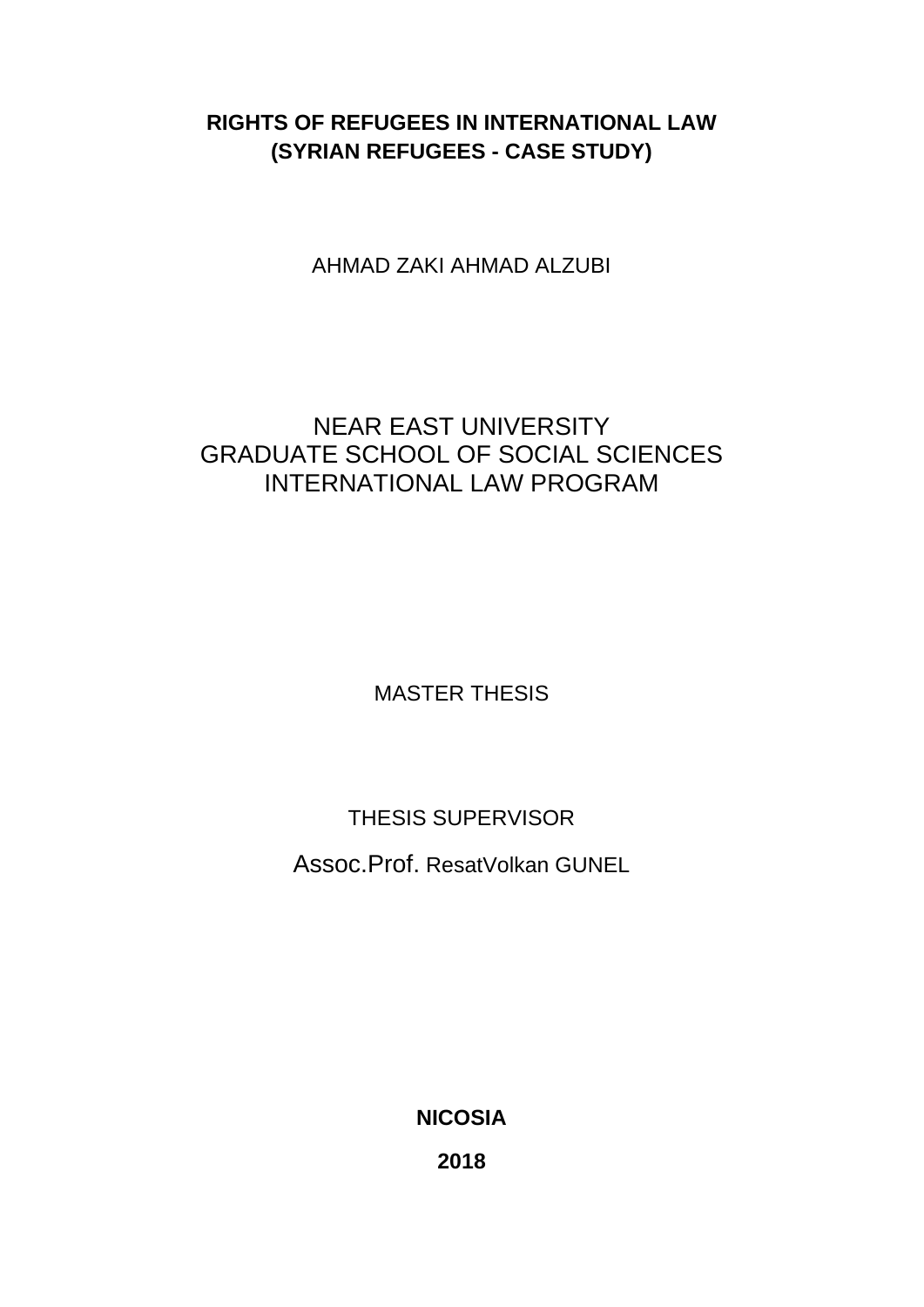**RIGHTS OF REFUGEES IN INTERNATIONAL LAW**
**(SYRIAN REFUGEES - CASE STUDY)**

AHMAD ZAKI AHMAD ALZUBI

NEAR EAST UNIVERSITY
GRADUATE SCHOOL OF SOCIAL SCIENCES
INTERNATIONAL LAW PROGRAM

MASTER THESIS

THESIS SUPERVISOR

Assoc.Prof. ResatVolkan GUNEL

**NICOSIA**

**2018**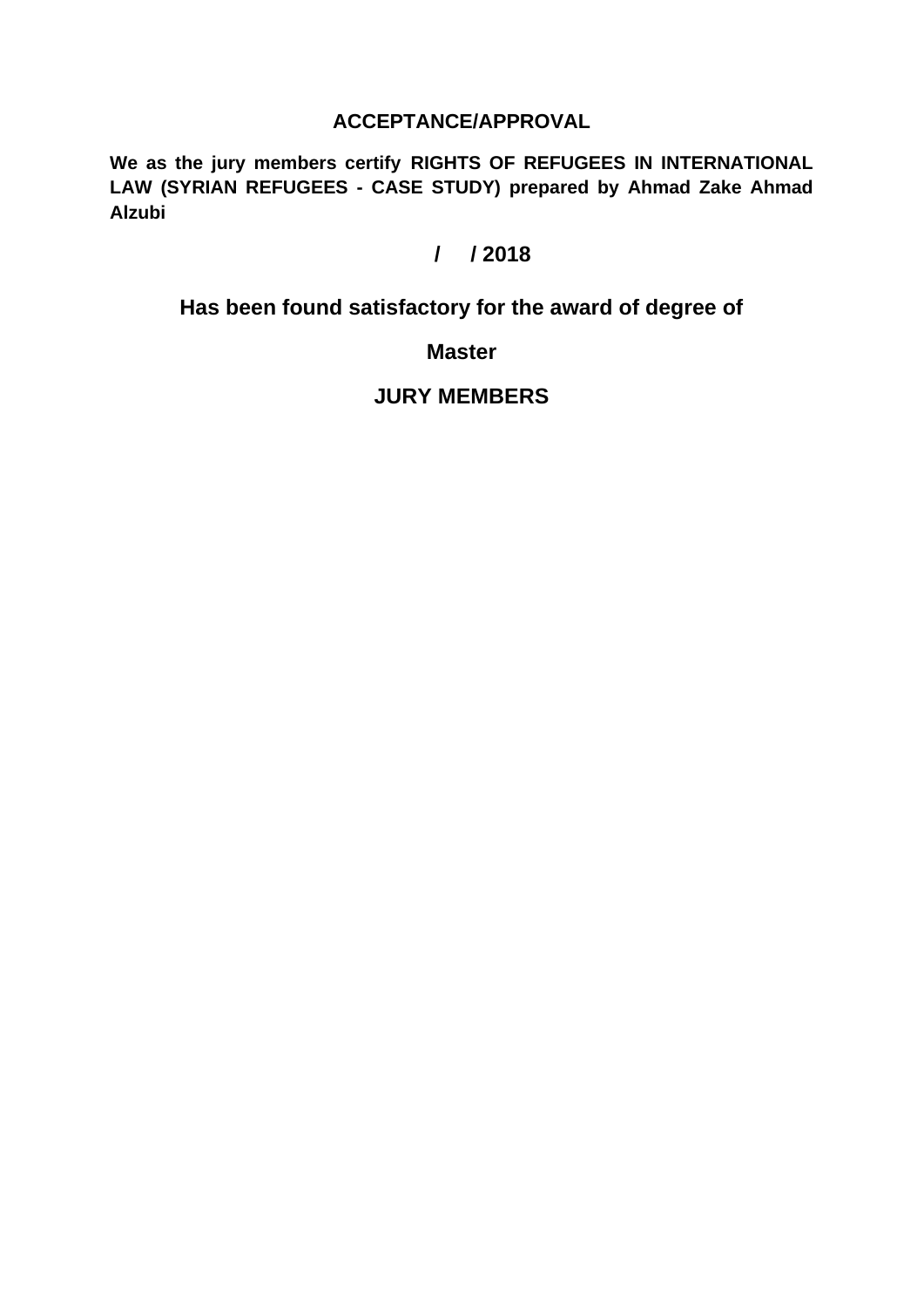## ACCEPTANCE/APPROVAL

**We as the jury members certify RIGHTS OF REFUGEES IN INTERNATIONAL LAW (SYRIAN REFUGEES - CASE STUDY) prepared by Ahmad Zake Ahmad Alzubi**

**/ / 2018**

**Has been found satisfactory for the award of degree of**

**Master**

**JURY MEMBERS**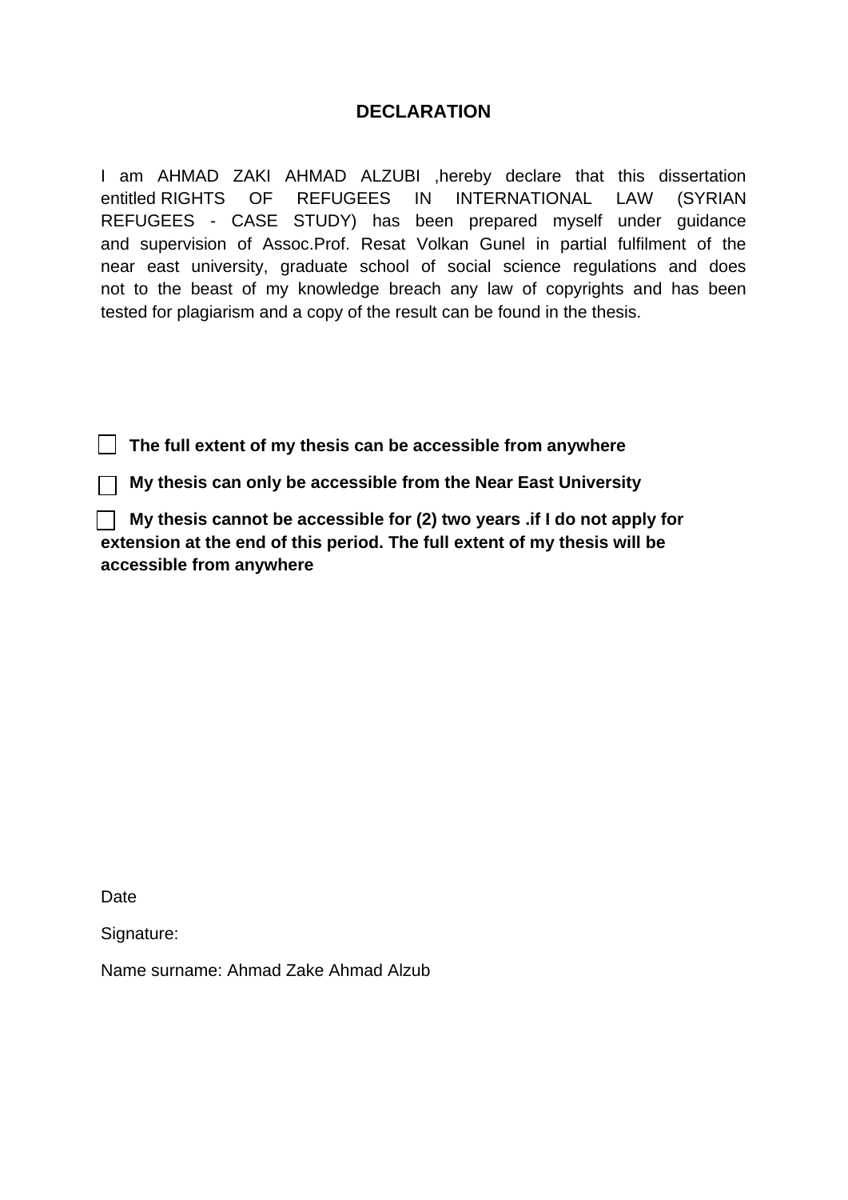# DECLARATION

I am AHMAD ZAKI AHMAD ALZUBI ,hereby declare that this dissertation entitled RIGHTS OF REFUGEES IN INTERNATIONAL LAW (SYRIAN REFUGEES - CASE STUDY) has been prepared myself under guidance and supervision of Assoc.Prof. Resat Volkan Gunel in partial fulfilment of the near east university, graduate school of social science regulations and does not to the beast of my knowledge breach any law of copyrights and has been tested for plagiarism and a copy of the result can be found in the thesis.

- [ ] **The full extent of my thesis can be accessible from anywhere**
- [ ] **My thesis can only be accessible from the Near East University**
- [ ] **My thesis cannot be accessible for (2) two years .if I do not apply for extension at the end of this period. The full extent of my thesis will be accessible from anywhere**

Date

Signature:

Name surname: Ahmad Zake Ahmad Alzub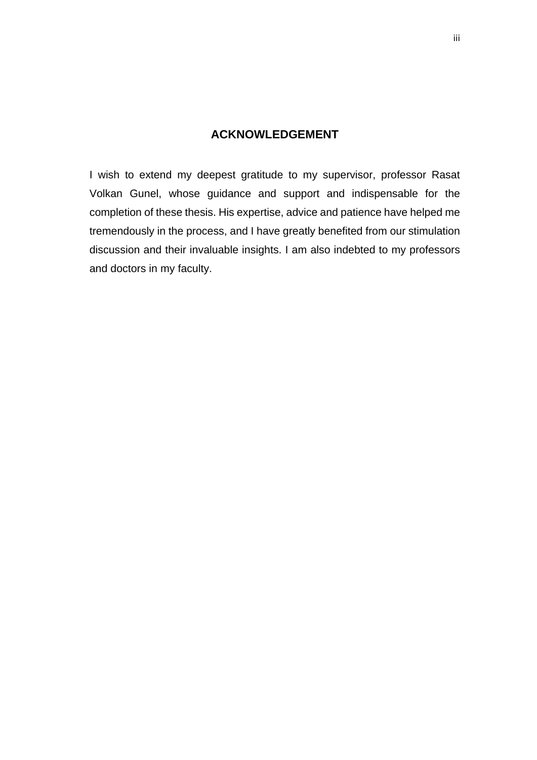# ACKNOWLEDGEMENT

I wish to extend my deepest gratitude to my supervisor, professor Rasat Volkan Gunel, whose guidance and support and indispensable for the completion of these thesis. His expertise, advice and patience have helped me tremendously in the process, and I have greatly benefited from our stimulation discussion and their invaluable insights. I am also indebted to my professors and doctors in my faculty.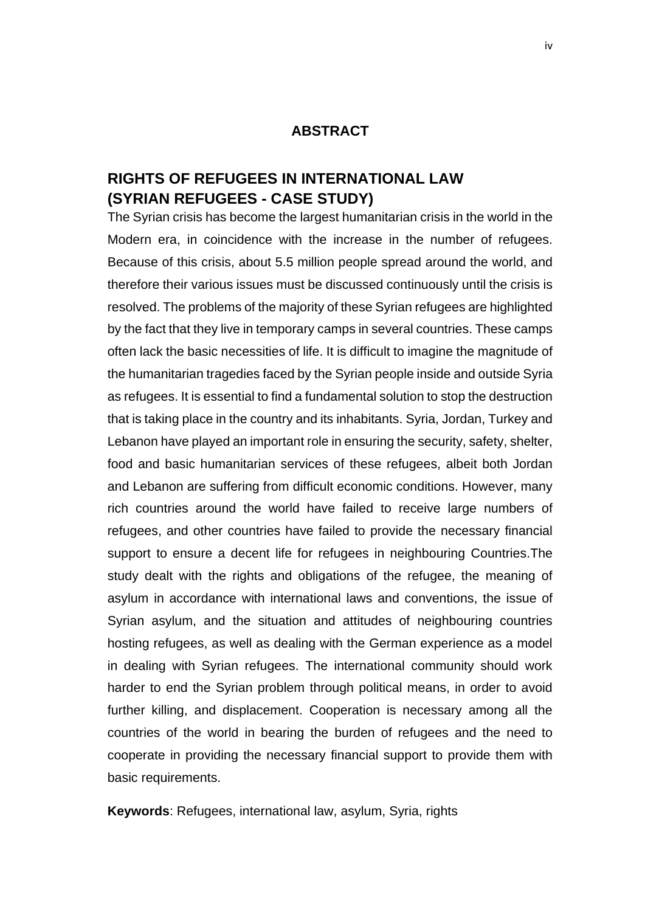# ABSTRACT

## RIGHTS OF REFUGEES IN INTERNATIONAL LAW (SYRIAN REFUGEES - CASE STUDY)

The Syrian crisis has become the largest humanitarian crisis in the world in the Modern era, in coincidence with the increase in the number of refugees. Because of this crisis, about 5.5 million people spread around the world, and therefore their various issues must be discussed continuously until the crisis is resolved. The problems of the majority of these Syrian refugees are highlighted by the fact that they live in temporary camps in several countries. These camps often lack the basic necessities of life. It is difficult to imagine the magnitude of the humanitarian tragedies faced by the Syrian people inside and outside Syria as refugees. It is essential to find a fundamental solution to stop the destruction that is taking place in the country and its inhabitants. Syria, Jordan, Turkey and Lebanon have played an important role in ensuring the security, safety, shelter, food and basic humanitarian services of these refugees, albeit both Jordan and Lebanon are suffering from difficult economic conditions. However, many rich countries around the world have failed to receive large numbers of refugees, and other countries have failed to provide the necessary financial support to ensure a decent life for refugees in neighbouring Countries.The study dealt with the rights and obligations of the refugee, the meaning of asylum in accordance with international laws and conventions, the issue of Syrian asylum, and the situation and attitudes of neighbouring countries hosting refugees, as well as dealing with the German experience as a model in dealing with Syrian refugees. The international community should work harder to end the Syrian problem through political means, in order to avoid further killing, and displacement. Cooperation is necessary among all the countries of the world in bearing the burden of refugees and the need to cooperate in providing the necessary financial support to provide them with basic requirements.

**Keywords**: Refugees, international law, asylum, Syria, rights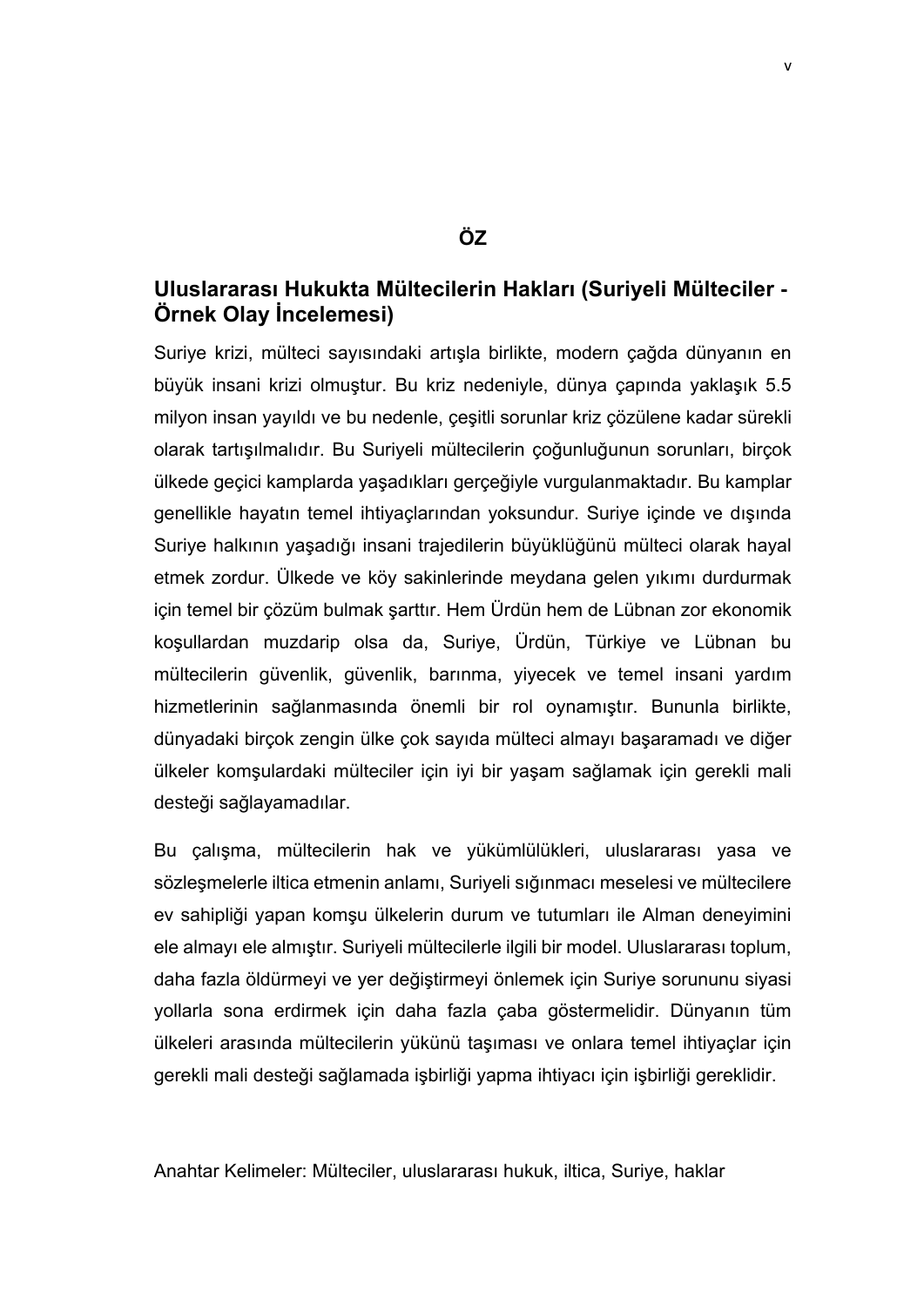# ÖZ

## Uluslararası Hukukta Mültecilerin Hakları (Suriyeli Mülteciler - Örnek Olay İncelemesi)

Suriye krizi, mülteci sayısındaki artışla birlikte, modern çağda dünyanın en büyük insani krizi olmuştur. Bu kriz nedeniyle, dünya çapında yaklaşık 5.5 milyon insan yayıldı ve bu nedenle, çeşitli sorunlar kriz çözülene kadar sürekli olarak tartışılmalıdır. Bu Suriyeli mültecilerin çoğunluğunun sorunları, birçok ülkede geçici kamplarda yaşadıkları gerçeğiyle vurgulanmaktadır. Bu kamplar genellikle hayatın temel ihtiyaçlarından yoksundur. Suriye içinde ve dışında Suriye halkının yaşadığı insani trajedilerin büyüklüğünü mülteci olarak hayal etmek zordur. Ülkede ve köy sakinlerinde meydana gelen yıkımı durdurmak için temel bir çözüm bulmak şarttır. Hem Ürdün hem de Lübnan zor ekonomik koşullardan muzdarip olsa da, Suriye, Ürdün, Türkiye ve Lübnan bu mültecilerin güvenlik, güvenlik, barınma, yiyecek ve temel insani yardım hizmetlerinin sağlanmasında önemli bir rol oynamıştır. Bununla birlikte, dünyadaki birçok zengin ülke çok sayıda mülteci almayı başaramadı ve diğer ülkeler komşulardaki mülteciler için iyi bir yaşam sağlamak için gerekli mali desteği sağlayamadılar.

Bu çalışma, mültecilerin hak ve yükümlülükleri, uluslararası yasa ve sözleşmelerle iltica etmenin anlamı, Suriyeli sığınmacı meselesi ve mültecilere ev sahipliği yapan komşu ülkelerin durum ve tutumları ile Alman deneyimini ele almayı ele almıştır. Suriyeli mültecilerle ilgili bir model. Uluslararası toplum, daha fazla öldürmeyi ve yer değiştirmeyi önlemek için Suriye sorununu siyasi yollarla sona erdirmek için daha fazla çaba göstermelidir. Dünyanın tüm ülkeleri arasında mültecilerin yükünü taşıması ve onlara temel ihtiyaçlar için gerekli mali desteği sağlamada işbirliği yapma ihtiyacı için işbirliği gereklidir.

Anahtar Kelimeler: Mülteciler, uluslararası hukuk, iltica, Suriye, haklar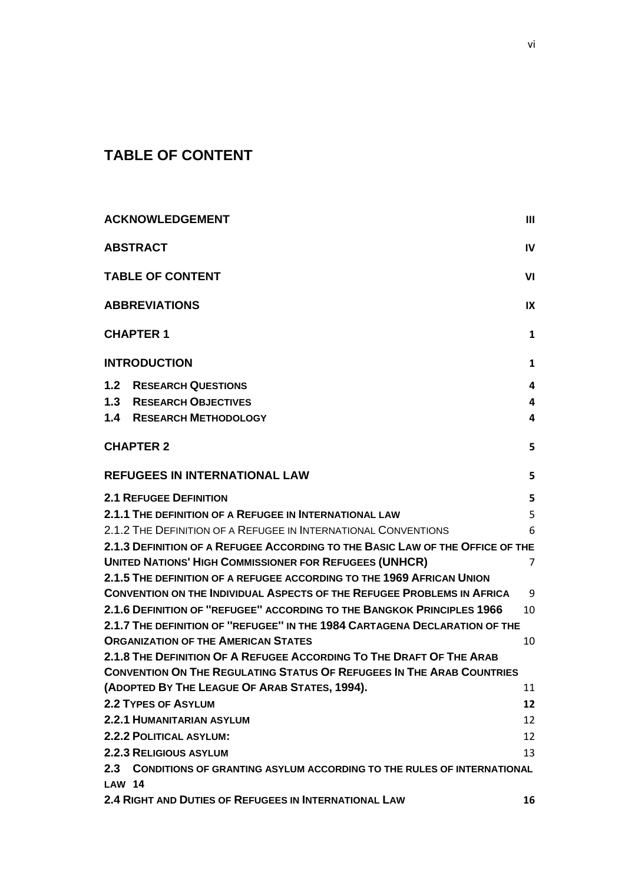# TABLE OF CONTENT

| | |
|---|---|
| **ACKNOWLEDGEMENT** | **III** |
| **ABSTRACT** | **IV** |
| **TABLE OF CONTENT** | **VI** |
| **ABBREVIATIONS** | **IX** |
| **CHAPTER 1** | **1** |
| **INTRODUCTION** | **1** |
| **1.2 RESEARCH QUESTIONS** | **4** |
| **1.3 RESEARCH OBJECTIVES** | **4** |
| **1.4 RESEARCH METHODOLOGY** | **4** |
| **CHAPTER 2** | **5** |
| **REFUGEES IN INTERNATIONAL LAW** | **5** |
| **2.1 REFUGEE DEFINITION** | **5** |
| **2.1.1 THE DEFINITION OF A REFUGEE IN INTERNATIONAL LAW** | 5 |
| 2.1.2 THE DEFINITION OF A REFUGEE IN INTERNATIONAL CONVENTIONS | 6 |
| **2.1.3 DEFINITION OF A REFUGEE ACCORDING TO THE BASIC LAW OF THE OFFICE OF THE UNITED NATIONS' HIGH COMMISSIONER FOR REFUGEES (UNHCR)** | 7 |
| **2.1.5 THE DEFINITION OF A REFUGEE ACCORDING TO THE 1969 AFRICAN UNION CONVENTION ON THE INDIVIDUAL ASPECTS OF THE REFUGEE PROBLEMS IN AFRICA** | 9 |
| **2.1.6 DEFINITION OF "REFUGEE" ACCORDING TO THE BANGKOK PRINCIPLES 1966** | 10 |
| **2.1.7 THE DEFINITION OF "REFUGEE" IN THE 1984 CARTAGENA DECLARATION OF THE ORGANIZATION OF THE AMERICAN STATES** | 10 |
| **2.1.8 THE DEFINITION OF A REFUGEE ACCORDING TO THE DRAFT OF THE ARAB CONVENTION ON THE REGULATING STATUS OF REFUGEES IN THE ARAB COUNTRIES (ADOPTED BY THE LEAGUE OF ARAB STATES, 1994).** | 11 |
| **2.2 TYPES OF ASYLUM** | **12** |
| **2.2.1 HUMANITARIAN ASYLUM** | 12 |
| **2.2.2 POLITICAL ASYLUM:** | 12 |
| **2.2.3 RELIGIOUS ASYLUM** | 13 |
| **2.3 CONDITIONS OF GRANTING ASYLUM ACCORDING TO THE RULES OF INTERNATIONAL LAW** | **14** |
| **2.4 RIGHT AND DUTIES OF REFUGEES IN INTERNATIONAL LAW** | **16** |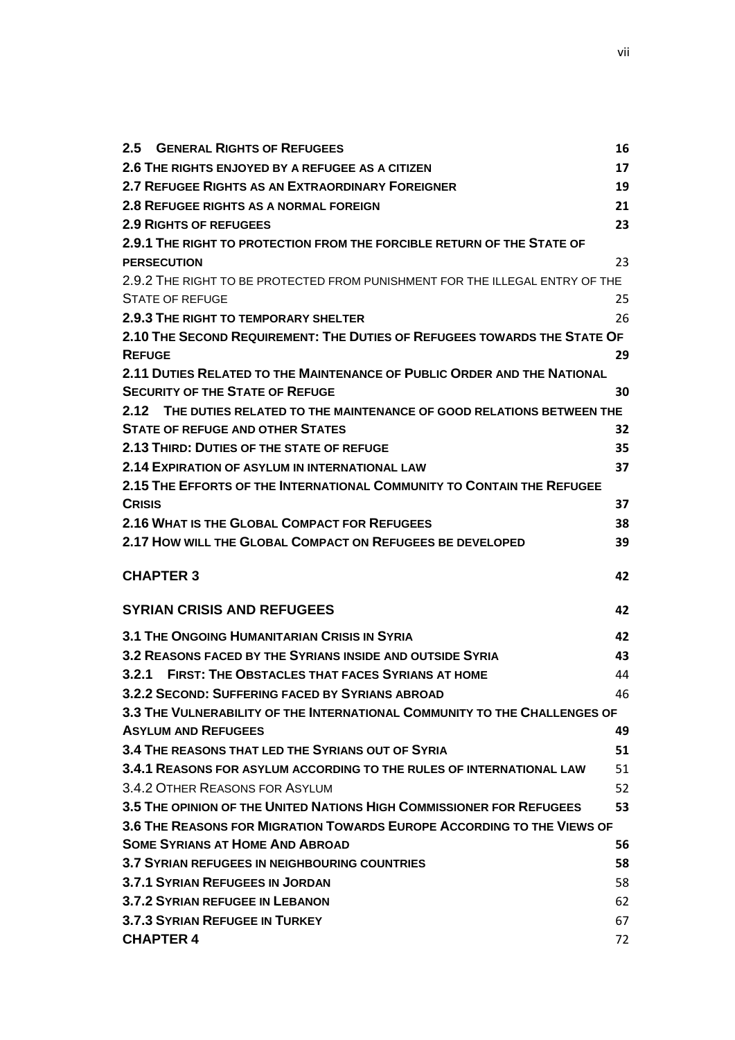| | |
|---|---|
| **2.5 GENERAL RIGHTS OF REFUGEES** | **16** |
| **2.6 THE RIGHTS ENJOYED BY A REFUGEE AS A CITIZEN** | **17** |
| **2.7 REFUGEE RIGHTS AS AN EXTRAORDINARY FOREIGNER** | **19** |
| **2.8 REFUGEE RIGHTS AS A NORMAL FOREIGN** | **21** |
| **2.9 RIGHTS OF REFUGEES** | **23** |
| **2.9.1 THE RIGHT TO PROTECTION FROM THE FORCIBLE RETURN OF THE STATE OF PERSECUTION** | 23 |
| 2.9.2 THE RIGHT TO BE PROTECTED FROM PUNISHMENT FOR THE ILLEGAL ENTRY OF THE STATE OF REFUGE | 25 |
| **2.9.3 THE RIGHT TO TEMPORARY SHELTER** | 26 |
| **2.10 THE SECOND REQUIREMENT: THE DUTIES OF REFUGEES TOWARDS THE STATE OF REFUGE** | **29** |
| **2.11 DUTIES RELATED TO THE MAINTENANCE OF PUBLIC ORDER AND THE NATIONAL SECURITY OF THE STATE OF REFUGE** | **30** |
| **2.12 THE DUTIES RELATED TO THE MAINTENANCE OF GOOD RELATIONS BETWEEN THE STATE OF REFUGE AND OTHER STATES** | **32** |
| **2.13 THIRD: DUTIES OF THE STATE OF REFUGE** | **35** |
| **2.14 EXPIRATION OF ASYLUM IN INTERNATIONAL LAW** | **37** |
| **2.15 THE EFFORTS OF THE INTERNATIONAL COMMUNITY TO CONTAIN THE REFUGEE CRISIS** | **37** |
| **2.16 WHAT IS THE GLOBAL COMPACT FOR REFUGEES** | **38** |
| **2.17 HOW WILL THE GLOBAL COMPACT ON REFUGEES BE DEVELOPED** | **39** |
| **CHAPTER 3** | **42** |
| **SYRIAN CRISIS AND REFUGEES** | **42** |
| **3.1 THE ONGOING HUMANITARIAN CRISIS IN SYRIA** | **42** |
| **3.2 REASONS FACED BY THE SYRIANS INSIDE AND OUTSIDE SYRIA** | **43** |
| **3.2.1 FIRST: THE OBSTACLES THAT FACES SYRIANS AT HOME** | 44 |
| **3.2.2 SECOND: SUFFERING FACED BY SYRIANS ABROAD** | 46 |
| **3.3 THE VULNERABILITY OF THE INTERNATIONAL COMMUNITY TO THE CHALLENGES OF ASYLUM AND REFUGEES** | **49** |
| **3.4 THE REASONS THAT LED THE SYRIANS OUT OF SYRIA** | **51** |
| **3.4.1 REASONS FOR ASYLUM ACCORDING TO THE RULES OF INTERNATIONAL LAW** | 51 |
| 3.4.2 OTHER REASONS FOR ASYLUM | 52 |
| **3.5 THE OPINION OF THE UNITED NATIONS HIGH COMMISSIONER FOR REFUGEES** | **53** |
| **3.6 THE REASONS FOR MIGRATION TOWARDS EUROPE ACCORDING TO THE VIEWS OF SOME SYRIANS AT HOME AND ABROAD** | **56** |
| **3.7 SYRIAN REFUGEES IN NEIGHBOURING COUNTRIES** | **58** |
| **3.7.1 SYRIAN REFUGEES IN JORDAN** | 58 |
| **3.7.2 SYRIAN REFUGEE IN LEBANON** | 62 |
| **3.7.3 SYRIAN REFUGEE IN TURKEY** | 67 |
| **CHAPTER 4** | 72 |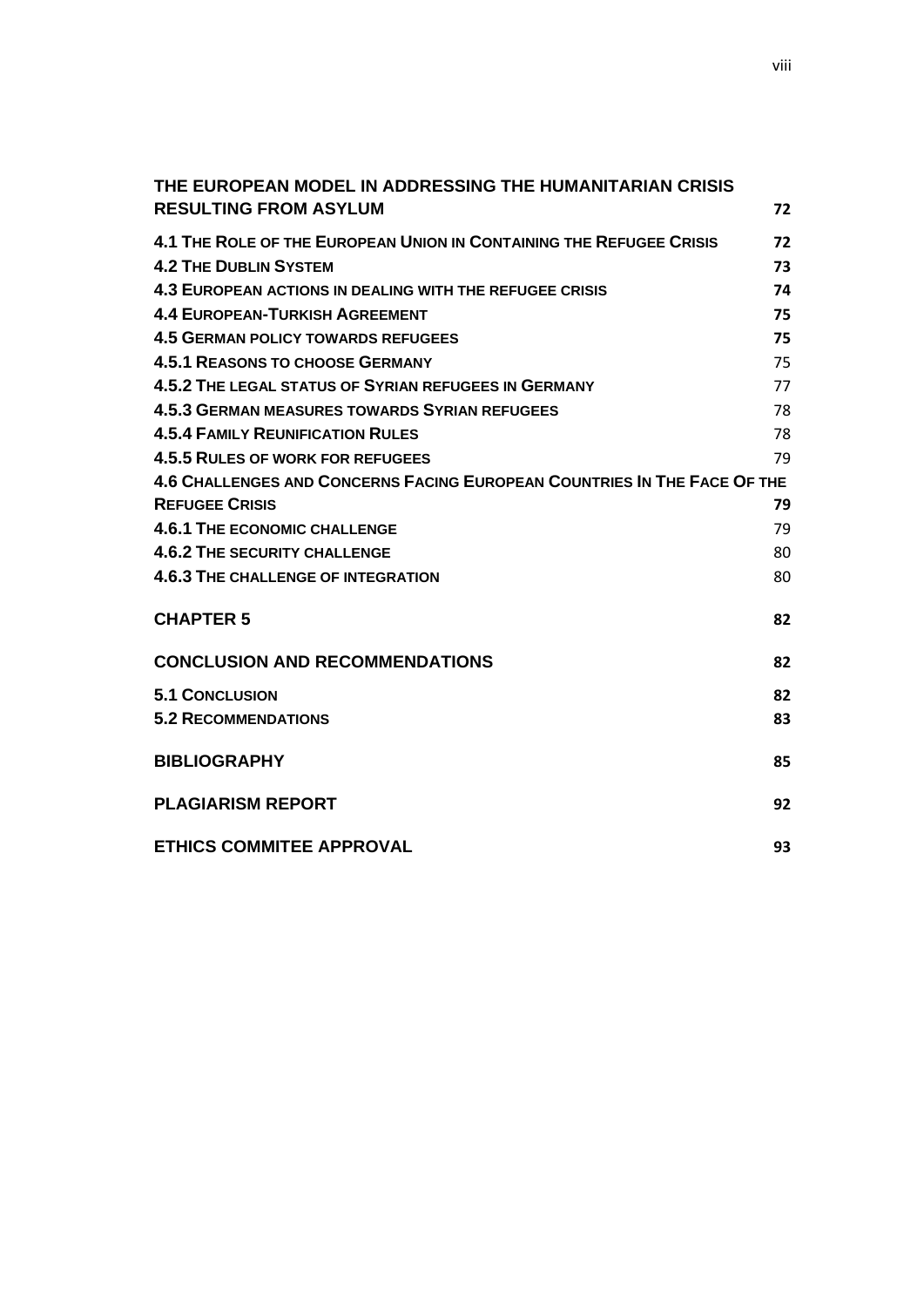**THE EUROPEAN MODEL IN ADDRESSING THE HUMANITARIAN CRISIS RESULTING FROM ASYLUM** 72

**4.1 The Role of the European Union in Containing the Refugee Crisis** 72

**4.2 The Dublin System** 73

**4.3 European actions in dealing with the refugee crisis** 74

**4.4 European-Turkish Agreement** 75

**4.5 German policy towards refugees** 75

**4.5.1 Reasons to choose Germany** 75

**4.5.2 The legal status of Syrian refugees in Germany** 77

**4.5.3 German measures towards Syrian refugees** 78

**4.5.4 Family Reunification Rules** 78

**4.5.5 Rules of work for refugees** 79

**4.6 Challenges and Concerns Facing European Countries In The Face Of the Refugee Crisis** 79

**4.6.1 The economic challenge** 79

**4.6.2 The security challenge** 80

**4.6.3 The challenge of integration** 80

**CHAPTER 5** 82

**CONCLUSION AND RECOMMENDATIONS** 82

**5.1 Conclusion** 82

**5.2 Recommendations** 83

**BIBLIOGRAPHY** 85

**PLAGIARISM REPORT** 92

**ETHICS COMMITEE APPROVAL** 93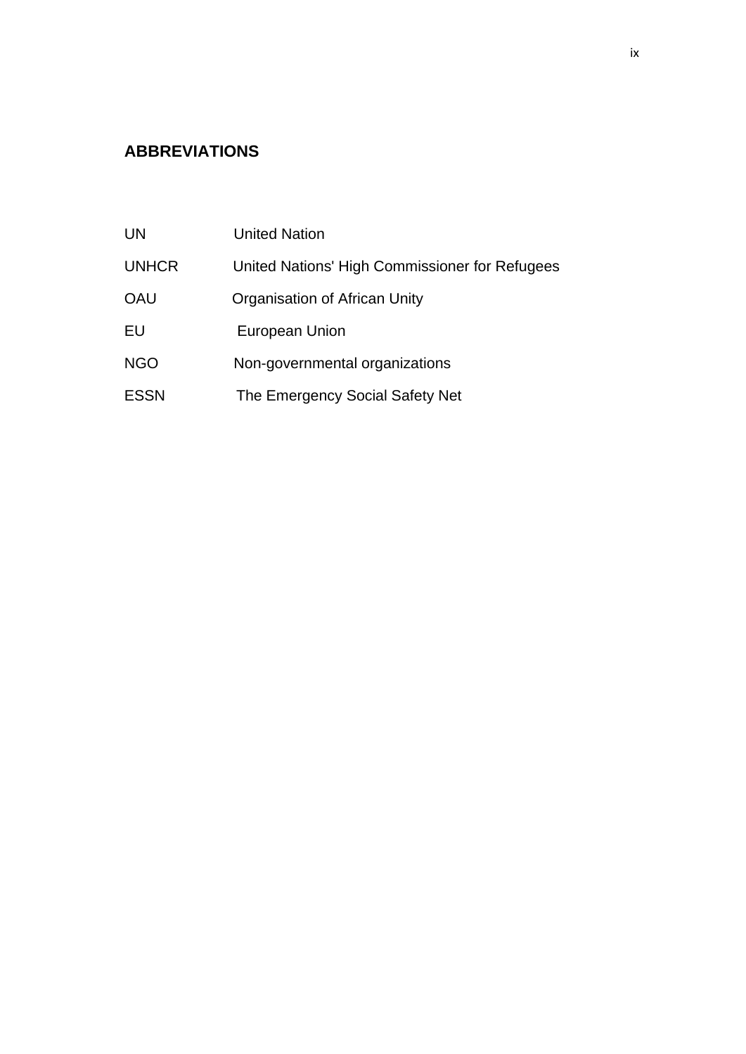## ABBREVIATIONS

| | |
|---|---|
| UN | United Nation |
| UNHCR | United Nations' High Commissioner for Refugees |
| OAU | Organisation of African Unity |
| EU | European Union |
| NGO | Non-governmental organizations |
| ESSN | The Emergency Social Safety Net |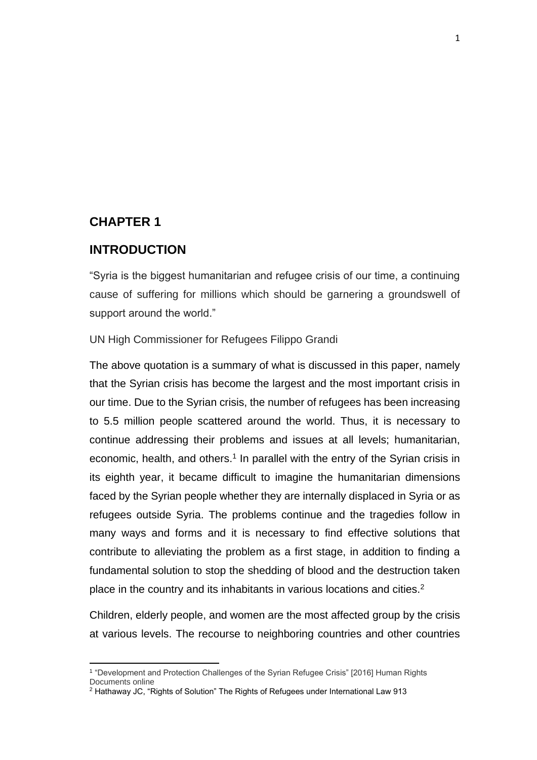# CHAPTER 1

# INTRODUCTION

"Syria is the biggest humanitarian and refugee crisis of our time, a continuing cause of suffering for millions which should be garnering a groundswell of support around the world."

UN High Commissioner for Refugees Filippo Grandi

The above quotation is a summary of what is discussed in this paper, namely that the Syrian crisis has become the largest and the most important crisis in our time. Due to the Syrian crisis, the number of refugees has been increasing to 5.5 million people scattered around the world. Thus, it is necessary to continue addressing their problems and issues at all levels; humanitarian, economic, health, and others.[1] In parallel with the entry of the Syrian crisis in its eighth year, it became difficult to imagine the humanitarian dimensions faced by the Syrian people whether they are internally displaced in Syria or as refugees outside Syria. The problems continue and the tragedies follow in many ways and forms and it is necessary to find effective solutions that contribute to alleviating the problem as a first stage, in addition to finding a fundamental solution to stop the shedding of blood and the destruction taken place in the country and its inhabitants in various locations and cities.[2]

Children, elderly people, and women are the most affected group by the crisis at various levels. The recourse to neighboring countries and other countries

---

[1] "Development and Protection Challenges of the Syrian Refugee Crisis" [2016] Human Rights Documents online

[2] Hathaway JC, "Rights of Solution" The Rights of Refugees under International Law 913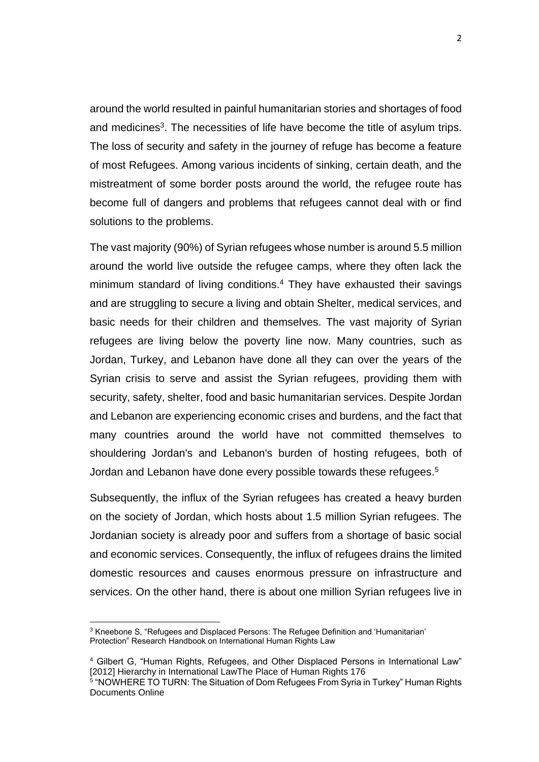around the world resulted in painful humanitarian stories and shortages of food and medicines[3]. The necessities of life have become the title of asylum trips. The loss of security and safety in the journey of refuge has become a feature of most Refugees. Among various incidents of sinking, certain death, and the mistreatment of some border posts around the world, the refugee route has become full of dangers and problems that refugees cannot deal with or find solutions to the problems.

The vast majority (90%) of Syrian refugees whose number is around 5.5 million around the world live outside the refugee camps, where they often lack the minimum standard of living conditions.[4] They have exhausted their savings and are struggling to secure a living and obtain Shelter, medical services, and basic needs for their children and themselves. The vast majority of Syrian refugees are living below the poverty line now. Many countries, such as Jordan, Turkey, and Lebanon have done all they can over the years of the Syrian crisis to serve and assist the Syrian refugees, providing them with security, safety, shelter, food and basic humanitarian services. Despite Jordan and Lebanon are experiencing economic crises and burdens, and the fact that many countries around the world have not committed themselves to shouldering Jordan's and Lebanon's burden of hosting refugees, both of Jordan and Lebanon have done every possible towards these refugees.[5]

Subsequently, the influx of the Syrian refugees has created a heavy burden on the society of Jordan, which hosts about 1.5 million Syrian refugees. The Jordanian society is already poor and suffers from a shortage of basic social and economic services. Consequently, the influx of refugees drains the limited domestic resources and causes enormous pressure on infrastructure and services. On the other hand, there is about one million Syrian refugees live in

---

[3] Kneebone S, "Refugees and Displaced Persons: The Refugee Definition and 'Humanitarian' Protection" Research Handbook on International Human Rights Law

[4] Gilbert G, "Human Rights, Refugees, and Other Displaced Persons in International Law" [2012] Hierarchy in International LawThe Place of Human Rights 176

[5] "NOWHERE TO TURN: The Situation of Dom Refugees From Syria in Turkey" Human Rights Documents Online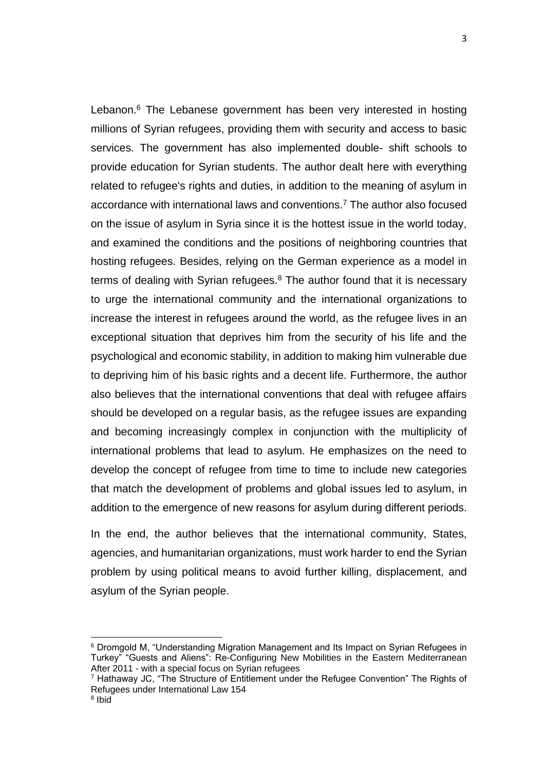Lebanon.[6] The Lebanese government has been very interested in hosting millions of Syrian refugees, providing them with security and access to basic services. The government has also implemented double- shift schools to provide education for Syrian students. The author dealt here with everything related to refugee's rights and duties, in addition to the meaning of asylum in accordance with international laws and conventions.[7] The author also focused on the issue of asylum in Syria since it is the hottest issue in the world today, and examined the conditions and the positions of neighboring countries that hosting refugees. Besides, relying on the German experience as a model in terms of dealing with Syrian refugees.[8] The author found that it is necessary to urge the international community and the international organizations to increase the interest in refugees around the world, as the refugee lives in an exceptional situation that deprives him from the security of his life and the psychological and economic stability, in addition to making him vulnerable due to depriving him of his basic rights and a decent life. Furthermore, the author also believes that the international conventions that deal with refugee affairs should be developed on a regular basis, as the refugee issues are expanding and becoming increasingly complex in conjunction with the multiplicity of international problems that lead to asylum. He emphasizes on the need to develop the concept of refugee from time to time to include new categories that match the development of problems and global issues led to asylum, in addition to the emergence of new reasons for asylum during different periods.

In the end, the author believes that the international community, States, agencies, and humanitarian organizations, must work harder to end the Syrian problem by using political means to avoid further killing, displacement, and asylum of the Syrian people.

---

[6] Dromgold M, "Understanding Migration Management and Its Impact on Syrian Refugees in Turkey" "Guests and Aliens": Re-Configuring New Mobilities in the Eastern Mediterranean After 2011 - with a special focus on Syrian refugees

[7] Hathaway JC, "The Structure of Entitlement under the Refugee Convention" The Rights of Refugees under International Law 154

[8] Ibid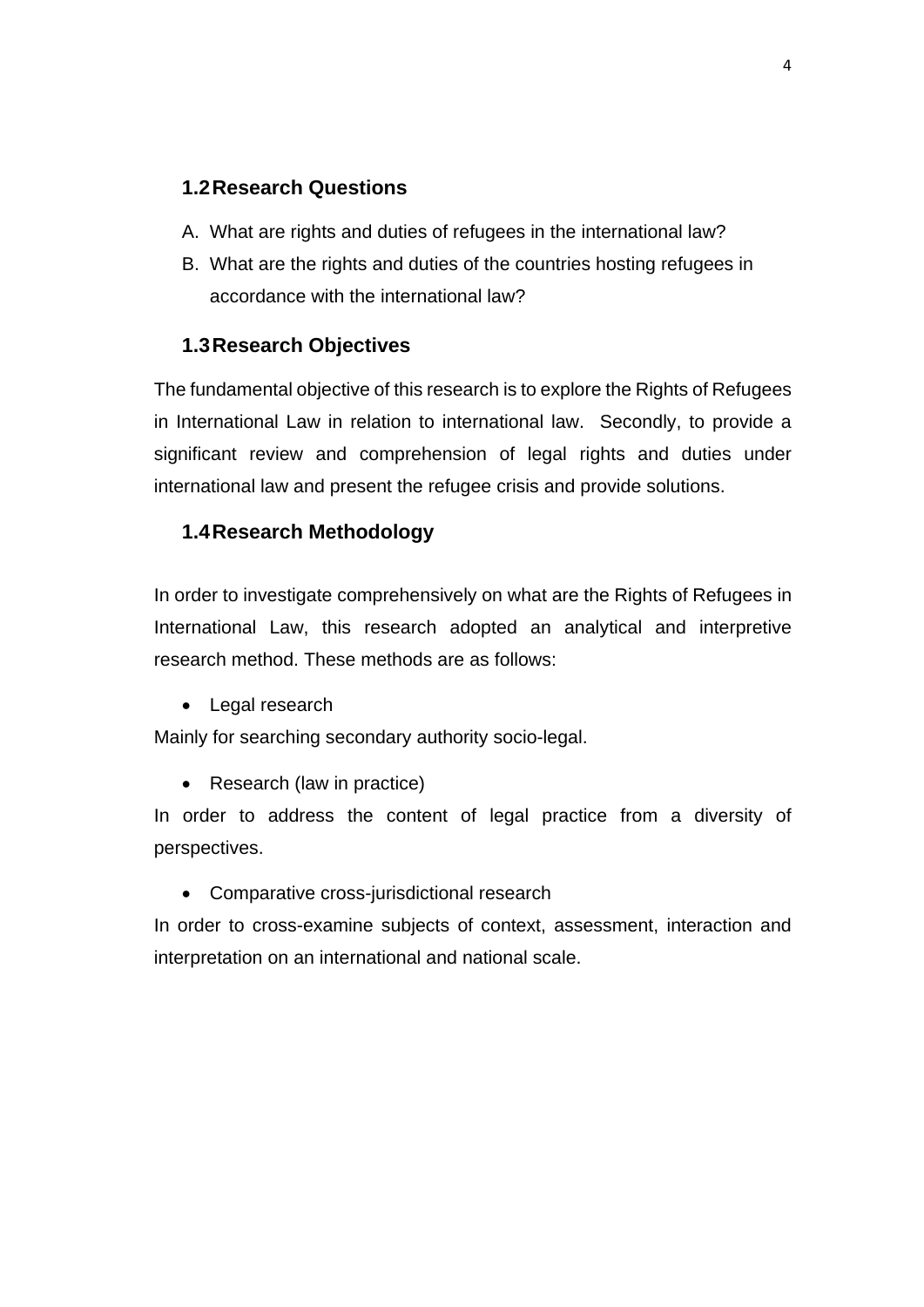## 1.2 Research Questions

A. What are rights and duties of refugees in the international law?
B. What are the rights and duties of the countries hosting refugees in accordance with the international law?

## 1.3 Research Objectives

The fundamental objective of this research is to explore the Rights of Refugees in International Law in relation to international law. Secondly, to provide a significant review and comprehension of legal rights and duties under international law and present the refugee crisis and provide solutions.

## 1.4 Research Methodology

In order to investigate comprehensively on what are the Rights of Refugees in International Law, this research adopted an analytical and interpretive research method. These methods are as follows:

- Legal research

Mainly for searching secondary authority socio-legal.

- Research (law in practice)

In order to address the content of legal practice from a diversity of perspectives.

- Comparative cross-jurisdictional research

In order to cross-examine subjects of context, assessment, interaction and interpretation on an international and national scale.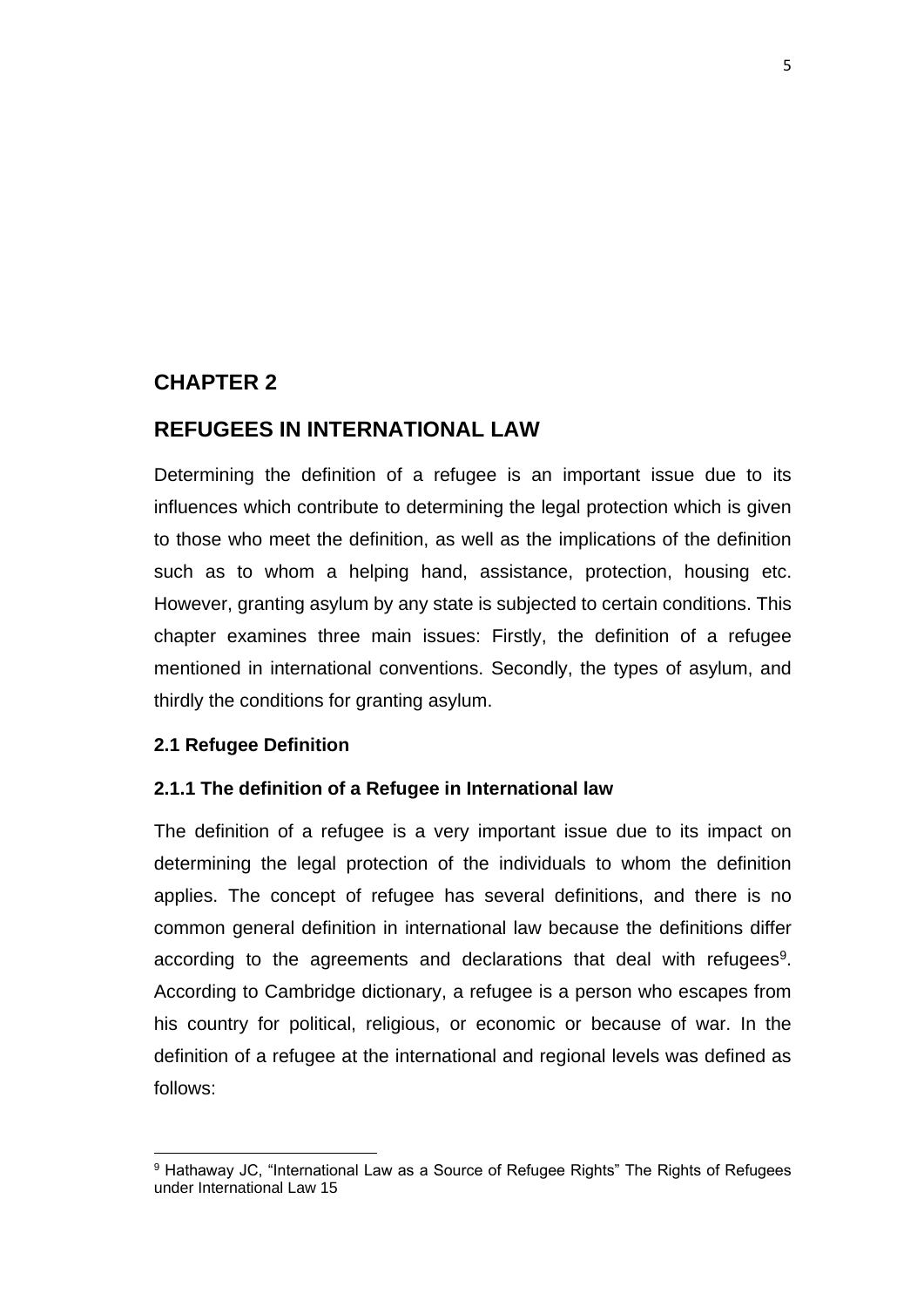# CHAPTER 2

# REFUGEES IN INTERNATIONAL LAW

Determining the definition of a refugee is an important issue due to its influences which contribute to determining the legal protection which is given to those who meet the definition, as well as the implications of the definition such as to whom a helping hand, assistance, protection, housing etc. However, granting asylum by any state is subjected to certain conditions. This chapter examines three main issues: Firstly, the definition of a refugee mentioned in international conventions. Secondly, the types of asylum, and thirdly the conditions for granting asylum.

### 2.1 Refugee Definition

#### 2.1.1 The definition of a Refugee in International law

The definition of a refugee is a very important issue due to its impact on determining the legal protection of the individuals to whom the definition applies. The concept of refugee has several definitions, and there is no common general definition in international law because the definitions differ according to the agreements and declarations that deal with refugees[9]. According to Cambridge dictionary, a refugee is a person who escapes from his country for political, religious, or economic or because of war. In the definition of a refugee at the international and regional levels was defined as follows:

---

[9] Hathaway JC, "International Law as a Source of Refugee Rights" The Rights of Refugees under International Law 15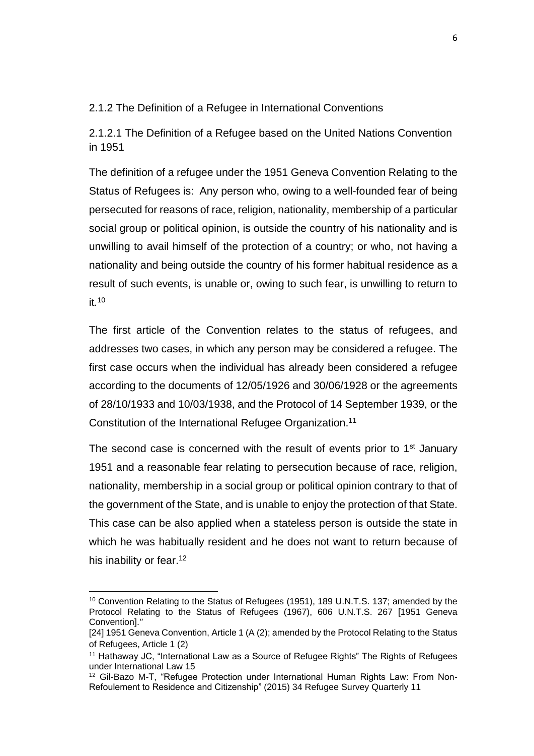### 2.1.2 The Definition of a Refugee in International Conventions

#### 2.1.2.1 The Definition of a Refugee based on the United Nations Convention in 1951

The definition of a refugee under the 1951 Geneva Convention Relating to the Status of Refugees is: Any person who, owing to a well-founded fear of being persecuted for reasons of race, religion, nationality, membership of a particular social group or political opinion, is outside the country of his nationality and is unwilling to avail himself of the protection of a country; or who, not having a nationality and being outside the country of his former habitual residence as a result of such events, is unable or, owing to such fear, is unwilling to return to it.[10]

The first article of the Convention relates to the status of refugees, and addresses two cases, in which any person may be considered a refugee. The first case occurs when the individual has already been considered a refugee according to the documents of 12/05/1926 and 30/06/1928 or the agreements of 28/10/1933 and 10/03/1938, and the Protocol of 14 September 1939, or the Constitution of the International Refugee Organization.[11]

The second case is concerned with the result of events prior to 1st January 1951 and a reasonable fear relating to persecution because of race, religion, nationality, membership in a social group or political opinion contrary to that of the government of the State, and is unable to enjoy the protection of that State. This case can be also applied when a stateless person is outside the state in which he was habitually resident and he does not want to return because of his inability or fear.[12]

---

[10] Convention Relating to the Status of Refugees (1951), 189 U.N.T.S. 137; amended by the Protocol Relating to the Status of Refugees (1967), 606 U.N.T.S. 267 [1951 Geneva Convention]."

[24] 1951 Geneva Convention, Article 1 (A (2); amended by the Protocol Relating to the Status of Refugees, Article 1 (2)

[11] Hathaway JC, "International Law as a Source of Refugee Rights" The Rights of Refugees under International Law 15

[12] Gil-Bazo M-T, "Refugee Protection under International Human Rights Law: From Non-Refoulement to Residence and Citizenship" (2015) 34 Refugee Survey Quarterly 11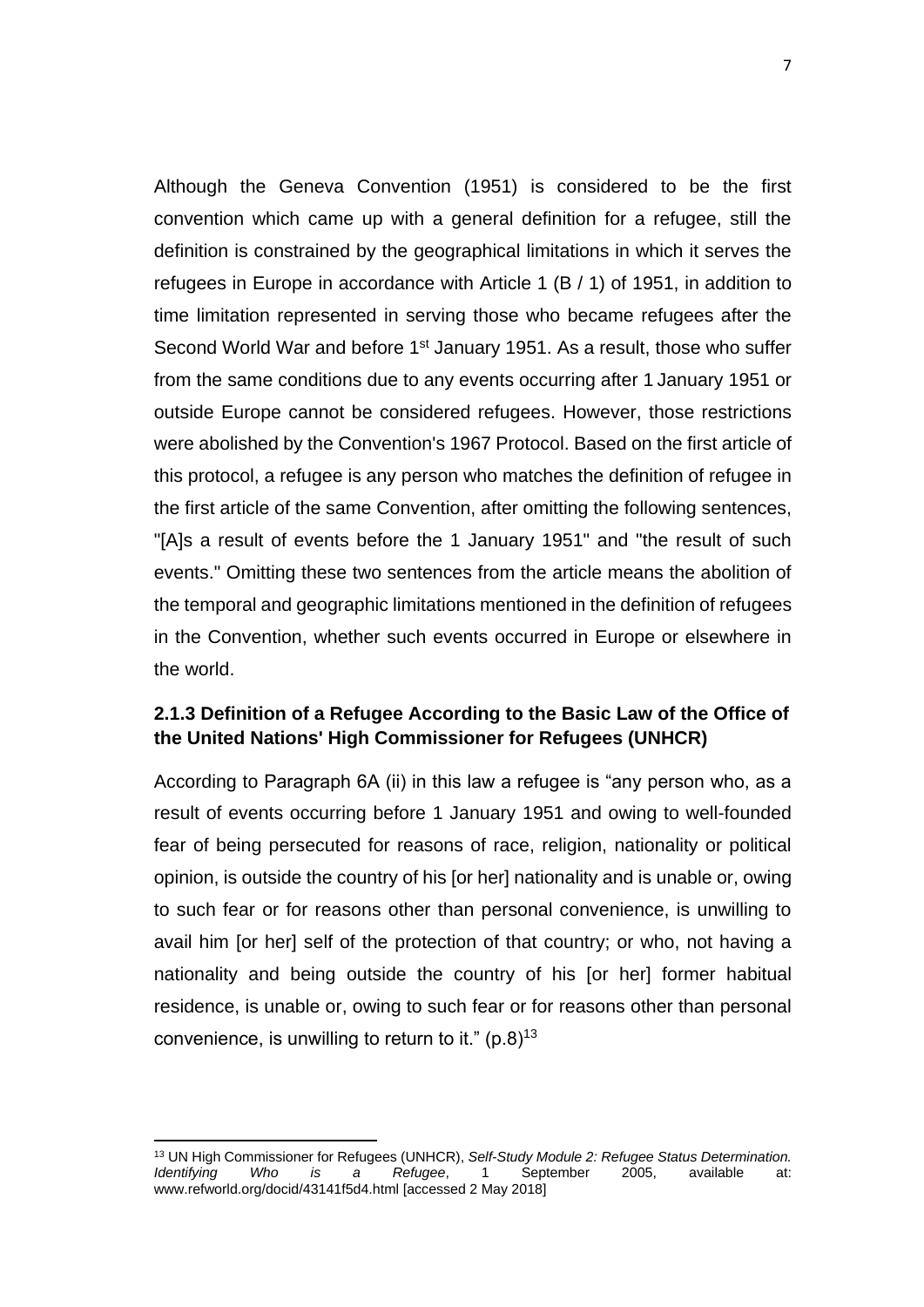Although the Geneva Convention (1951) is considered to be the first convention which came up with a general definition for a refugee, still the definition is constrained by the geographical limitations in which it serves the refugees in Europe in accordance with Article 1 (B / 1) of 1951, in addition to time limitation represented in serving those who became refugees after the Second World War and before 1st January 1951. As a result, those who suffer from the same conditions due to any events occurring after 1 January 1951 or outside Europe cannot be considered refugees. However, those restrictions were abolished by the Convention's 1967 Protocol. Based on the first article of this protocol, a refugee is any person who matches the definition of refugee in the first article of the same Convention, after omitting the following sentences, "[A]s a result of events before the 1 January 1951" and "the result of such events." Omitting these two sentences from the article means the abolition of the temporal and geographic limitations mentioned in the definition of refugees in the Convention, whether such events occurred in Europe or elsewhere in the world.

### 2.1.3 Definition of a Refugee According to the Basic Law of the Office of the United Nations' High Commissioner for Refugees (UNHCR)

According to Paragraph 6A (ii) in this law a refugee is "any person who, as a result of events occurring before 1 January 1951 and owing to well-founded fear of being persecuted for reasons of race, religion, nationality or political opinion, is outside the country of his [or her] nationality and is unable or, owing to such fear or for reasons other than personal convenience, is unwilling to avail him [or her] self of the protection of that country; or who, not having a nationality and being outside the country of his [or her] former habitual residence, is unable or, owing to such fear or for reasons other than personal convenience, is unwilling to return to it." (p.8)[13]

[13] UN High Commissioner for Refugees (UNHCR), *Self-Study Module 2: Refugee Status Determination. Identifying Who is a Refugee*, 1 September 2005, available at: www.refworld.org/docid/43141f5d4.html [accessed 2 May 2018]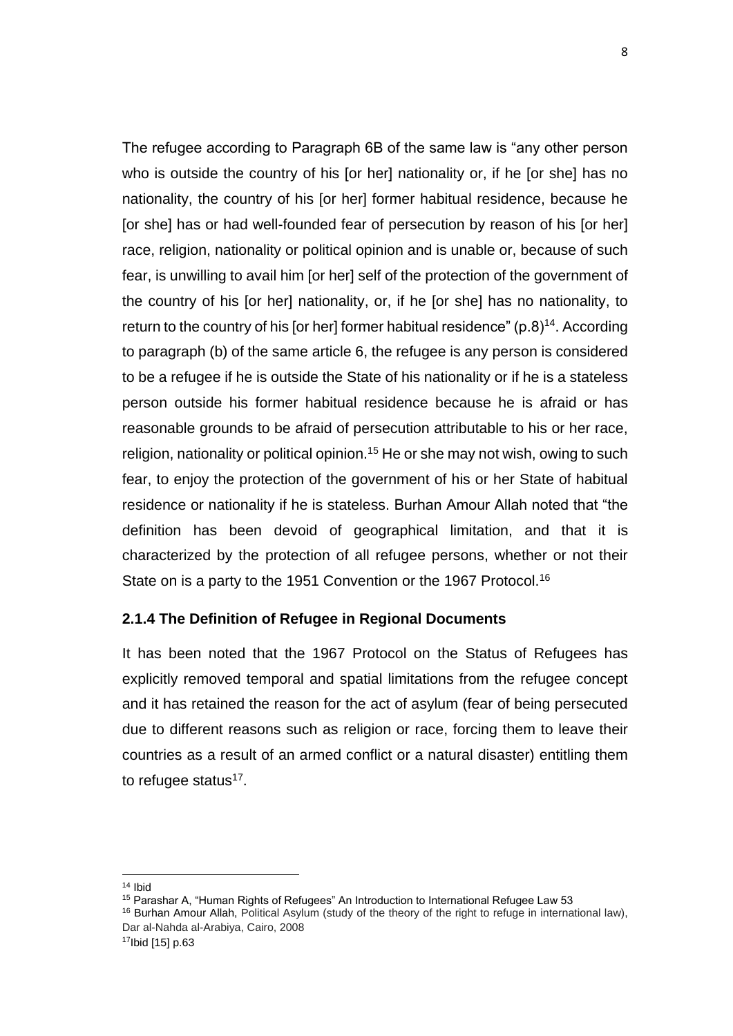The refugee according to Paragraph 6B of the same law is "any other person who is outside the country of his [or her] nationality or, if he [or she] has no nationality, the country of his [or her] former habitual residence, because he [or she] has or had well-founded fear of persecution by reason of his [or her] race, religion, nationality or political opinion and is unable or, because of such fear, is unwilling to avail him [or her] self of the protection of the government of the country of his [or her] nationality, or, if he [or she] has no nationality, to return to the country of his [or her] former habitual residence" (p.8)[14]. According to paragraph (b) of the same article 6, the refugee is any person is considered to be a refugee if he is outside the State of his nationality or if he is a stateless person outside his former habitual residence because he is afraid or has reasonable grounds to be afraid of persecution attributable to his or her race, religion, nationality or political opinion.[15] He or she may not wish, owing to such fear, to enjoy the protection of the government of his or her State of habitual residence or nationality if he is stateless. Burhan Amour Allah noted that "the definition has been devoid of geographical limitation, and that it is characterized by the protection of all refugee persons, whether or not their State on is a party to the 1951 Convention or the 1967 Protocol.[16]

### 2.1.4 The Definition of Refugee in Regional Documents

It has been noted that the 1967 Protocol on the Status of Refugees has explicitly removed temporal and spatial limitations from the refugee concept and it has retained the reason for the act of asylum (fear of being persecuted due to different reasons such as religion or race, forcing them to leave their countries as a result of an armed conflict or a natural disaster) entitling them to refugee status[17].

---

[14] Ibid

[15] Parashar A, "Human Rights of Refugees" An Introduction to International Refugee Law 53

[16] Burhan Amour Allah, Political Asylum (study of the theory of the right to refuge in international law), Dar al-Nahda al-Arabiya, Cairo, 2008

[17] Ibid [15] p.63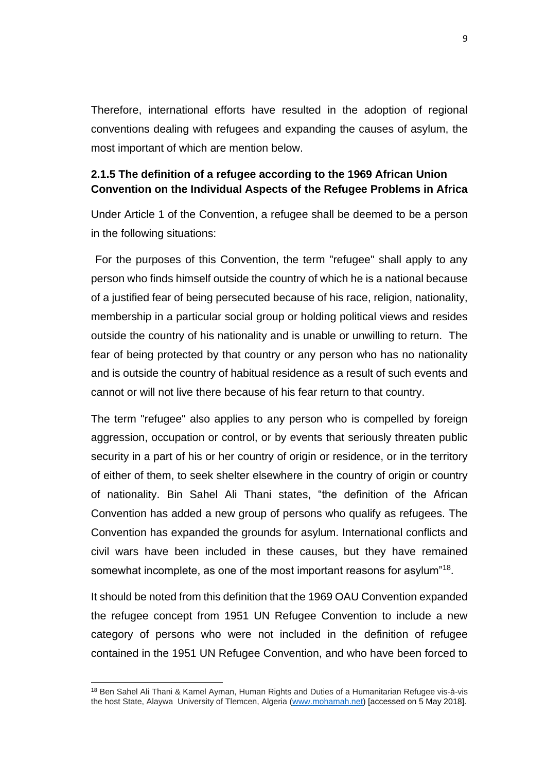Therefore, international efforts have resulted in the adoption of regional conventions dealing with refugees and expanding the causes of asylum, the most important of which are mention below.

### 2.1.5 The definition of a refugee according to the 1969 African Union Convention on the Individual Aspects of the Refugee Problems in Africa

Under Article 1 of the Convention, a refugee shall be deemed to be a person in the following situations:

For the purposes of this Convention, the term "refugee" shall apply to any person who finds himself outside the country of which he is a national because of a justified fear of being persecuted because of his race, religion, nationality, membership in a particular social group or holding political views and resides outside the country of his nationality and is unable or unwilling to return. The fear of being protected by that country or any person who has no nationality and is outside the country of habitual residence as a result of such events and cannot or will not live there because of his fear return to that country.

The term "refugee" also applies to any person who is compelled by foreign aggression, occupation or control, or by events that seriously threaten public security in a part of his or her country of origin or residence, or in the territory of either of them, to seek shelter elsewhere in the country of origin or country of nationality. Bin Sahel Ali Thani states, "the definition of the African Convention has added a new group of persons who qualify as refugees. The Convention has expanded the grounds for asylum. International conflicts and civil wars have been included in these causes, but they have remained somewhat incomplete, as one of the most important reasons for asylum"[18].

It should be noted from this definition that the 1969 OAU Convention expanded the refugee concept from 1951 UN Refugee Convention to include a new category of persons who were not included in the definition of refugee contained in the 1951 UN Refugee Convention, and who have been forced to

[18] Ben Sahel Ali Thani & Kamel Ayman, Human Rights and Duties of a Humanitarian Refugee vis-à-vis the host State, Alaywa University of Tlemcen, Algeria (www.mohamah.net) [accessed on 5 May 2018].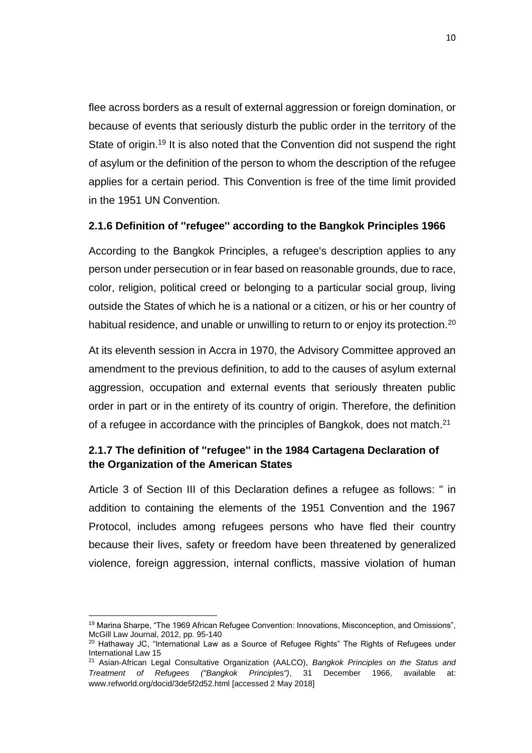flee across borders as a result of external aggression or foreign domination, or because of events that seriously disturb the public order in the territory of the State of origin.[19] It is also noted that the Convention did not suspend the right of asylum or the definition of the person to whom the description of the refugee applies for a certain period. This Convention is free of the time limit provided in the 1951 UN Convention.

### 2.1.6 Definition of "refugee" according to the Bangkok Principles 1966

According to the Bangkok Principles, a refugee's description applies to any person under persecution or in fear based on reasonable grounds, due to race, color, religion, political creed or belonging to a particular social group, living outside the States of which he is a national or a citizen, or his or her country of habitual residence, and unable or unwilling to return to or enjoy its protection.[20]

At its eleventh session in Accra in 1970, the Advisory Committee approved an amendment to the previous definition, to add to the causes of asylum external aggression, occupation and external events that seriously threaten public order in part or in the entirety of its country of origin. Therefore, the definition of a refugee in accordance with the principles of Bangkok, does not match.[21]

### 2.1.7 The definition of "refugee" in the 1984 Cartagena Declaration of the Organization of the American States

Article 3 of Section III of this Declaration defines a refugee as follows: " in addition to containing the elements of the 1951 Convention and the 1967 Protocol, includes among refugees persons who have fled their country because their lives, safety or freedom have been threatened by generalized violence, foreign aggression, internal conflicts, massive violation of human

---

[19] Marina Sharpe, "The 1969 African Refugee Convention: Innovations, Misconception, and Omissions", McGill Law Journal, 2012, pp. 95-140

[20] Hathaway JC, "International Law as a Source of Refugee Rights" The Rights of Refugees under International Law 15

[21] Asian-African Legal Consultative Organization (AALCO), *Bangkok Principles on the Status and Treatment of Refugees ("Bangkok Principles")*, 31 December 1966, available at: www.refworld.org/docid/3de5f2d52.html [accessed 2 May 2018]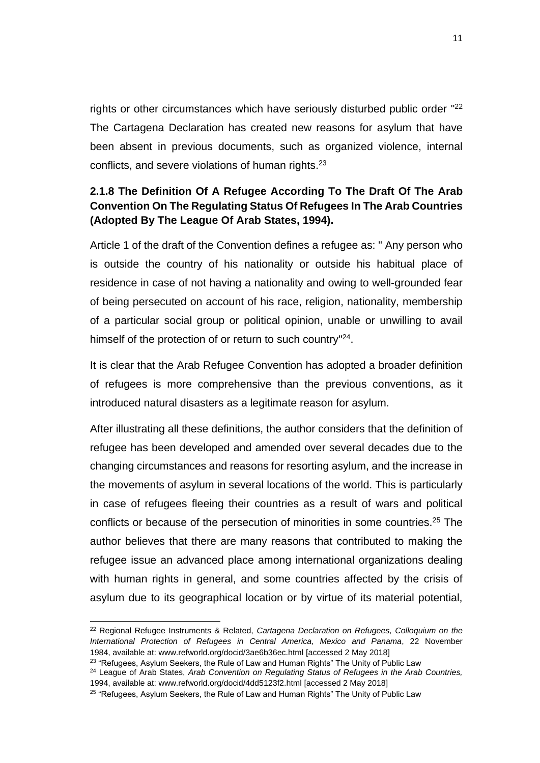rights or other circumstances which have seriously disturbed public order "[22] The Cartagena Declaration has created new reasons for asylum that have been absent in previous documents, such as organized violence, internal conflicts, and severe violations of human rights.[23]

### 2.1.8 The Definition Of A Refugee According To The Draft Of The Arab Convention On The Regulating Status Of Refugees In The Arab Countries (Adopted By The League Of Arab States, 1994).

Article 1 of the draft of the Convention defines a refugee as: " Any person who is outside the country of his nationality or outside his habitual place of residence in case of not having a nationality and owing to well-grounded fear of being persecuted on account of his race, religion, nationality, membership of a particular social group or political opinion, unable or unwilling to avail himself of the protection of or return to such country"[24].

It is clear that the Arab Refugee Convention has adopted a broader definition of refugees is more comprehensive than the previous conventions, as it introduced natural disasters as a legitimate reason for asylum.

After illustrating all these definitions, the author considers that the definition of refugee has been developed and amended over several decades due to the changing circumstances and reasons for resorting asylum, and the increase in the movements of asylum in several locations of the world. This is particularly in case of refugees fleeing their countries as a result of wars and political conflicts or because of the persecution of minorities in some countries.[25] The author believes that there are many reasons that contributed to making the refugee issue an advanced place among international organizations dealing with human rights in general, and some countries affected by the crisis of asylum due to its geographical location or by virtue of its material potential,

---

[22] Regional Refugee Instruments & Related, *Cartagena Declaration on Refugees, Colloquium on the International Protection of Refugees in Central America, Mexico and Panama*, 22 November 1984, available at: www.refworld.org/docid/3ae6b36ec.html [accessed 2 May 2018]

[23] "Refugees, Asylum Seekers, the Rule of Law and Human Rights" The Unity of Public Law

[24] League of Arab States, *Arab Convention on Regulating Status of Refugees in the Arab Countries,* 1994, available at: www.refworld.org/docid/4dd5123f2.html [accessed 2 May 2018]

[25] "Refugees, Asylum Seekers, the Rule of Law and Human Rights" The Unity of Public Law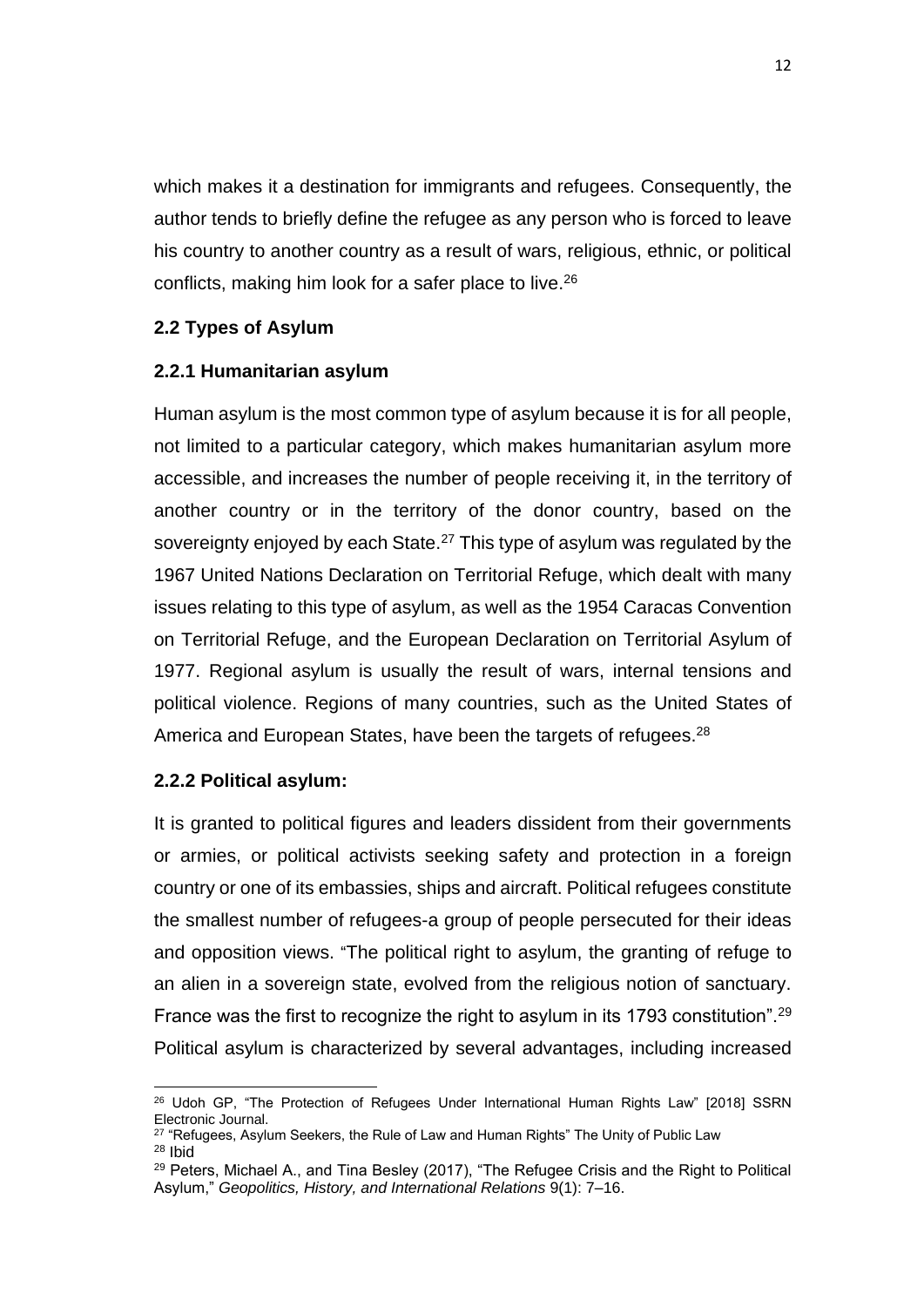which makes it a destination for immigrants and refugees. Consequently, the author tends to briefly define the refugee as any person who is forced to leave his country to another country as a result of wars, religious, ethnic, or political conflicts, making him look for a safer place to live.[26]

### 2.2 Types of Asylum

#### 2.2.1 Humanitarian asylum

Human asylum is the most common type of asylum because it is for all people, not limited to a particular category, which makes humanitarian asylum more accessible, and increases the number of people receiving it, in the territory of another country or in the territory of the donor country, based on the sovereignty enjoyed by each State.[27] This type of asylum was regulated by the 1967 United Nations Declaration on Territorial Refuge, which dealt with many issues relating to this type of asylum, as well as the 1954 Caracas Convention on Territorial Refuge, and the European Declaration on Territorial Asylum of 1977. Regional asylum is usually the result of wars, internal tensions and political violence. Regions of many countries, such as the United States of America and European States, have been the targets of refugees.[28]

#### 2.2.2 Political asylum:

It is granted to political figures and leaders dissident from their governments or armies, or political activists seeking safety and protection in a foreign country or one of its embassies, ships and aircraft. Political refugees constitute the smallest number of refugees-a group of people persecuted for their ideas and opposition views. "The political right to asylum, the granting of refuge to an alien in a sovereign state, evolved from the religious notion of sanctuary. France was the first to recognize the right to asylum in its 1793 constitution".[29] Political asylum is characterized by several advantages, including increased

---

[26] Udoh GP, "The Protection of Refugees Under International Human Rights Law" [2018] SSRN Electronic Journal.

[27] "Refugees, Asylum Seekers, the Rule of Law and Human Rights" The Unity of Public Law

[28] Ibid

[29] Peters, Michael A., and Tina Besley (2017), "The Refugee Crisis and the Right to Political Asylum," *Geopolitics, History, and International Relations* 9(1): 7–16.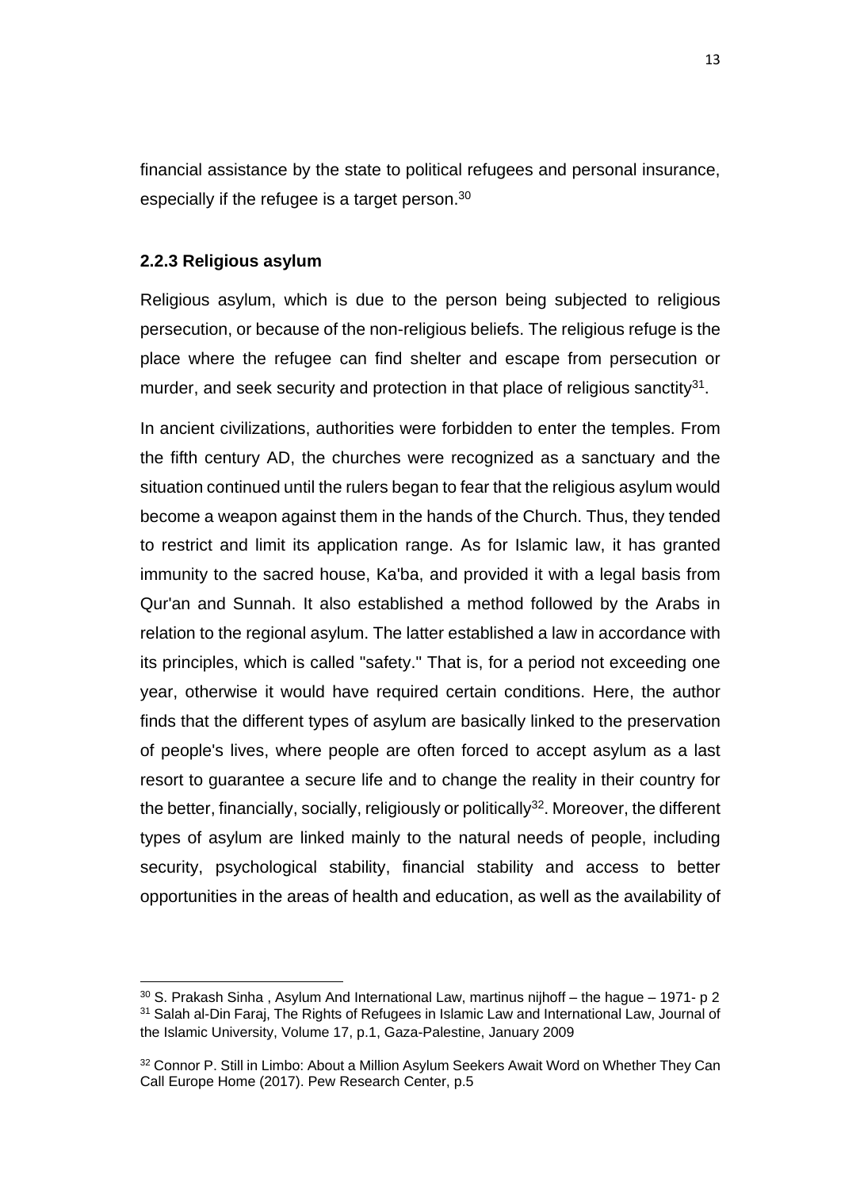financial assistance by the state to political refugees and personal insurance, especially if the refugee is a target person.[30]

### 2.2.3 Religious asylum

Religious asylum, which is due to the person being subjected to religious persecution, or because of the non-religious beliefs. The religious refuge is the place where the refugee can find shelter and escape from persecution or murder, and seek security and protection in that place of religious sanctity[31].

In ancient civilizations, authorities were forbidden to enter the temples. From the fifth century AD, the churches were recognized as a sanctuary and the situation continued until the rulers began to fear that the religious asylum would become a weapon against them in the hands of the Church. Thus, they tended to restrict and limit its application range. As for Islamic law, it has granted immunity to the sacred house, Ka'ba, and provided it with a legal basis from Qur'an and Sunnah. It also established a method followed by the Arabs in relation to the regional asylum. The latter established a law in accordance with its principles, which is called "safety." That is, for a period not exceeding one year, otherwise it would have required certain conditions. Here, the author finds that the different types of asylum are basically linked to the preservation of people's lives, where people are often forced to accept asylum as a last resort to guarantee a secure life and to change the reality in their country for the better, financially, socially, religiously or politically[32]. Moreover, the different types of asylum are linked mainly to the natural needs of people, including security, psychological stability, financial stability and access to better opportunities in the areas of health and education, as well as the availability of

---

[30] S. Prakash Sinha , Asylum And International Law, martinus nijhoff – the hague – 1971- p 2

[31] Salah al-Din Faraj, The Rights of Refugees in Islamic Law and International Law, Journal of the Islamic University, Volume 17, p.1, Gaza-Palestine, January 2009

[32] Connor P. Still in Limbo: About a Million Asylum Seekers Await Word on Whether They Can Call Europe Home (2017). Pew Research Center, p.5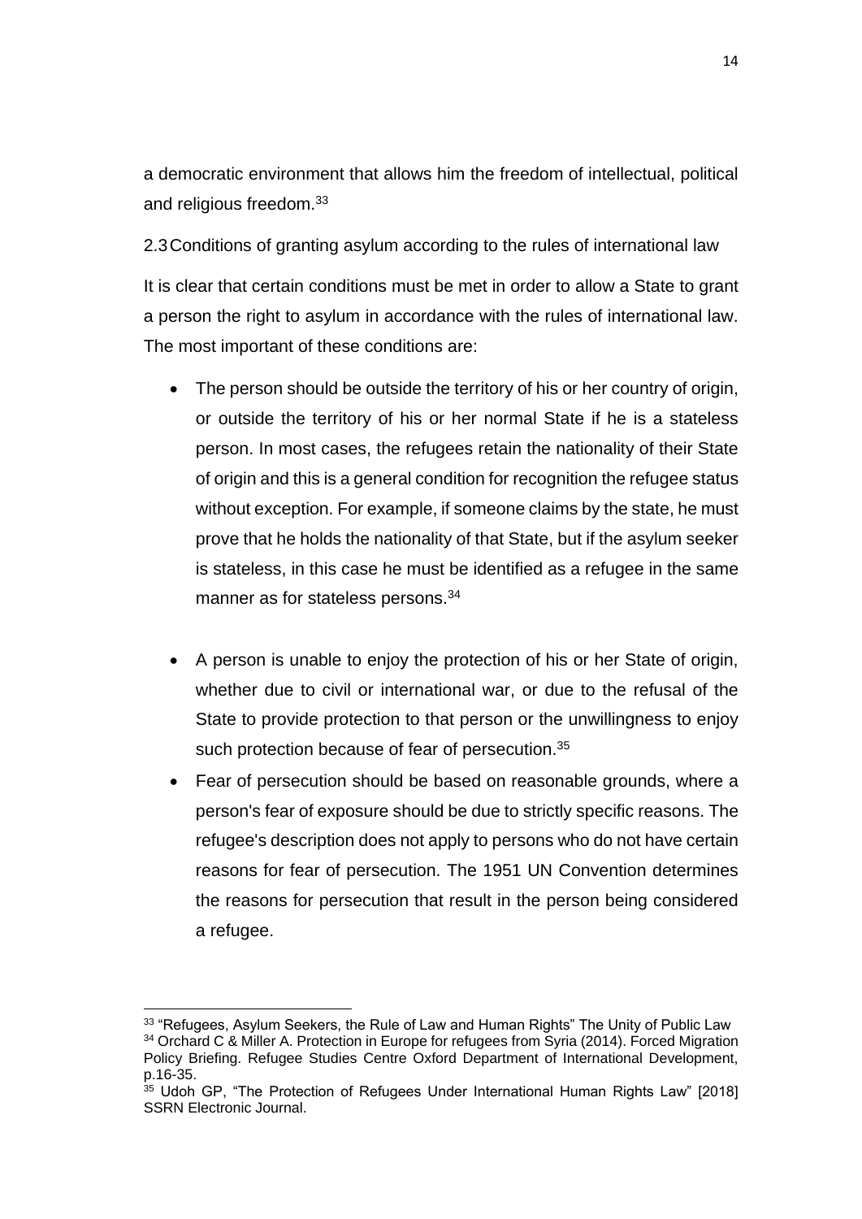a democratic environment that allows him the freedom of intellectual, political and religious freedom.[33]

### 2.3 Conditions of granting asylum according to the rules of international law

It is clear that certain conditions must be met in order to allow a State to grant a person the right to asylum in accordance with the rules of international law. The most important of these conditions are:

- The person should be outside the territory of his or her country of origin, or outside the territory of his or her normal State if he is a stateless person. In most cases, the refugees retain the nationality of their State of origin and this is a general condition for recognition the refugee status without exception. For example, if someone claims by the state, he must prove that he holds the nationality of that State, but if the asylum seeker is stateless, in this case he must be identified as a refugee in the same manner as for stateless persons.[34]

- A person is unable to enjoy the protection of his or her State of origin, whether due to civil or international war, or due to the refusal of the State to provide protection to that person or the unwillingness to enjoy such protection because of fear of persecution.[35]
- Fear of persecution should be based on reasonable grounds, where a person's fear of exposure should be due to strictly specific reasons. The refugee's description does not apply to persons who do not have certain reasons for fear of persecution. The 1951 UN Convention determines the reasons for persecution that result in the person being considered a refugee.

---

[33] "Refugees, Asylum Seekers, the Rule of Law and Human Rights" The Unity of Public Law

[34] Orchard C & Miller A. Protection in Europe for refugees from Syria (2014). Forced Migration Policy Briefing. Refugee Studies Centre Oxford Department of International Development, p.16-35.

[35] Udoh GP, "The Protection of Refugees Under International Human Rights Law" [2018] SSRN Electronic Journal.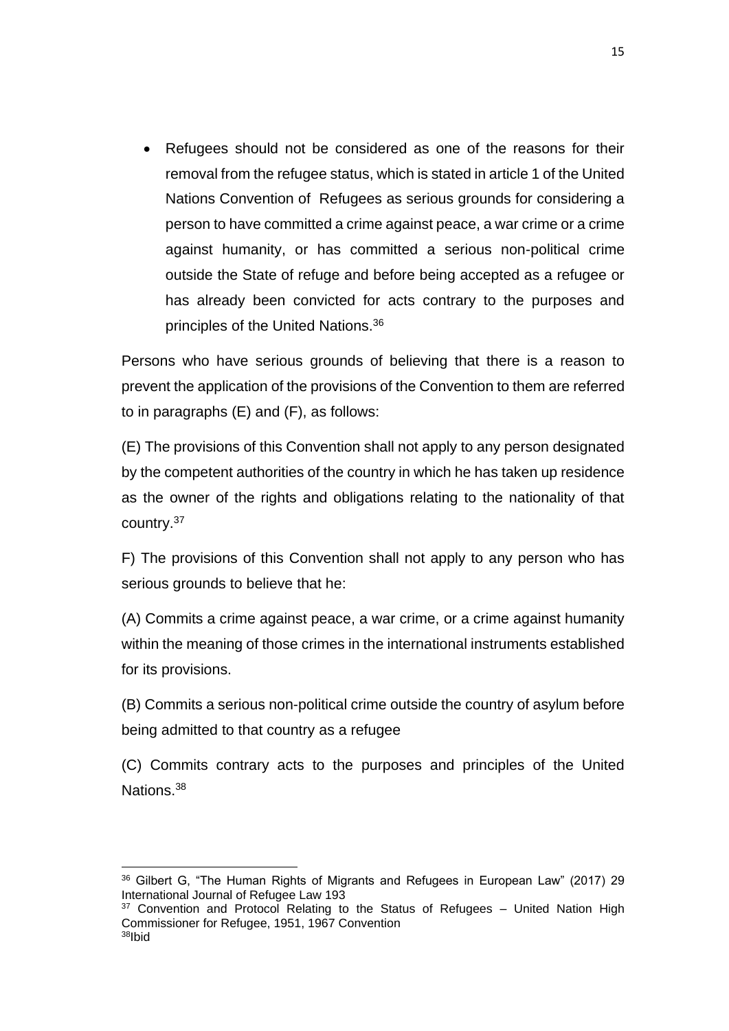- Refugees should not be considered as one of the reasons for their removal from the refugee status, which is stated in article 1 of the United Nations Convention of Refugees as serious grounds for considering a person to have committed a crime against peace, a war crime or a crime against humanity, or has committed a serious non-political crime outside the State of refuge and before being accepted as a refugee or has already been convicted for acts contrary to the purposes and principles of the United Nations.[36]

Persons who have serious grounds of believing that there is a reason to prevent the application of the provisions of the Convention to them are referred to in paragraphs (E) and (F), as follows:

(E) The provisions of this Convention shall not apply to any person designated by the competent authorities of the country in which he has taken up residence as the owner of the rights and obligations relating to the nationality of that country.[37]

F) The provisions of this Convention shall not apply to any person who has serious grounds to believe that he:

(A) Commits a crime against peace, a war crime, or a crime against humanity within the meaning of those crimes in the international instruments established for its provisions.

(B) Commits a serious non-political crime outside the country of asylum before being admitted to that country as a refugee

(C) Commits contrary acts to the purposes and principles of the United Nations.[38]

---

[36] Gilbert G, "The Human Rights of Migrants and Refugees in European Law" (2017) 29 International Journal of Refugee Law 193

[37] Convention and Protocol Relating to the Status of Refugees – United Nation High Commissioner for Refugee, 1951, 1967 Convention

[38] Ibid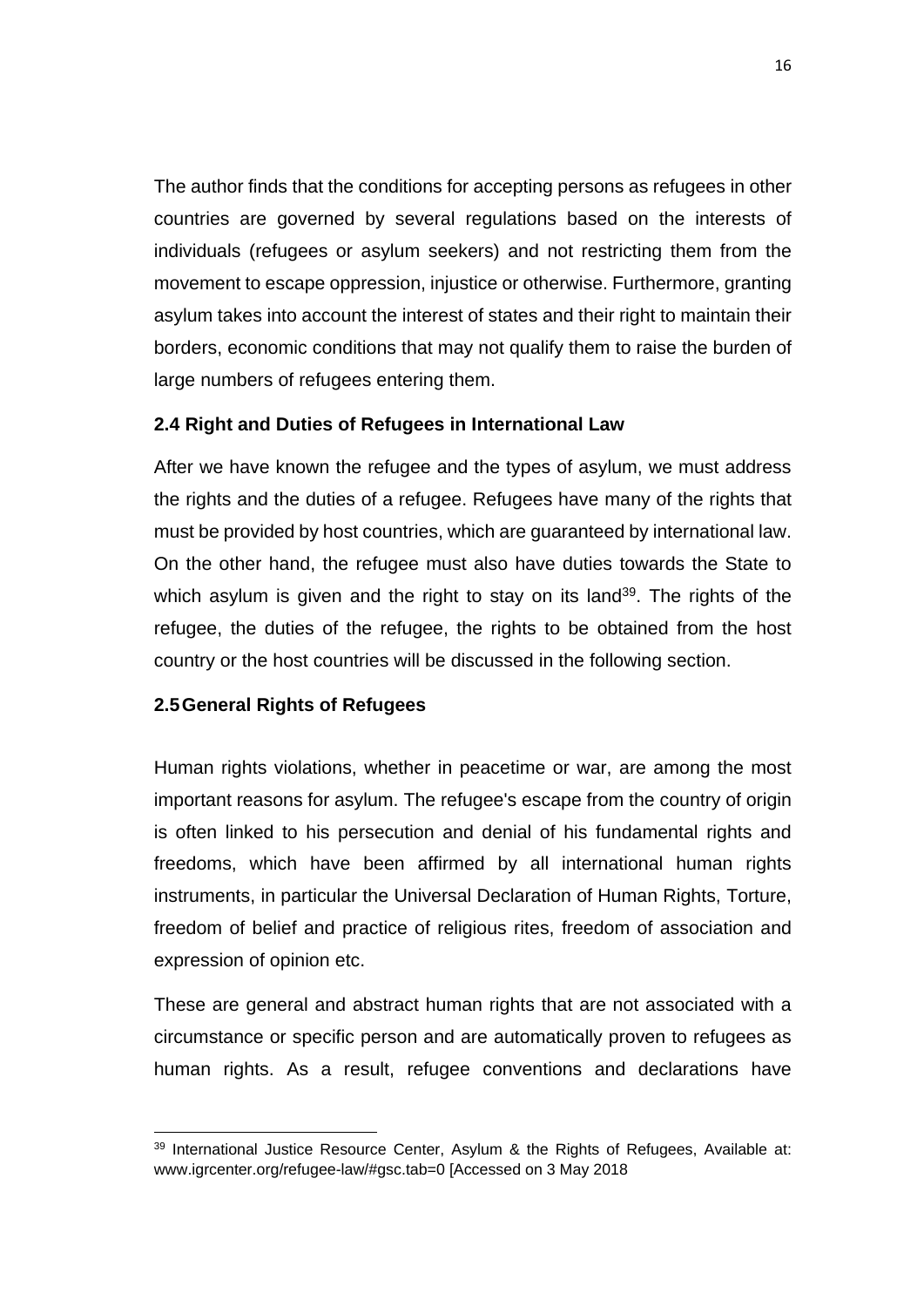The author finds that the conditions for accepting persons as refugees in other countries are governed by several regulations based on the interests of individuals (refugees or asylum seekers) and not restricting them from the movement to escape oppression, injustice or otherwise. Furthermore, granting asylum takes into account the interest of states and their right to maintain their borders, economic conditions that may not qualify them to raise the burden of large numbers of refugees entering them.

### 2.4 Right and Duties of Refugees in International Law

After we have known the refugee and the types of asylum, we must address the rights and the duties of a refugee. Refugees have many of the rights that must be provided by host countries, which are guaranteed by international law. On the other hand, the refugee must also have duties towards the State to which asylum is given and the right to stay on its land[39]. The rights of the refugee, the duties of the refugee, the rights to be obtained from the host country or the host countries will be discussed in the following section.

### 2.5 General Rights of Refugees

Human rights violations, whether in peacetime or war, are among the most important reasons for asylum. The refugee's escape from the country of origin is often linked to his persecution and denial of his fundamental rights and freedoms, which have been affirmed by all international human rights instruments, in particular the Universal Declaration of Human Rights, Torture, freedom of belief and practice of religious rites, freedom of association and expression of opinion etc.

These are general and abstract human rights that are not associated with a circumstance or specific person and are automatically proven to refugees as human rights. As a result, refugee conventions and declarations have

---

[39] International Justice Resource Center, Asylum & the Rights of Refugees, Available at: www.igrcenter.org/refugee-law/#gsc.tab=0 [Accessed on 3 May 2018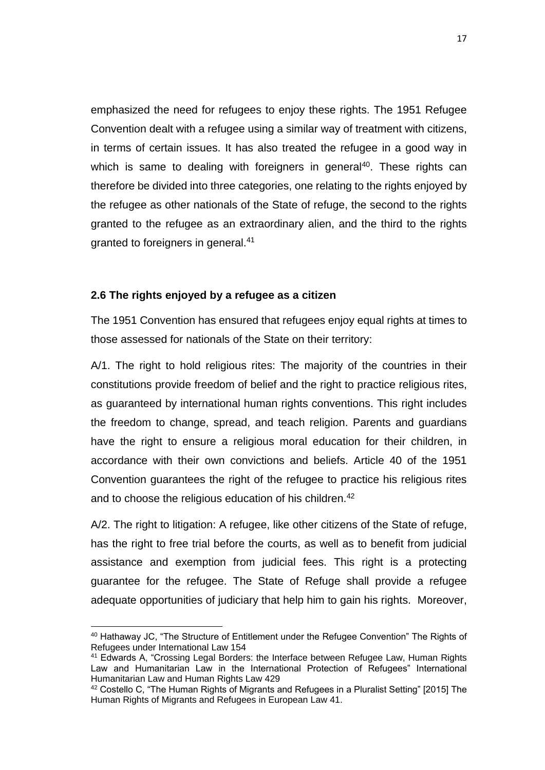emphasized the need for refugees to enjoy these rights. The 1951 Refugee Convention dealt with a refugee using a similar way of treatment with citizens, in terms of certain issues. It has also treated the refugee in a good way in which is same to dealing with foreigners in general[40]. These rights can therefore be divided into three categories, one relating to the rights enjoyed by the refugee as other nationals of the State of refuge, the second to the rights granted to the refugee as an extraordinary alien, and the third to the rights granted to foreigners in general.[41]

### 2.6 The rights enjoyed by a refugee as a citizen

The 1951 Convention has ensured that refugees enjoy equal rights at times to those assessed for nationals of the State on their territory:

A/1. The right to hold religious rites: The majority of the countries in their constitutions provide freedom of belief and the right to practice religious rites, as guaranteed by international human rights conventions. This right includes the freedom to change, spread, and teach religion. Parents and guardians have the right to ensure a religious moral education for their children, in accordance with their own convictions and beliefs. Article 40 of the 1951 Convention guarantees the right of the refugee to practice his religious rites and to choose the religious education of his children.[42]

A/2. The right to litigation: A refugee, like other citizens of the State of refuge, has the right to free trial before the courts, as well as to benefit from judicial assistance and exemption from judicial fees. This right is a protecting guarantee for the refugee. The State of Refuge shall provide a refugee adequate opportunities of judiciary that help him to gain his rights. Moreover,

---

[40] Hathaway JC, "The Structure of Entitlement under the Refugee Convention" The Rights of Refugees under International Law 154

[41] Edwards A, "Crossing Legal Borders: the Interface between Refugee Law, Human Rights Law and Humanitarian Law in the International Protection of Refugees" International Humanitarian Law and Human Rights Law 429

[42] Costello C, "The Human Rights of Migrants and Refugees in a Pluralist Setting" [2015] The Human Rights of Migrants and Refugees in European Law 41.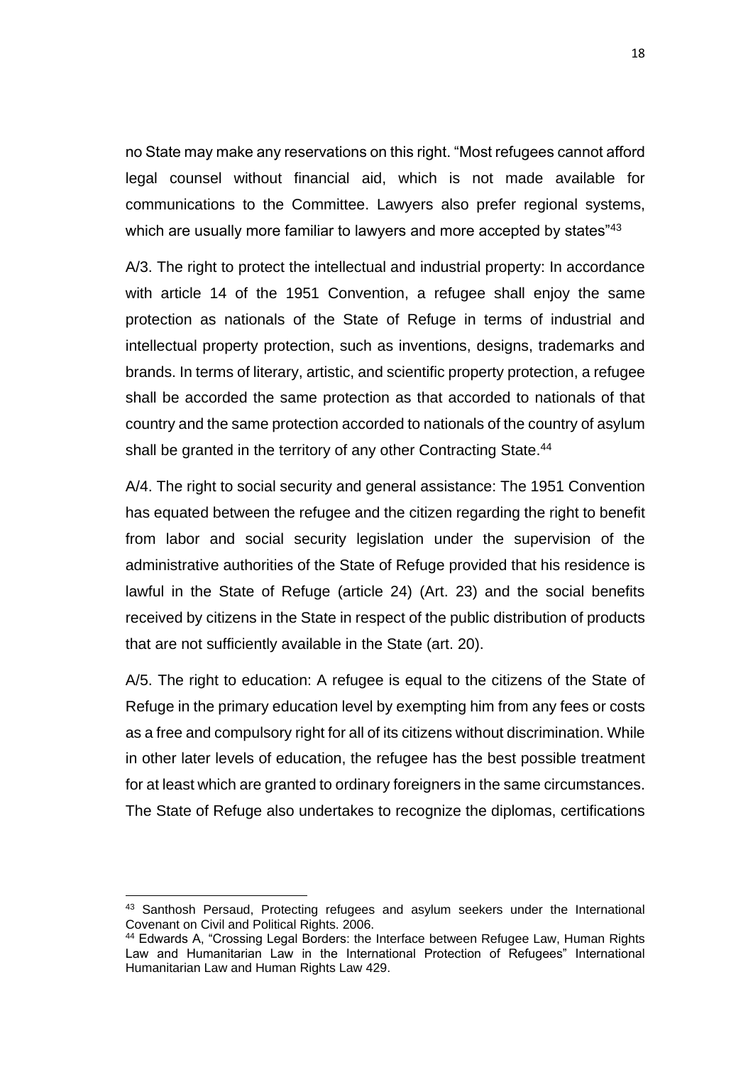no State may make any reservations on this right. "Most refugees cannot afford legal counsel without financial aid, which is not made available for communications to the Committee. Lawyers also prefer regional systems, which are usually more familiar to lawyers and more accepted by states"[43]

A/3. The right to protect the intellectual and industrial property: In accordance with article 14 of the 1951 Convention, a refugee shall enjoy the same protection as nationals of the State of Refuge in terms of industrial and intellectual property protection, such as inventions, designs, trademarks and brands. In terms of literary, artistic, and scientific property protection, a refugee shall be accorded the same protection as that accorded to nationals of that country and the same protection accorded to nationals of the country of asylum shall be granted in the territory of any other Contracting State.[44]

A/4. The right to social security and general assistance: The 1951 Convention has equated between the refugee and the citizen regarding the right to benefit from labor and social security legislation under the supervision of the administrative authorities of the State of Refuge provided that his residence is lawful in the State of Refuge (article 24) (Art. 23) and the social benefits received by citizens in the State in respect of the public distribution of products that are not sufficiently available in the State (art. 20).

A/5. The right to education: A refugee is equal to the citizens of the State of Refuge in the primary education level by exempting him from any fees or costs as a free and compulsory right for all of its citizens without discrimination. While in other later levels of education, the refugee has the best possible treatment for at least which are granted to ordinary foreigners in the same circumstances. The State of Refuge also undertakes to recognize the diplomas, certifications

[43] Santhosh Persaud, Protecting refugees and asylum seekers under the International Covenant on Civil and Political Rights. 2006.

[44] Edwards A, "Crossing Legal Borders: the Interface between Refugee Law, Human Rights Law and Humanitarian Law in the International Protection of Refugees" International Humanitarian Law and Human Rights Law 429.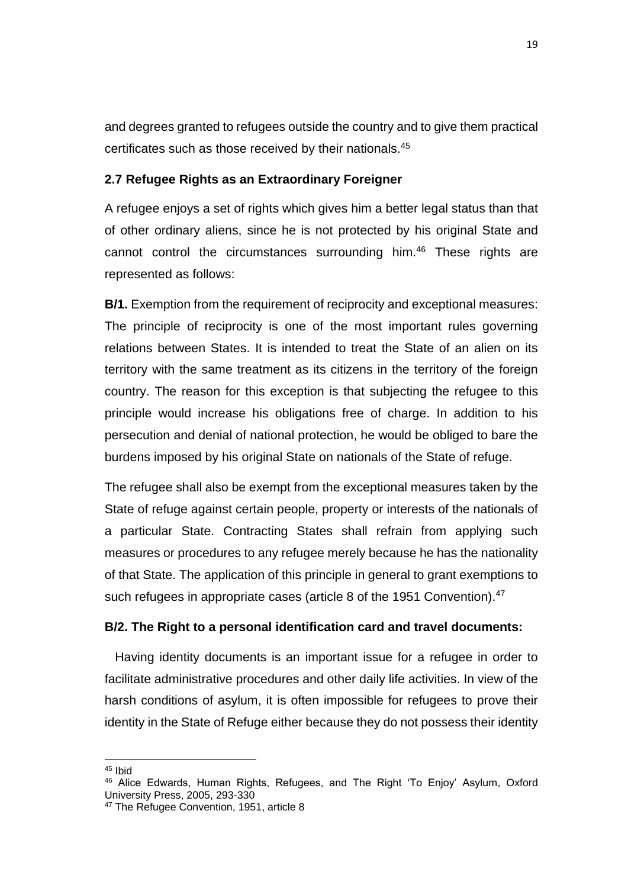and degrees granted to refugees outside the country and to give them practical certificates such as those received by their nationals.[45]

### 2.7 Refugee Rights as an Extraordinary Foreigner

A refugee enjoys a set of rights which gives him a better legal status than that of other ordinary aliens, since he is not protected by his original State and cannot control the circumstances surrounding him.[46] These rights are represented as follows:

**B/1.** Exemption from the requirement of reciprocity and exceptional measures: The principle of reciprocity is one of the most important rules governing relations between States. It is intended to treat the State of an alien on its territory with the same treatment as its citizens in the territory of the foreign country. The reason for this exception is that subjecting the refugee to this principle would increase his obligations free of charge. In addition to his persecution and denial of national protection, he would be obliged to bare the burdens imposed by his original State on nationals of the State of refuge.

The refugee shall also be exempt from the exceptional measures taken by the State of refuge against certain people, property or interests of the nationals of a particular State. Contracting States shall refrain from applying such measures or procedures to any refugee merely because he has the nationality of that State. The application of this principle in general to grant exemptions to such refugees in appropriate cases (article 8 of the 1951 Convention).[47]

**B/2. The Right to a personal identification card and travel documents:**

Having identity documents is an important issue for a refugee in order to facilitate administrative procedures and other daily life activities. In view of the harsh conditions of asylum, it is often impossible for refugees to prove their identity in the State of Refuge either because they do not possess their identity

---

[45] Ibid

[46] Alice Edwards, Human Rights, Refugees, and The Right 'To Enjoy' Asylum, Oxford University Press, 2005, 293-330

[47] The Refugee Convention, 1951, article 8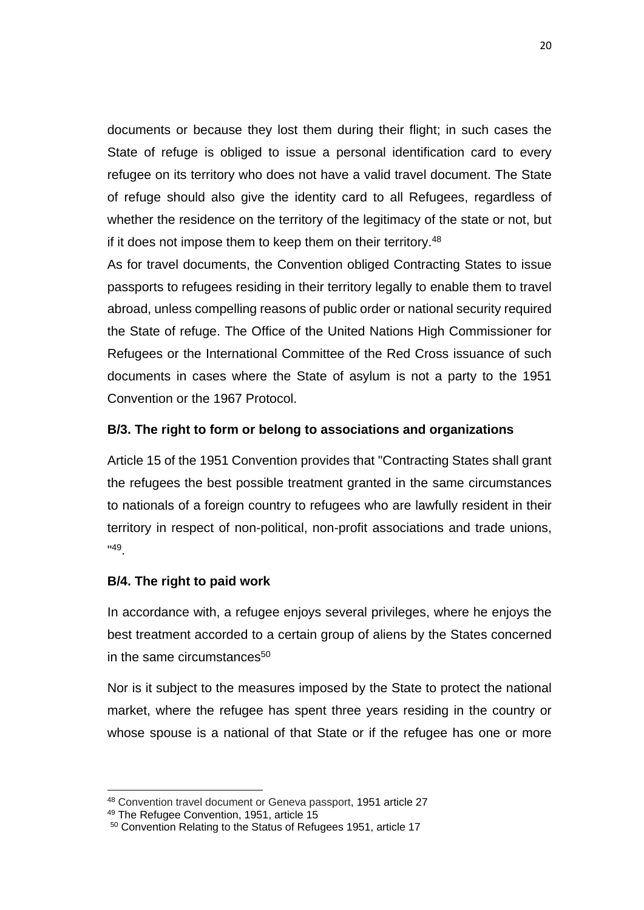documents or because they lost them during their flight; in such cases the State of refuge is obliged to issue a personal identification card to every refugee on its territory who does not have a valid travel document. The State of refuge should also give the identity card to all Refugees, regardless of whether the residence on the territory of the legitimacy of the state or not, but if it does not impose them to keep them on their territory.[48]

As for travel documents, the Convention obliged Contracting States to issue passports to refugees residing in their territory legally to enable them to travel abroad, unless compelling reasons of public order or national security required the State of refuge. The Office of the United Nations High Commissioner for Refugees or the International Committee of the Red Cross issuance of such documents in cases where the State of asylum is not a party to the 1951 Convention or the 1967 Protocol.

### B/3. The right to form or belong to associations and organizations

Article 15 of the 1951 Convention provides that "Contracting States shall grant the refugees the best possible treatment granted in the same circumstances to nationals of a foreign country to refugees who are lawfully resident in their territory in respect of non-political, non-profit associations and trade unions, "[49].

### B/4. The right to paid work

In accordance with, a refugee enjoys several privileges, where he enjoys the best treatment accorded to a certain group of aliens by the States concerned in the same circumstances[50]

Nor is it subject to the measures imposed by the State to protect the national market, where the refugee has spent three years residing in the country or whose spouse is a national of that State or if the refugee has one or more

---

[48] Convention travel document or Geneva passport, 1951 article 27

[49] The Refugee Convention, 1951, article 15

[50] Convention Relating to the Status of Refugees 1951, article 17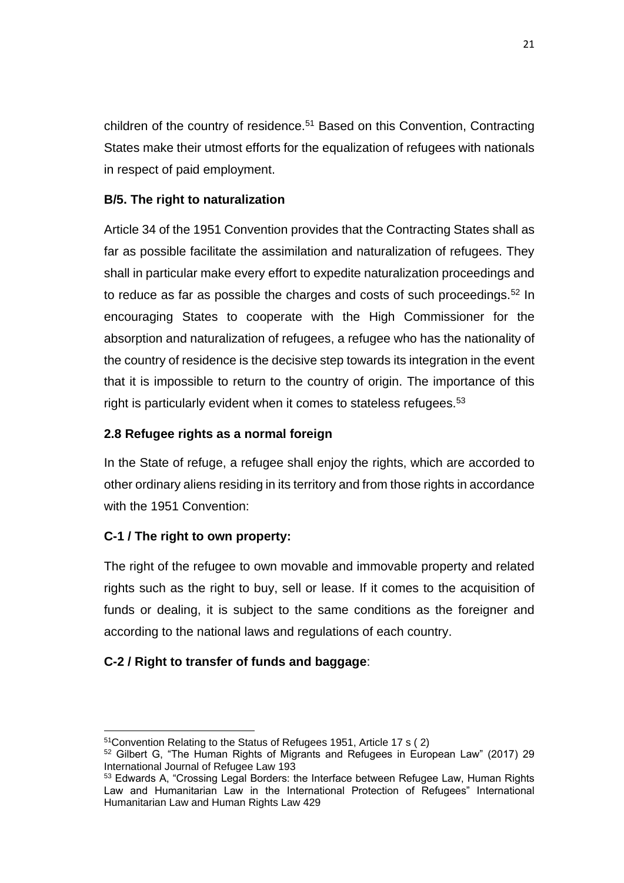children of the country of residence.[51] Based on this Convention, Contracting States make their utmost efforts for the equalization of refugees with nationals in respect of paid employment.

### B/5. The right to naturalization

Article 34 of the 1951 Convention provides that the Contracting States shall as far as possible facilitate the assimilation and naturalization of refugees. They shall in particular make every effort to expedite naturalization proceedings and to reduce as far as possible the charges and costs of such proceedings.[52] In encouraging States to cooperate with the High Commissioner for the absorption and naturalization of refugees, a refugee who has the nationality of the country of residence is the decisive step towards its integration in the event that it is impossible to return to the country of origin. The importance of this right is particularly evident when it comes to stateless refugees.[53]

## 2.8 Refugee rights as a normal foreign

In the State of refuge, a refugee shall enjoy the rights, which are accorded to other ordinary aliens residing in its territory and from those rights in accordance with the 1951 Convention:

### C-1 / The right to own property:

The right of the refugee to own movable and immovable property and related rights such as the right to buy, sell or lease. If it comes to the acquisition of funds or dealing, it is subject to the same conditions as the foreigner and according to the national laws and regulations of each country.

### C-2 / Right to transfer of funds and baggage:

---

[51] Convention Relating to the Status of Refugees 1951, Article 17 s ( 2)

[52] Gilbert G, "The Human Rights of Migrants and Refugees in European Law" (2017) 29 International Journal of Refugee Law 193

[53] Edwards A, "Crossing Legal Borders: the Interface between Refugee Law, Human Rights Law and Humanitarian Law in the International Protection of Refugees" International Humanitarian Law and Human Rights Law 429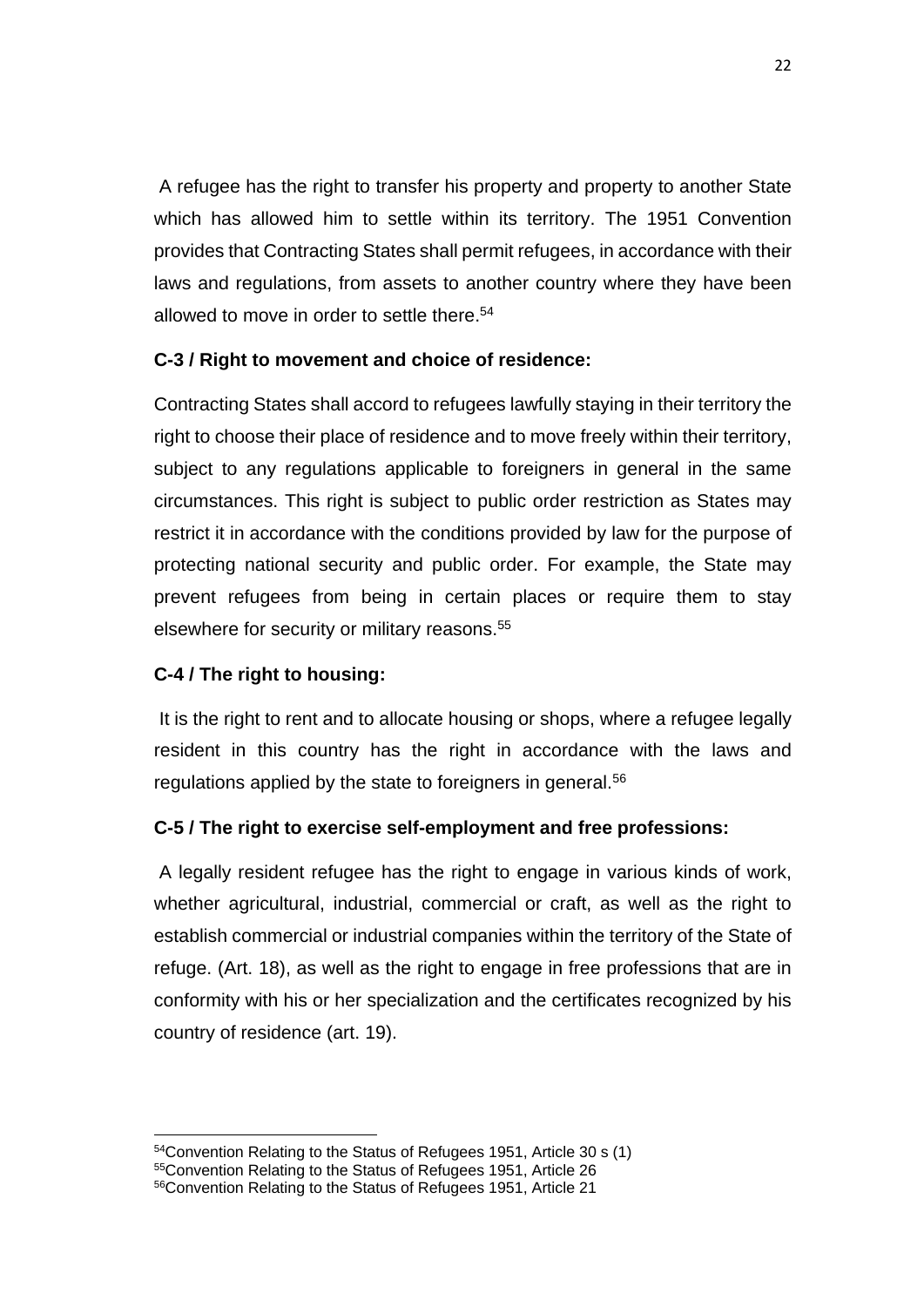A refugee has the right to transfer his property and property to another State which has allowed him to settle within its territory. The 1951 Convention provides that Contracting States shall permit refugees, in accordance with their laws and regulations, from assets to another country where they have been allowed to move in order to settle there.[54]

**C-3 / Right to movement and choice of residence:**

Contracting States shall accord to refugees lawfully staying in their territory the right to choose their place of residence and to move freely within their territory, subject to any regulations applicable to foreigners in general in the same circumstances. This right is subject to public order restriction as States may restrict it in accordance with the conditions provided by law for the purpose of protecting national security and public order. For example, the State may prevent refugees from being in certain places or require them to stay elsewhere for security or military reasons.[55]

**C-4 / The right to housing:**

It is the right to rent and to allocate housing or shops, where a refugee legally resident in this country has the right in accordance with the laws and regulations applied by the state to foreigners in general.[56]

**C-5 / The right to exercise self-employment and free professions:**

A legally resident refugee has the right to engage in various kinds of work, whether agricultural, industrial, commercial or craft, as well as the right to establish commercial or industrial companies within the territory of the State of refuge. (Art. 18), as well as the right to engage in free professions that are in conformity with his or her specialization and the certificates recognized by his country of residence (art. 19).

---

[54]Convention Relating to the Status of Refugees 1951, Article 30 s (1)
[55]Convention Relating to the Status of Refugees 1951, Article 26
[56]Convention Relating to the Status of Refugees 1951, Article 21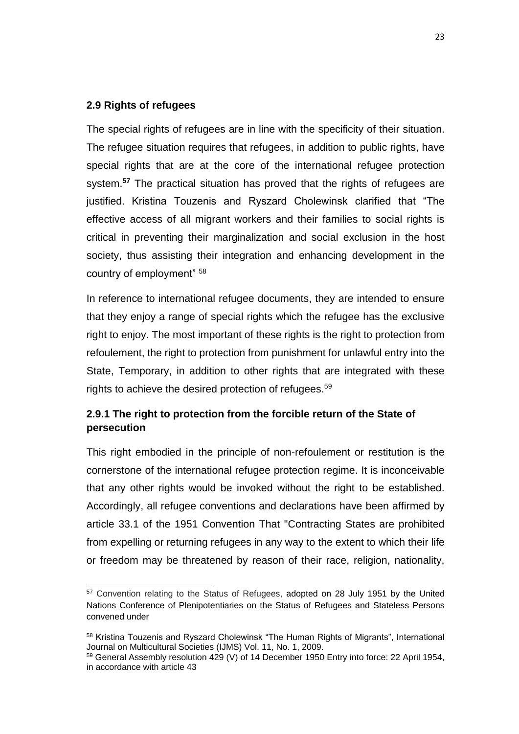## 2.9 Rights of refugees

The special rights of refugees are in line with the specificity of their situation. The refugee situation requires that refugees, in addition to public rights, have special rights that are at the core of the international refugee protection system.[57] The practical situation has proved that the rights of refugees are justified. Kristina Touzenis and Ryszard Cholewinsk clarified that "The effective access of all migrant workers and their families to social rights is critical in preventing their marginalization and social exclusion in the host society, thus assisting their integration and enhancing development in the country of employment" [58]

In reference to international refugee documents, they are intended to ensure that they enjoy a range of special rights which the refugee has the exclusive right to enjoy. The most important of these rights is the right to protection from refoulement, the right to protection from punishment for unlawful entry into the State, Temporary, in addition to other rights that are integrated with these rights to achieve the desired protection of refugees.[59]

### 2.9.1 The right to protection from the forcible return of the State of persecution

This right embodied in the principle of non-refoulement or restitution is the cornerstone of the international refugee protection regime. It is inconceivable that any other rights would be invoked without the right to be established. Accordingly, all refugee conventions and declarations have been affirmed by article 33.1 of the 1951 Convention That "Contracting States are prohibited from expelling or returning refugees in any way to the extent to which their life or freedom may be threatened by reason of their race, religion, nationality,

---

[57] Convention relating to the Status of Refugees, adopted on 28 July 1951 by the United Nations Conference of Plenipotentiaries on the Status of Refugees and Stateless Persons convened under

[58] Kristina Touzenis and Ryszard Cholewinsk "The Human Rights of Migrants", International Journal on Multicultural Societies (IJMS) Vol. 11, No. 1, 2009.

[59] General Assembly resolution 429 (V) of 14 December 1950 Entry into force: 22 April 1954, in accordance with article 43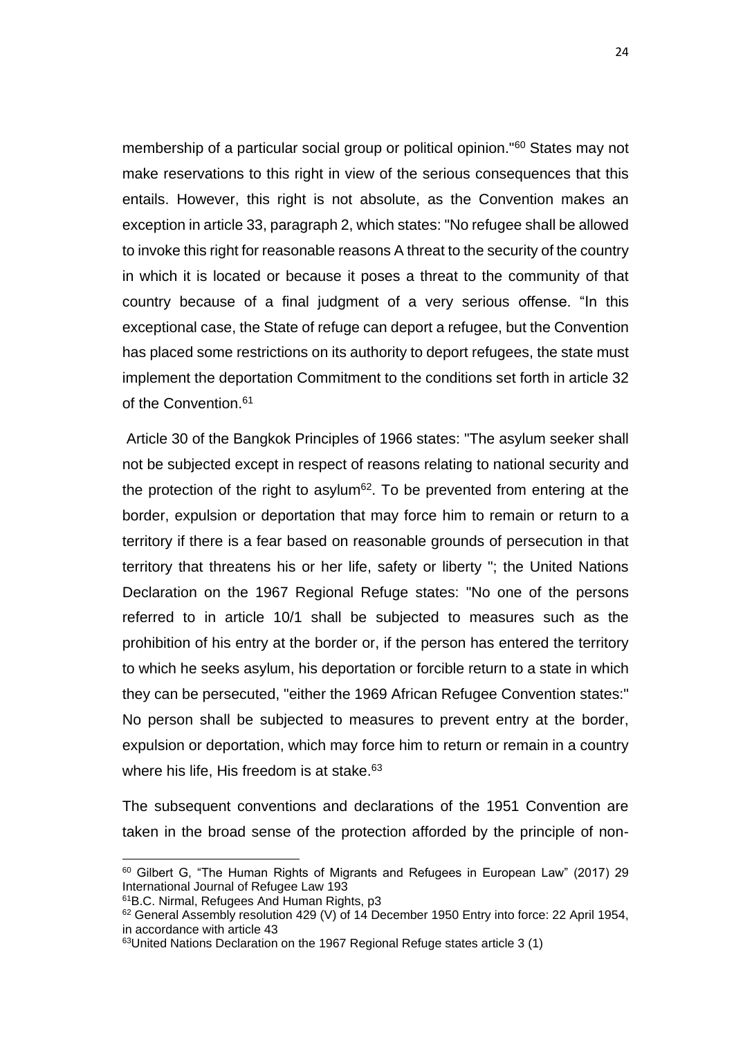membership of a particular social group or political opinion."[60] States may not make reservations to this right in view of the serious consequences that this entails. However, this right is not absolute, as the Convention makes an exception in article 33, paragraph 2, which states: "No refugee shall be allowed to invoke this right for reasonable reasons A threat to the security of the country in which it is located or because it poses a threat to the community of that country because of a final judgment of a very serious offense. "In this exceptional case, the State of refuge can deport a refugee, but the Convention has placed some restrictions on its authority to deport refugees, the state must implement the deportation Commitment to the conditions set forth in article 32 of the Convention.[61]

Article 30 of the Bangkok Principles of 1966 states: "The asylum seeker shall not be subjected except in respect of reasons relating to national security and the protection of the right to asylum[62]. To be prevented from entering at the border, expulsion or deportation that may force him to remain or return to a territory if there is a fear based on reasonable grounds of persecution in that territory that threatens his or her life, safety or liberty "; the United Nations Declaration on the 1967 Regional Refuge states: "No one of the persons referred to in article 10/1 shall be subjected to measures such as the prohibition of his entry at the border or, if the person has entered the territory to which he seeks asylum, his deportation or forcible return to a state in which they can be persecuted, "either the 1969 African Refugee Convention states:" No person shall be subjected to measures to prevent entry at the border, expulsion or deportation, which may force him to return or remain in a country where his life, His freedom is at stake.[63]

The subsequent conventions and declarations of the 1951 Convention are taken in the broad sense of the protection afforded by the principle of non-

---

[60] Gilbert G, "The Human Rights of Migrants and Refugees in European Law" (2017) 29 International Journal of Refugee Law 193

[61] B.C. Nirmal, Refugees And Human Rights, p3

[62] General Assembly resolution 429 (V) of 14 December 1950 Entry into force: 22 April 1954, in accordance with article 43

[63] United Nations Declaration on the 1967 Regional Refuge states article 3 (1)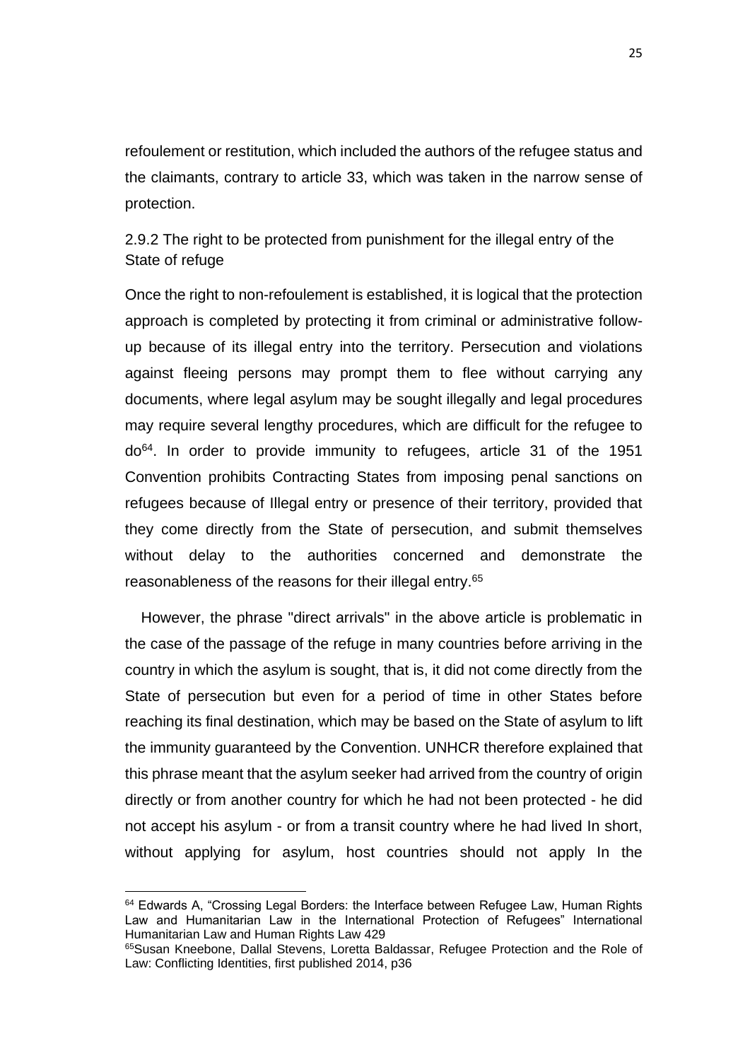refoulement or restitution, which included the authors of the refugee status and the claimants, contrary to article 33, which was taken in the narrow sense of protection.

### 2.9.2 The right to be protected from punishment for the illegal entry of the State of refuge

Once the right to non-refoulement is established, it is logical that the protection approach is completed by protecting it from criminal or administrative follow-up because of its illegal entry into the territory. Persecution and violations against fleeing persons may prompt them to flee without carrying any documents, where legal asylum may be sought illegally and legal procedures may require several lengthy procedures, which are difficult for the refugee to do[64]. In order to provide immunity to refugees, article 31 of the 1951 Convention prohibits Contracting States from imposing penal sanctions on refugees because of Illegal entry or presence of their territory, provided that they come directly from the State of persecution, and submit themselves without delay to the authorities concerned and demonstrate the reasonableness of the reasons for their illegal entry.[65]

However, the phrase "direct arrivals" in the above article is problematic in the case of the passage of the refuge in many countries before arriving in the country in which the asylum is sought, that is, it did not come directly from the State of persecution but even for a period of time in other States before reaching its final destination, which may be based on the State of asylum to lift the immunity guaranteed by the Convention. UNHCR therefore explained that this phrase meant that the asylum seeker had arrived from the country of origin directly or from another country for which he had not been protected - he did not accept his asylum - or from a transit country where he had lived In short, without applying for asylum, host countries should not apply In the

---

[64] Edwards A, "Crossing Legal Borders: the Interface between Refugee Law, Human Rights Law and Humanitarian Law in the International Protection of Refugees" International Humanitarian Law and Human Rights Law 429

[65] Susan Kneebone, Dallal Stevens, Loretta Baldassar, Refugee Protection and the Role of Law: Conflicting Identities, first published 2014, p36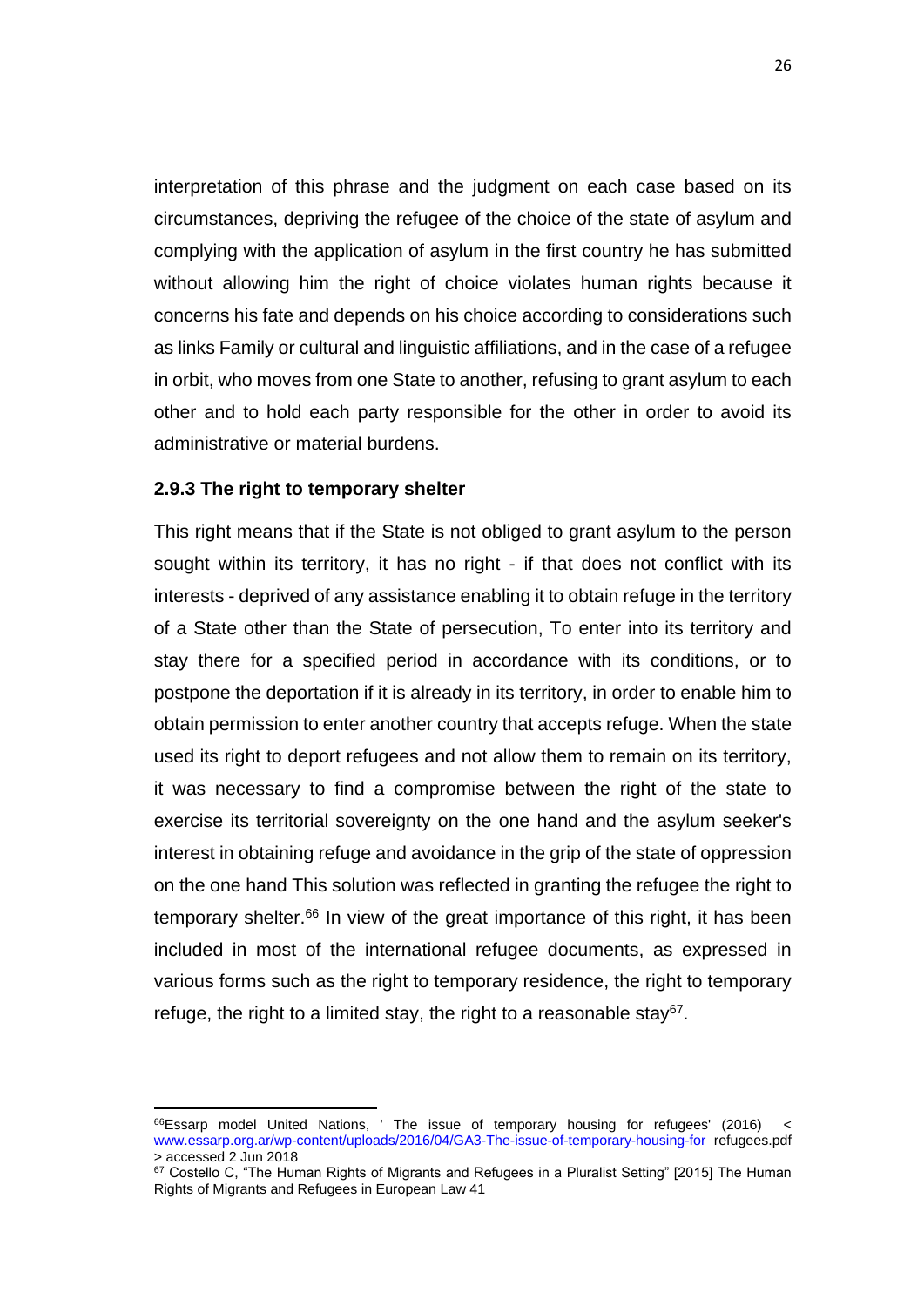interpretation of this phrase and the judgment on each case based on its circumstances, depriving the refugee of the choice of the state of asylum and complying with the application of asylum in the first country he has submitted without allowing him the right of choice violates human rights because it concerns his fate and depends on his choice according to considerations such as links Family or cultural and linguistic affiliations, and in the case of a refugee in orbit, who moves from one State to another, refusing to grant asylum to each other and to hold each party responsible for the other in order to avoid its administrative or material burdens.

### 2.9.3 The right to temporary shelter

This right means that if the State is not obliged to grant asylum to the person sought within its territory, it has no right - if that does not conflict with its interests - deprived of any assistance enabling it to obtain refuge in the territory of a State other than the State of persecution, To enter into its territory and stay there for a specified period in accordance with its conditions, or to postpone the deportation if it is already in its territory, in order to enable him to obtain permission to enter another country that accepts refuge. When the state used its right to deport refugees and not allow them to remain on its territory, it was necessary to find a compromise between the right of the state to exercise its territorial sovereignty on the one hand and the asylum seeker's interest in obtaining refuge and avoidance in the grip of the state of oppression on the one hand This solution was reflected in granting the refugee the right to temporary shelter.[66] In view of the great importance of this right, it has been included in most of the international refugee documents, as expressed in various forms such as the right to temporary residence, the right to temporary refuge, the right to a limited stay, the right to a reasonable stay[67].

---

[66]Essarp model United Nations, ' The issue of temporary housing for refugees' (2016) < www.essarp.org.ar/wp-content/uploads/2016/04/GA3-The-issue-of-temporary-housing-for refugees.pdf > accessed 2 Jun 2018

[67] Costello C, "The Human Rights of Migrants and Refugees in a Pluralist Setting" [2015] The Human Rights of Migrants and Refugees in European Law 41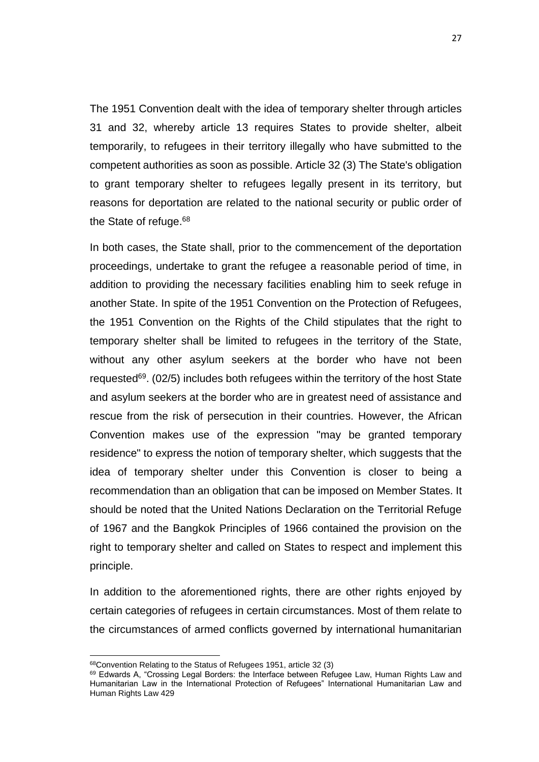The 1951 Convention dealt with the idea of temporary shelter through articles 31 and 32, whereby article 13 requires States to provide shelter, albeit temporarily, to refugees in their territory illegally who have submitted to the competent authorities as soon as possible. Article 32 (3) The State's obligation to grant temporary shelter to refugees legally present in its territory, but reasons for deportation are related to the national security or public order of the State of refuge.[68]

In both cases, the State shall, prior to the commencement of the deportation proceedings, undertake to grant the refugee a reasonable period of time, in addition to providing the necessary facilities enabling him to seek refuge in another State. In spite of the 1951 Convention on the Protection of Refugees, the 1951 Convention on the Rights of the Child stipulates that the right to temporary shelter shall be limited to refugees in the territory of the State, without any other asylum seekers at the border who have not been requested[69]. (02/5) includes both refugees within the territory of the host State and asylum seekers at the border who are in greatest need of assistance and rescue from the risk of persecution in their countries. However, the African Convention makes use of the expression "may be granted temporary residence" to express the notion of temporary shelter, which suggests that the idea of temporary shelter under this Convention is closer to being a recommendation than an obligation that can be imposed on Member States. It should be noted that the United Nations Declaration on the Territorial Refuge of 1967 and the Bangkok Principles of 1966 contained the provision on the right to temporary shelter and called on States to respect and implement this principle.

In addition to the aforementioned rights, there are other rights enjoyed by certain categories of refugees in certain circumstances. Most of them relate to the circumstances of armed conflicts governed by international humanitarian

---

[68]Convention Relating to the Status of Refugees 1951, article 32 (3)

[69] Edwards A, "Crossing Legal Borders: the Interface between Refugee Law, Human Rights Law and Humanitarian Law in the International Protection of Refugees" International Humanitarian Law and Human Rights Law 429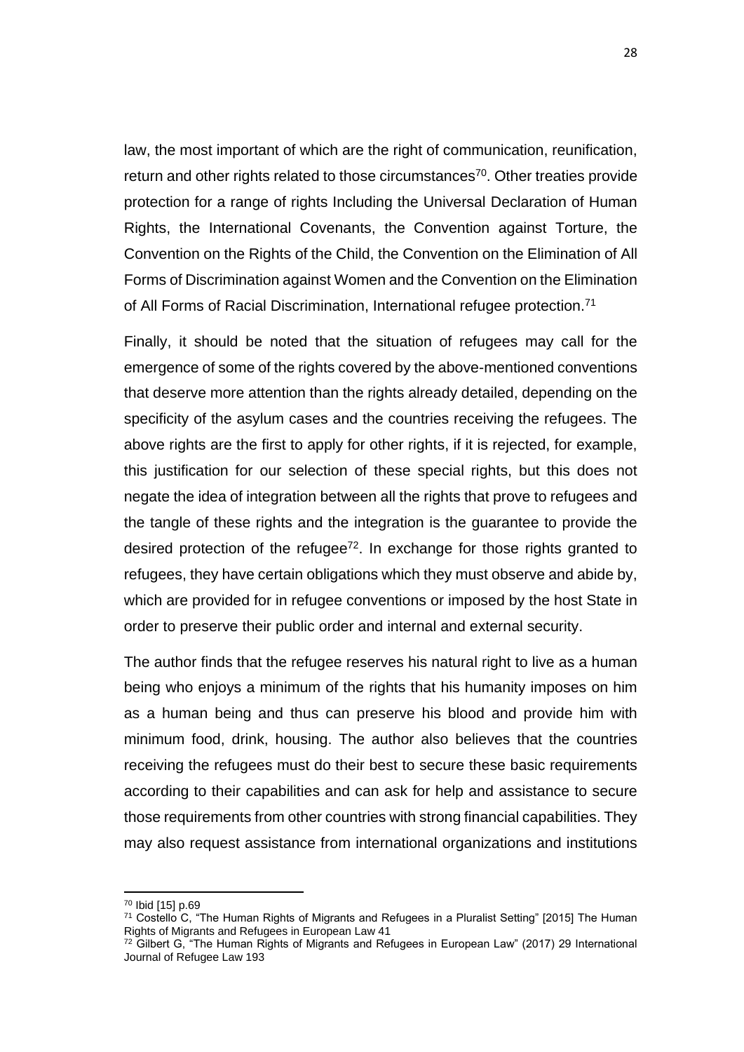law, the most important of which are the right of communication, reunification, return and other rights related to those circumstances[70]. Other treaties provide protection for a range of rights Including the Universal Declaration of Human Rights, the International Covenants, the Convention against Torture, the Convention on the Rights of the Child, the Convention on the Elimination of All Forms of Discrimination against Women and the Convention on the Elimination of All Forms of Racial Discrimination, International refugee protection.[71]

Finally, it should be noted that the situation of refugees may call for the emergence of some of the rights covered by the above-mentioned conventions that deserve more attention than the rights already detailed, depending on the specificity of the asylum cases and the countries receiving the refugees. The above rights are the first to apply for other rights, if it is rejected, for example, this justification for our selection of these special rights, but this does not negate the idea of integration between all the rights that prove to refugees and the tangle of these rights and the integration is the guarantee to provide the desired protection of the refugee[72]. In exchange for those rights granted to refugees, they have certain obligations which they must observe and abide by, which are provided for in refugee conventions or imposed by the host State in order to preserve their public order and internal and external security.

The author finds that the refugee reserves his natural right to live as a human being who enjoys a minimum of the rights that his humanity imposes on him as a human being and thus can preserve his blood and provide him with minimum food, drink, housing. The author also believes that the countries receiving the refugees must do their best to secure these basic requirements according to their capabilities and can ask for help and assistance to secure those requirements from other countries with strong financial capabilities. They may also request assistance from international organizations and institutions

---

[70] Ibid [15] p.69

[71] Costello C, "The Human Rights of Migrants and Refugees in a Pluralist Setting" [2015] The Human Rights of Migrants and Refugees in European Law 41

[72] Gilbert G, "The Human Rights of Migrants and Refugees in European Law" (2017) 29 International Journal of Refugee Law 193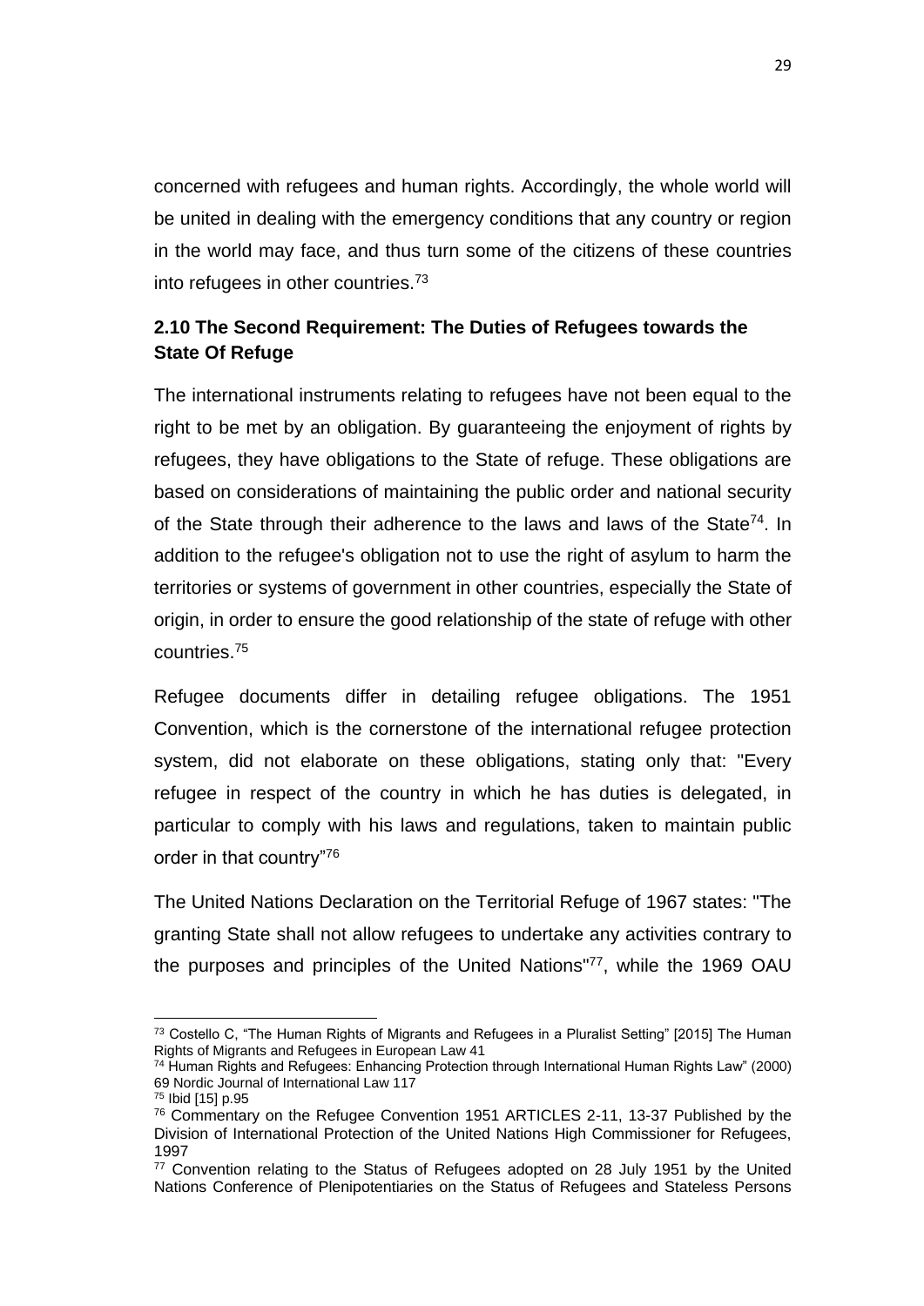concerned with refugees and human rights. Accordingly, the whole world will be united in dealing with the emergency conditions that any country or region in the world may face, and thus turn some of the citizens of these countries into refugees in other countries.[73]

## 2.10 The Second Requirement: The Duties of Refugees towards the State Of Refuge

The international instruments relating to refugees have not been equal to the right to be met by an obligation. By guaranteeing the enjoyment of rights by refugees, they have obligations to the State of refuge. These obligations are based on considerations of maintaining the public order and national security of the State through their adherence to the laws and laws of the State[74]. In addition to the refugee's obligation not to use the right of asylum to harm the territories or systems of government in other countries, especially the State of origin, in order to ensure the good relationship of the state of refuge with other countries.[75]

Refugee documents differ in detailing refugee obligations. The 1951 Convention, which is the cornerstone of the international refugee protection system, did not elaborate on these obligations, stating only that: "Every refugee in respect of the country in which he has duties is delegated, in particular to comply with his laws and regulations, taken to maintain public order in that country"[76]

The United Nations Declaration on the Territorial Refuge of 1967 states: "The granting State shall not allow refugees to undertake any activities contrary to the purposes and principles of the United Nations"[77], while the 1969 OAU

---

[73] Costello C, "The Human Rights of Migrants and Refugees in a Pluralist Setting" [2015] The Human Rights of Migrants and Refugees in European Law 41

[74] Human Rights and Refugees: Enhancing Protection through International Human Rights Law" (2000) 69 Nordic Journal of International Law 117

[75] Ibid [15] p.95

[76] Commentary on the Refugee Convention 1951 ARTICLES 2-11, 13-37 Published by the Division of International Protection of the United Nations High Commissioner for Refugees, 1997

[77] Convention relating to the Status of Refugees adopted on 28 July 1951 by the United Nations Conference of Plenipotentiaries on the Status of Refugees and Stateless Persons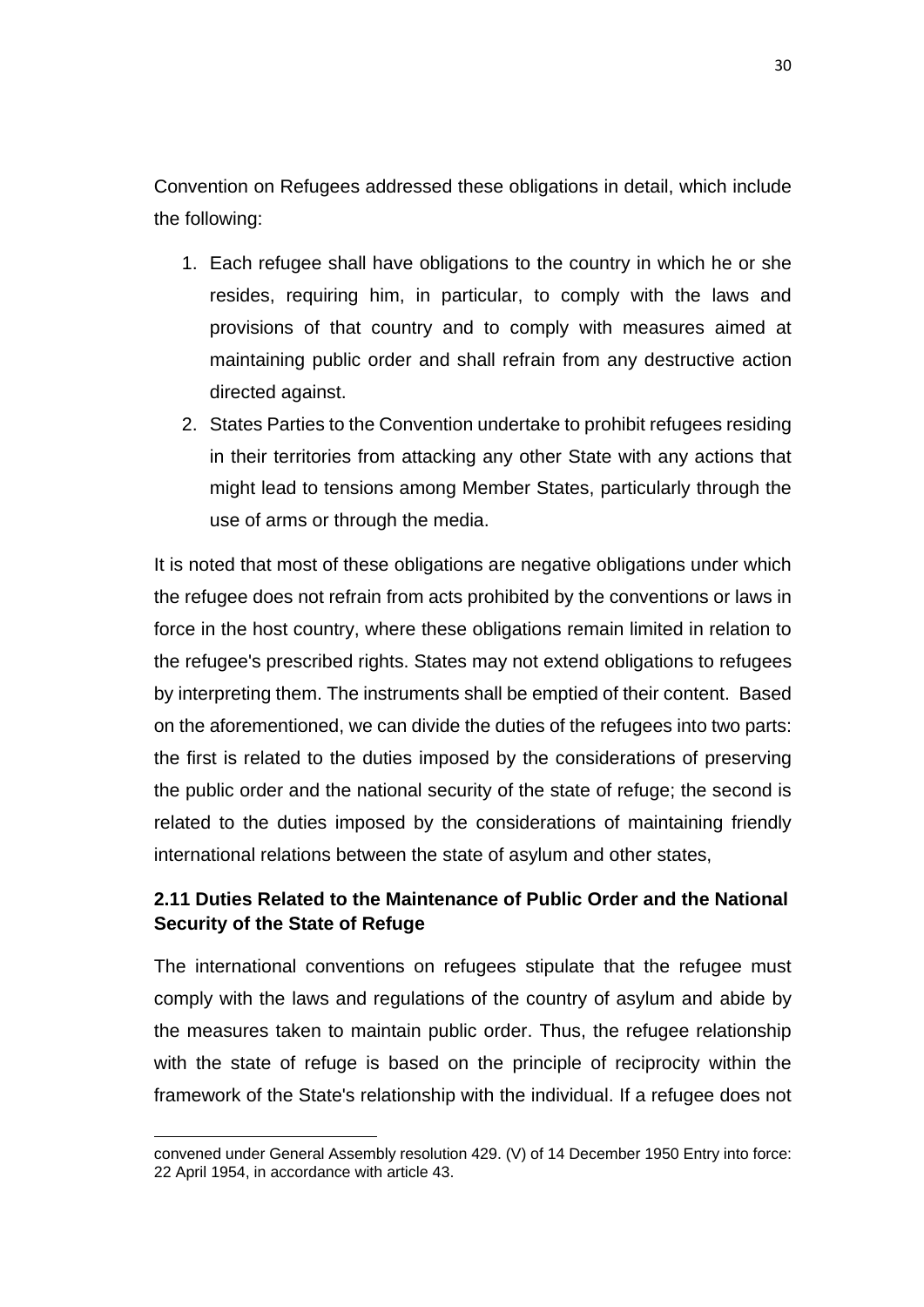Convention on Refugees addressed these obligations in detail, which include the following:

1. Each refugee shall have obligations to the country in which he or she resides, requiring him, in particular, to comply with the laws and provisions of that country and to comply with measures aimed at maintaining public order and shall refrain from any destructive action directed against.
2. States Parties to the Convention undertake to prohibit refugees residing in their territories from attacking any other State with any actions that might lead to tensions among Member States, particularly through the use of arms or through the media.

It is noted that most of these obligations are negative obligations under which the refugee does not refrain from acts prohibited by the conventions or laws in force in the host country, where these obligations remain limited in relation to the refugee's prescribed rights. States may not extend obligations to refugees by interpreting them. The instruments shall be emptied of their content. Based on the aforementioned, we can divide the duties of the refugees into two parts: the first is related to the duties imposed by the considerations of preserving the public order and the national security of the state of refuge; the second is related to the duties imposed by the considerations of maintaining friendly international relations between the state of asylum and other states,

### 2.11 Duties Related to the Maintenance of Public Order and the National Security of the State of Refuge

The international conventions on refugees stipulate that the refugee must comply with the laws and regulations of the country of asylum and abide by the measures taken to maintain public order. Thus, the refugee relationship with the state of refuge is based on the principle of reciprocity within the framework of the State's relationship with the individual. If a refugee does not

---

convened under General Assembly resolution 429. (V) of 14 December 1950 Entry into force: 22 April 1954, in accordance with article 43.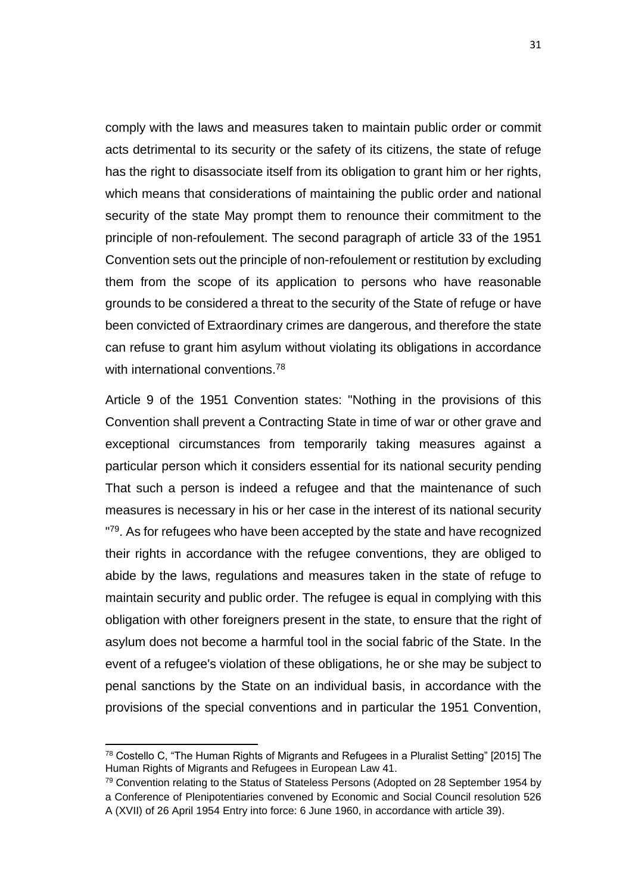comply with the laws and measures taken to maintain public order or commit acts detrimental to its security or the safety of its citizens, the state of refuge has the right to disassociate itself from its obligation to grant him or her rights, which means that considerations of maintaining the public order and national security of the state May prompt them to renounce their commitment to the principle of non-refoulement. The second paragraph of article 33 of the 1951 Convention sets out the principle of non-refoulement or restitution by excluding them from the scope of its application to persons who have reasonable grounds to be considered a threat to the security of the State of refuge or have been convicted of Extraordinary crimes are dangerous, and therefore the state can refuse to grant him asylum without violating its obligations in accordance with international conventions.[78]

Article 9 of the 1951 Convention states: "Nothing in the provisions of this Convention shall prevent a Contracting State in time of war or other grave and exceptional circumstances from temporarily taking measures against a particular person which it considers essential for its national security pending That such a person is indeed a refugee and that the maintenance of such measures is necessary in his or her case in the interest of its national security "[79]. As for refugees who have been accepted by the state and have recognized their rights in accordance with the refugee conventions, they are obliged to abide by the laws, regulations and measures taken in the state of refuge to maintain security and public order. The refugee is equal in complying with this obligation with other foreigners present in the state, to ensure that the right of asylum does not become a harmful tool in the social fabric of the State. In the event of a refugee's violation of these obligations, he or she may be subject to penal sanctions by the State on an individual basis, in accordance with the provisions of the special conventions and in particular the 1951 Convention,

---

[78] Costello C, "The Human Rights of Migrants and Refugees in a Pluralist Setting" [2015] The Human Rights of Migrants and Refugees in European Law 41.

[79] Convention relating to the Status of Stateless Persons (Adopted on 28 September 1954 by a Conference of Plenipotentiaries convened by Economic and Social Council resolution 526 A (XVII) of 26 April 1954 Entry into force: 6 June 1960, in accordance with article 39).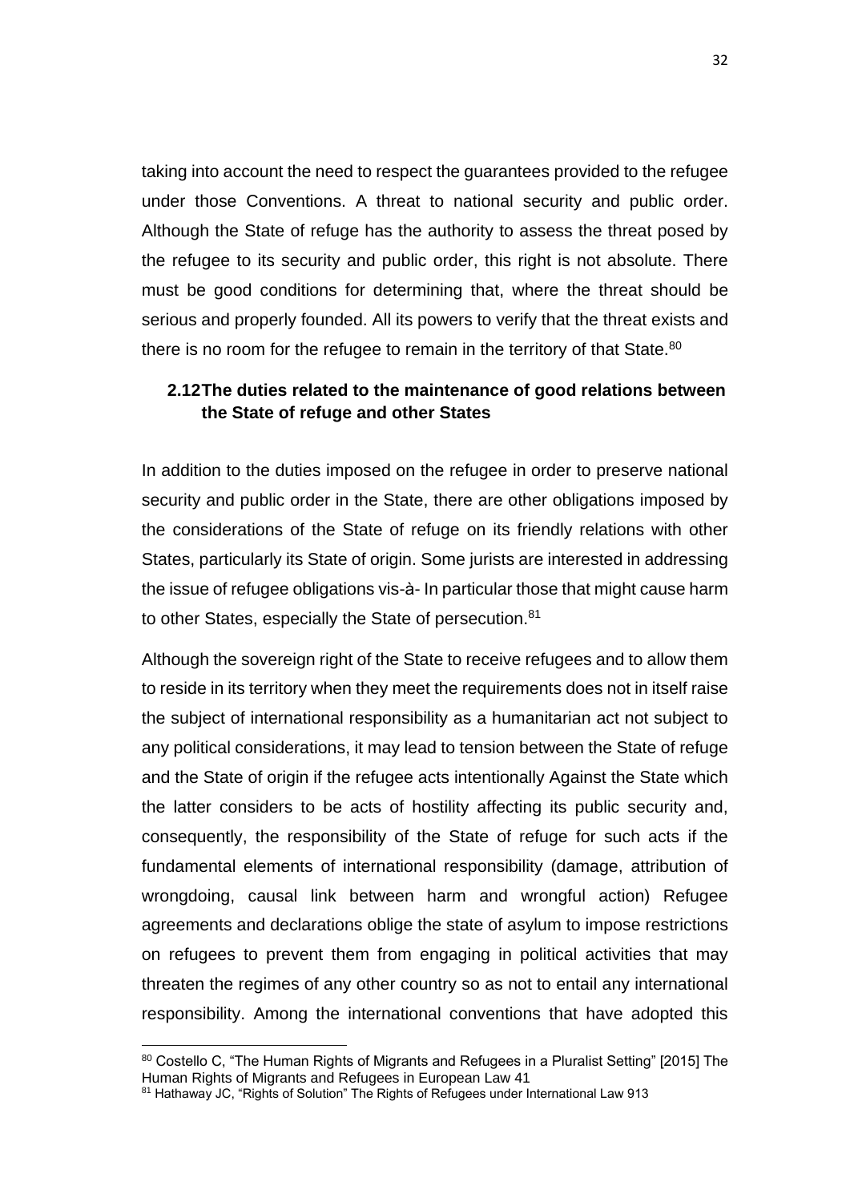taking into account the need to respect the guarantees provided to the refugee under those Conventions. A threat to national security and public order. Although the State of refuge has the authority to assess the threat posed by the refugee to its security and public order, this right is not absolute. There must be good conditions for determining that, where the threat should be serious and properly founded. All its powers to verify that the threat exists and there is no room for the refugee to remain in the territory of that State.[80]

## 2.12 The duties related to the maintenance of good relations between the State of refuge and other States

In addition to the duties imposed on the refugee in order to preserve national security and public order in the State, there are other obligations imposed by the considerations of the State of refuge on its friendly relations with other States, particularly its State of origin. Some jurists are interested in addressing the issue of refugee obligations vis-à- In particular those that might cause harm to other States, especially the State of persecution.[81]

Although the sovereign right of the State to receive refugees and to allow them to reside in its territory when they meet the requirements does not in itself raise the subject of international responsibility as a humanitarian act not subject to any political considerations, it may lead to tension between the State of refuge and the State of origin if the refugee acts intentionally Against the State which the latter considers to be acts of hostility affecting its public security and, consequently, the responsibility of the State of refuge for such acts if the fundamental elements of international responsibility (damage, attribution of wrongdoing, causal link between harm and wrongful action) Refugee agreements and declarations oblige the state of asylum to impose restrictions on refugees to prevent them from engaging in political activities that may threaten the regimes of any other country so as not to entail any international responsibility. Among the international conventions that have adopted this

---

[80] Costello C, "The Human Rights of Migrants and Refugees in a Pluralist Setting" [2015] The Human Rights of Migrants and Refugees in European Law 41

[81] Hathaway JC, "Rights of Solution" The Rights of Refugees under International Law 913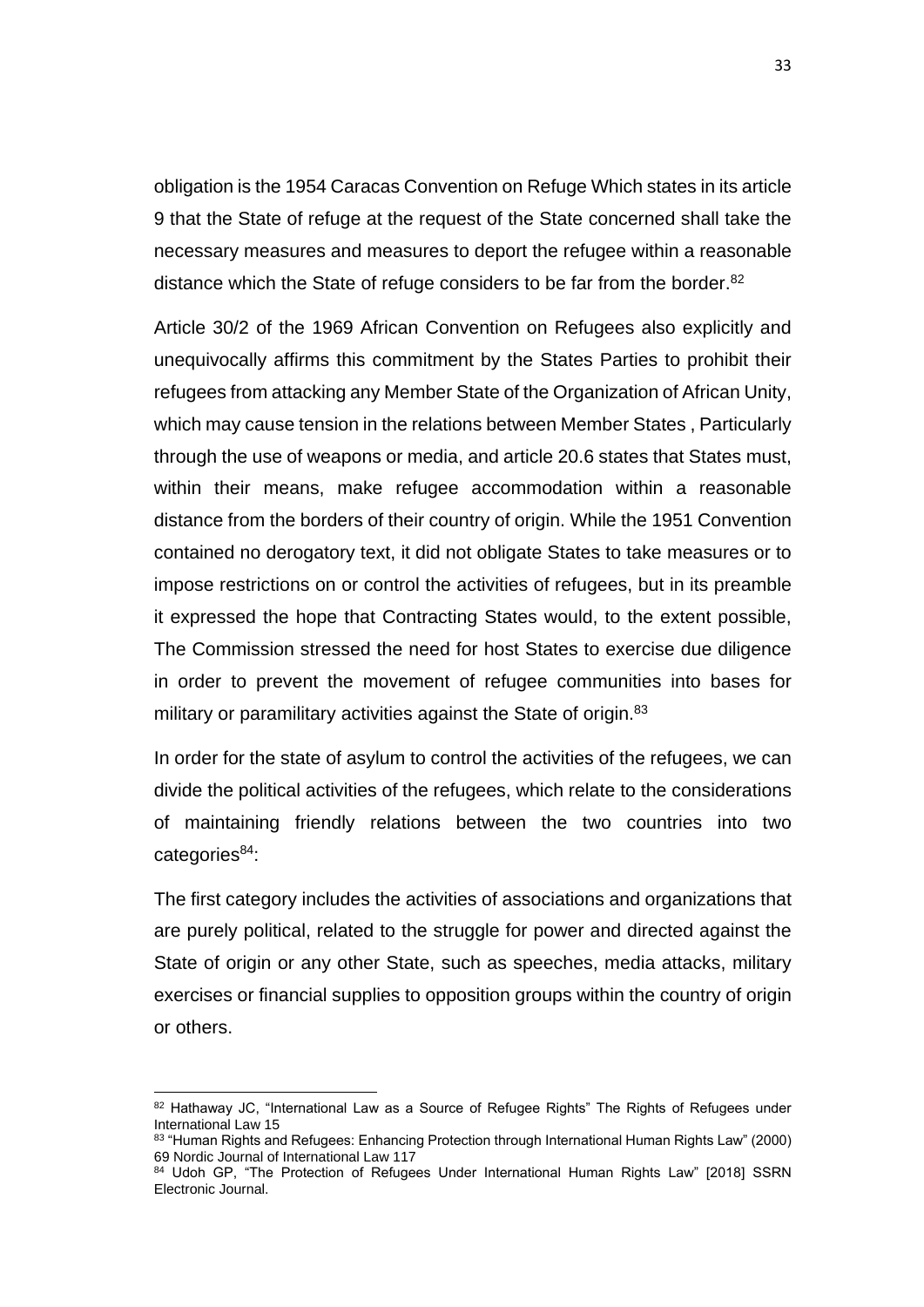obligation is the 1954 Caracas Convention on Refuge Which states in its article 9 that the State of refuge at the request of the State concerned shall take the necessary measures and measures to deport the refugee within a reasonable distance which the State of refuge considers to be far from the border.[82]

Article 30/2 of the 1969 African Convention on Refugees also explicitly and unequivocally affirms this commitment by the States Parties to prohibit their refugees from attacking any Member State of the Organization of African Unity, which may cause tension in the relations between Member States , Particularly through the use of weapons or media, and article 20.6 states that States must, within their means, make refugee accommodation within a reasonable distance from the borders of their country of origin. While the 1951 Convention contained no derogatory text, it did not obligate States to take measures or to impose restrictions on or control the activities of refugees, but in its preamble it expressed the hope that Contracting States would, to the extent possible, The Commission stressed the need for host States to exercise due diligence in order to prevent the movement of refugee communities into bases for military or paramilitary activities against the State of origin.[83]

In order for the state of asylum to control the activities of the refugees, we can divide the political activities of the refugees, which relate to the considerations of maintaining friendly relations between the two countries into two categories[84]:

The first category includes the activities of associations and organizations that are purely political, related to the struggle for power and directed against the State of origin or any other State, such as speeches, media attacks, military exercises or financial supplies to opposition groups within the country of origin or others.

---

[82] Hathaway JC, "International Law as a Source of Refugee Rights" The Rights of Refugees under International Law 15

[83] "Human Rights and Refugees: Enhancing Protection through International Human Rights Law" (2000) 69 Nordic Journal of International Law 117

[84] Udoh GP, "The Protection of Refugees Under International Human Rights Law" [2018] SSRN Electronic Journal.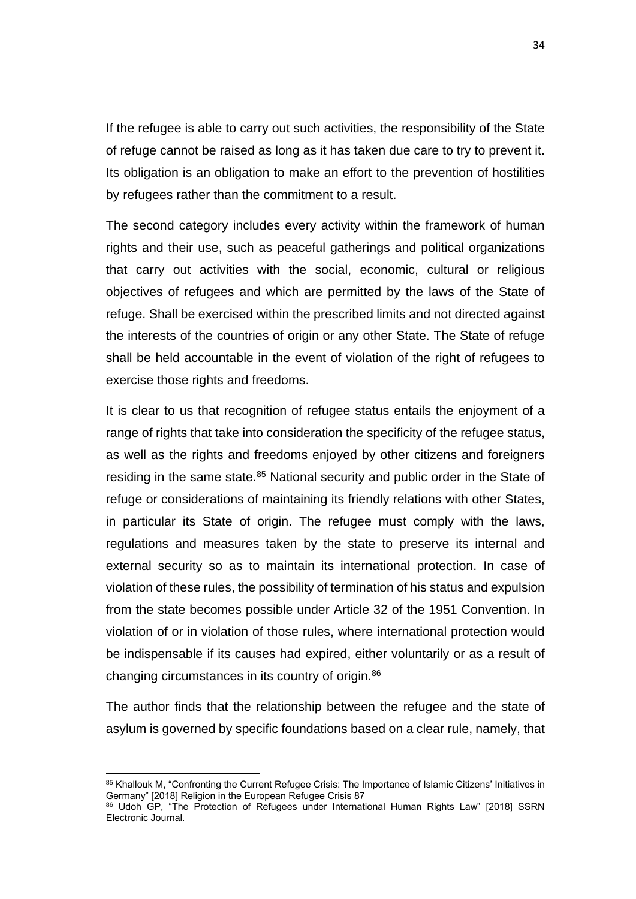If the refugee is able to carry out such activities, the responsibility of the State of refuge cannot be raised as long as it has taken due care to try to prevent it. Its obligation is an obligation to make an effort to the prevention of hostilities by refugees rather than the commitment to a result.

The second category includes every activity within the framework of human rights and their use, such as peaceful gatherings and political organizations that carry out activities with the social, economic, cultural or religious objectives of refugees and which are permitted by the laws of the State of refuge. Shall be exercised within the prescribed limits and not directed against the interests of the countries of origin or any other State. The State of refuge shall be held accountable in the event of violation of the right of refugees to exercise those rights and freedoms.

It is clear to us that recognition of refugee status entails the enjoyment of a range of rights that take into consideration the specificity of the refugee status, as well as the rights and freedoms enjoyed by other citizens and foreigners residing in the same state.[85] National security and public order in the State of refuge or considerations of maintaining its friendly relations with other States, in particular its State of origin. The refugee must comply with the laws, regulations and measures taken by the state to preserve its internal and external security so as to maintain its international protection. In case of violation of these rules, the possibility of termination of his status and expulsion from the state becomes possible under Article 32 of the 1951 Convention. In violation of or in violation of those rules, where international protection would be indispensable if its causes had expired, either voluntarily or as a result of changing circumstances in its country of origin.[86]

The author finds that the relationship between the refugee and the state of asylum is governed by specific foundations based on a clear rule, namely, that

[85] Khallouk M, "Confronting the Current Refugee Crisis: The Importance of Islamic Citizens' Initiatives in Germany" [2018] Religion in the European Refugee Crisis 87

[86] Udoh GP, "The Protection of Refugees under International Human Rights Law" [2018] SSRN Electronic Journal.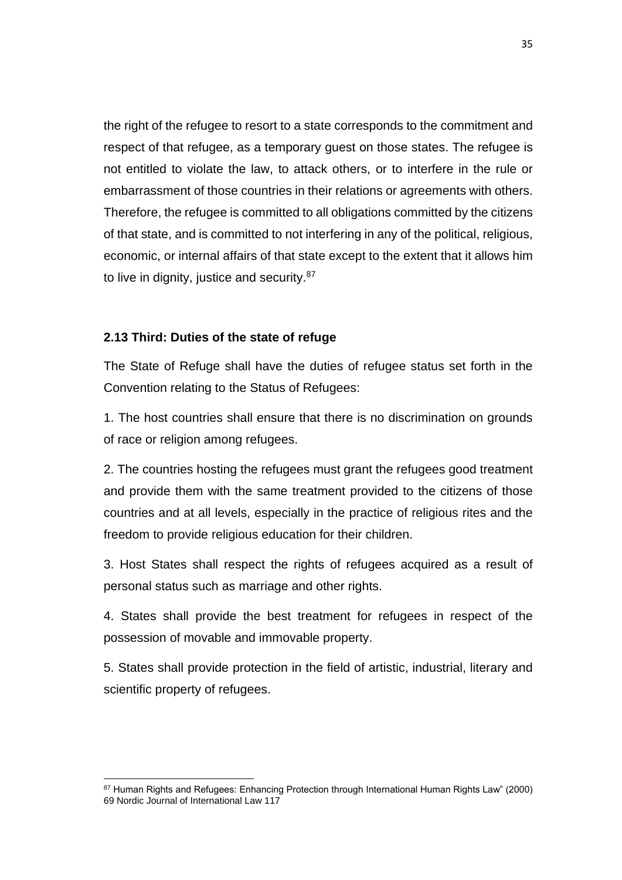the right of the refugee to resort to a state corresponds to the commitment and respect of that refugee, as a temporary guest on those states. The refugee is not entitled to violate the law, to attack others, or to interfere in the rule or embarrassment of those countries in their relations or agreements with others. Therefore, the refugee is committed to all obligations committed by the citizens of that state, and is committed to not interfering in any of the political, religious, economic, or internal affairs of that state except to the extent that it allows him to live in dignity, justice and security.[87]

### 2.13 Third: Duties of the state of refuge

The State of Refuge shall have the duties of refugee status set forth in the Convention relating to the Status of Refugees:

1. The host countries shall ensure that there is no discrimination on grounds of race or religion among refugees.

2. The countries hosting the refugees must grant the refugees good treatment and provide them with the same treatment provided to the citizens of those countries and at all levels, especially in the practice of religious rites and the freedom to provide religious education for their children.

3. Host States shall respect the rights of refugees acquired as a result of personal status such as marriage and other rights.

4. States shall provide the best treatment for refugees in respect of the possession of movable and immovable property.

5. States shall provide protection in the field of artistic, industrial, literary and scientific property of refugees.

---

[87] Human Rights and Refugees: Enhancing Protection through International Human Rights Law" (2000) 69 Nordic Journal of International Law 117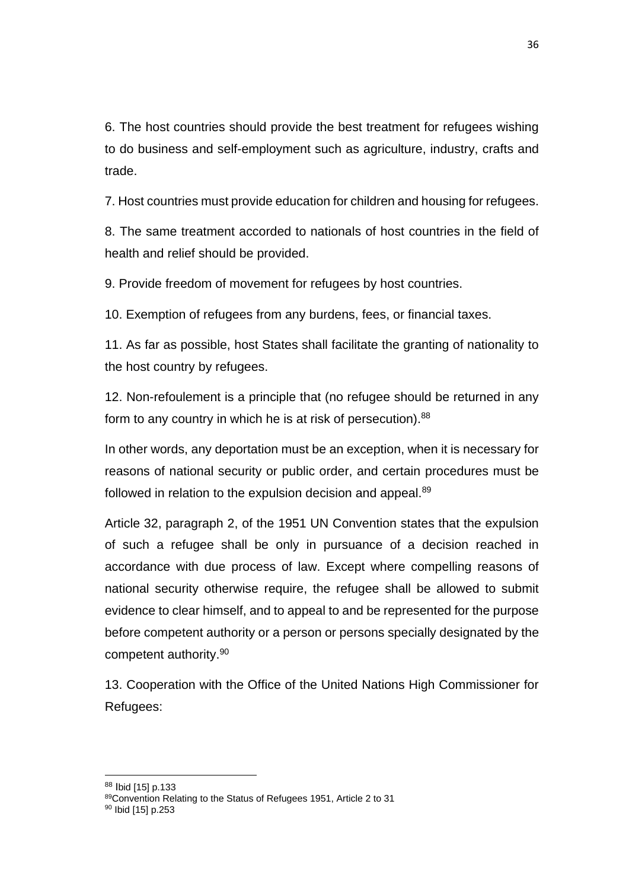6. The host countries should provide the best treatment for refugees wishing to do business and self-employment such as agriculture, industry, crafts and trade.

7. Host countries must provide education for children and housing for refugees.

8. The same treatment accorded to nationals of host countries in the field of health and relief should be provided.

9. Provide freedom of movement for refugees by host countries.

10. Exemption of refugees from any burdens, fees, or financial taxes.

11. As far as possible, host States shall facilitate the granting of nationality to the host country by refugees.

12. Non-refoulement is a principle that (no refugee should be returned in any form to any country in which he is at risk of persecution).[88]

In other words, any deportation must be an exception, when it is necessary for reasons of national security or public order, and certain procedures must be followed in relation to the expulsion decision and appeal.[89]

Article 32, paragraph 2, of the 1951 UN Convention states that the expulsion of such a refugee shall be only in pursuance of a decision reached in accordance with due process of law. Except where compelling reasons of national security otherwise require, the refugee shall be allowed to submit evidence to clear himself, and to appeal to and be represented for the purpose before competent authority or a person or persons specially designated by the competent authority.[90]

13. Cooperation with the Office of the United Nations High Commissioner for Refugees:

---

[88] Ibid [15] p.133

[89] Convention Relating to the Status of Refugees 1951, Article 2 to 31

[90] Ibid [15] p.253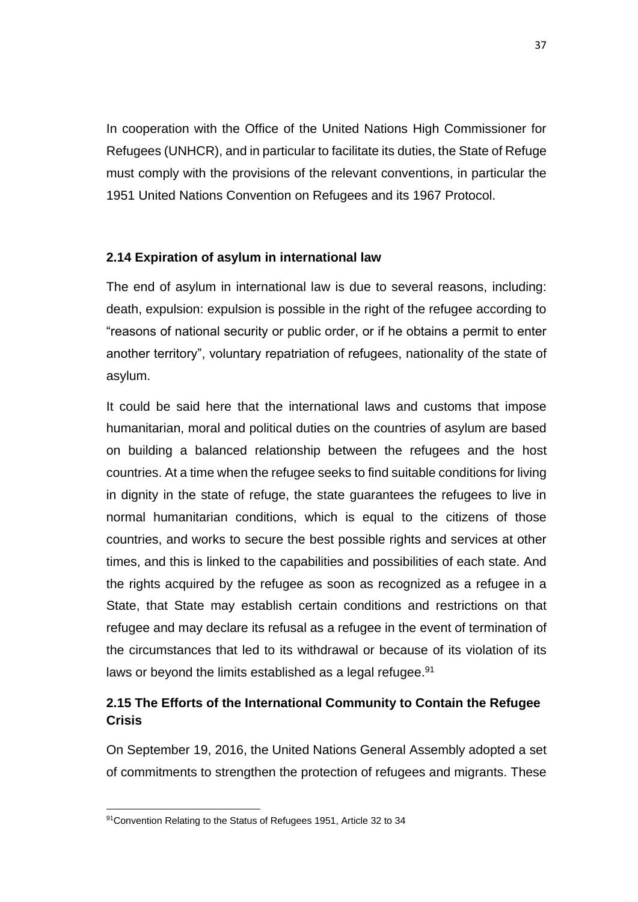In cooperation with the Office of the United Nations High Commissioner for Refugees (UNHCR), and in particular to facilitate its duties, the State of Refuge must comply with the provisions of the relevant conventions, in particular the 1951 United Nations Convention on Refugees and its 1967 Protocol.

### 2.14 Expiration of asylum in international law

The end of asylum in international law is due to several reasons, including: death, expulsion: expulsion is possible in the right of the refugee according to "reasons of national security or public order, or if he obtains a permit to enter another territory", voluntary repatriation of refugees, nationality of the state of asylum.

It could be said here that the international laws and customs that impose humanitarian, moral and political duties on the countries of asylum are based on building a balanced relationship between the refugees and the host countries. At a time when the refugee seeks to find suitable conditions for living in dignity in the state of refuge, the state guarantees the refugees to live in normal humanitarian conditions, which is equal to the citizens of those countries, and works to secure the best possible rights and services at other times, and this is linked to the capabilities and possibilities of each state. And the rights acquired by the refugee as soon as recognized as a refugee in a State, that State may establish certain conditions and restrictions on that refugee and may declare its refusal as a refugee in the event of termination of the circumstances that led to its withdrawal or because of its violation of its laws or beyond the limits established as a legal refugee.[91]

### 2.15 The Efforts of the International Community to Contain the Refugee Crisis

On September 19, 2016, the United Nations General Assembly adopted a set of commitments to strengthen the protection of refugees and migrants. These

[91] Convention Relating to the Status of Refugees 1951, Article 32 to 34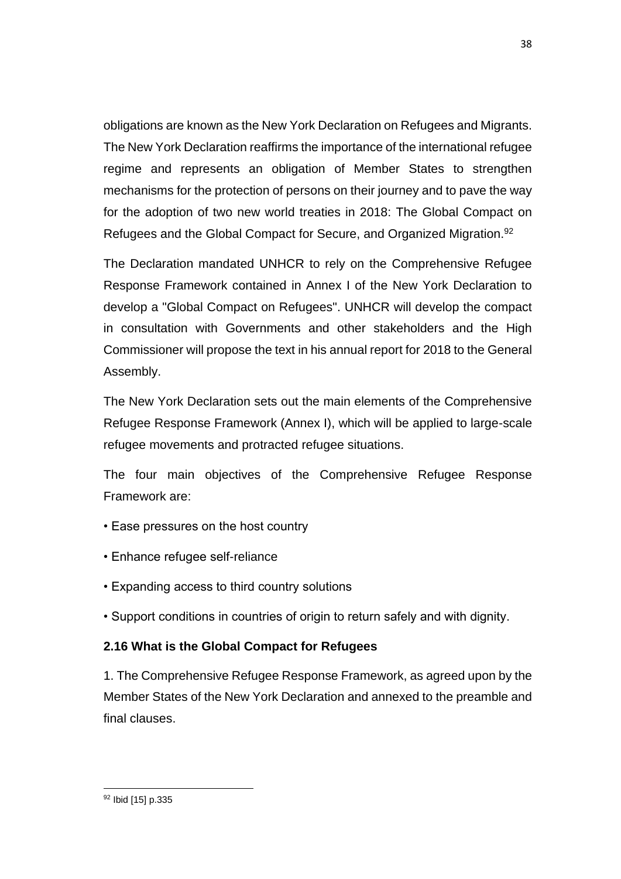obligations are known as the New York Declaration on Refugees and Migrants. The New York Declaration reaffirms the importance of the international refugee regime and represents an obligation of Member States to strengthen mechanisms for the protection of persons on their journey and to pave the way for the adoption of two new world treaties in 2018: The Global Compact on Refugees and the Global Compact for Secure, and Organized Migration.[92]

The Declaration mandated UNHCR to rely on the Comprehensive Refugee Response Framework contained in Annex I of the New York Declaration to develop a "Global Compact on Refugees". UNHCR will develop the compact in consultation with Governments and other stakeholders and the High Commissioner will propose the text in his annual report for 2018 to the General Assembly.

The New York Declaration sets out the main elements of the Comprehensive Refugee Response Framework (Annex I), which will be applied to large-scale refugee movements and protracted refugee situations.

The four main objectives of the Comprehensive Refugee Response Framework are:

- Ease pressures on the host country
- Enhance refugee self-reliance
- Expanding access to third country solutions
- Support conditions in countries of origin to return safely and with dignity.

### 2.16 What is the Global Compact for Refugees

1. The Comprehensive Refugee Response Framework, as agreed upon by the Member States of the New York Declaration and annexed to the preamble and final clauses.

[92] Ibid [15] p.335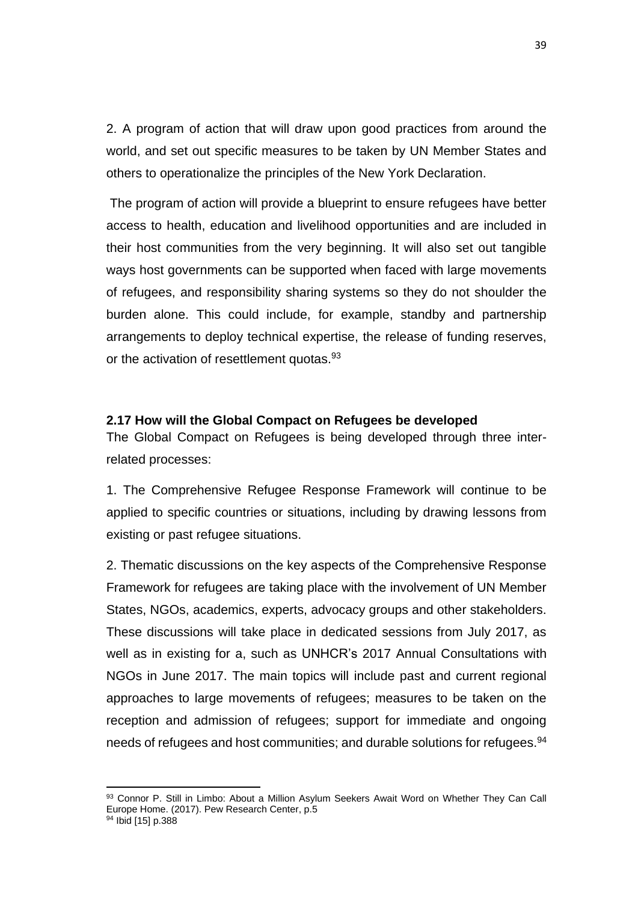2. A program of action that will draw upon good practices from around the world, and set out specific measures to be taken by UN Member States and others to operationalize the principles of the New York Declaration.

The program of action will provide a blueprint to ensure refugees have better access to health, education and livelihood opportunities and are included in their host communities from the very beginning. It will also set out tangible ways host governments can be supported when faced with large movements of refugees, and responsibility sharing systems so they do not shoulder the burden alone. This could include, for example, standby and partnership arrangements to deploy technical expertise, the release of funding reserves, or the activation of resettlement quotas.[93]

### 2.17 How will the Global Compact on Refugees be developed

The Global Compact on Refugees is being developed through three inter-related processes:

1. The Comprehensive Refugee Response Framework will continue to be applied to specific countries or situations, including by drawing lessons from existing or past refugee situations.

2. Thematic discussions on the key aspects of the Comprehensive Response Framework for refugees are taking place with the involvement of UN Member States, NGOs, academics, experts, advocacy groups and other stakeholders. These discussions will take place in dedicated sessions from July 2017, as well as in existing for a, such as UNHCR's 2017 Annual Consultations with NGOs in June 2017. The main topics will include past and current regional approaches to large movements of refugees; measures to be taken on the reception and admission of refugees; support for immediate and ongoing needs of refugees and host communities; and durable solutions for refugees.[94]

---

[93] Connor P. Still in Limbo: About a Million Asylum Seekers Await Word on Whether They Can Call Europe Home. (2017). Pew Research Center, p.5

[94] Ibid [15] p.388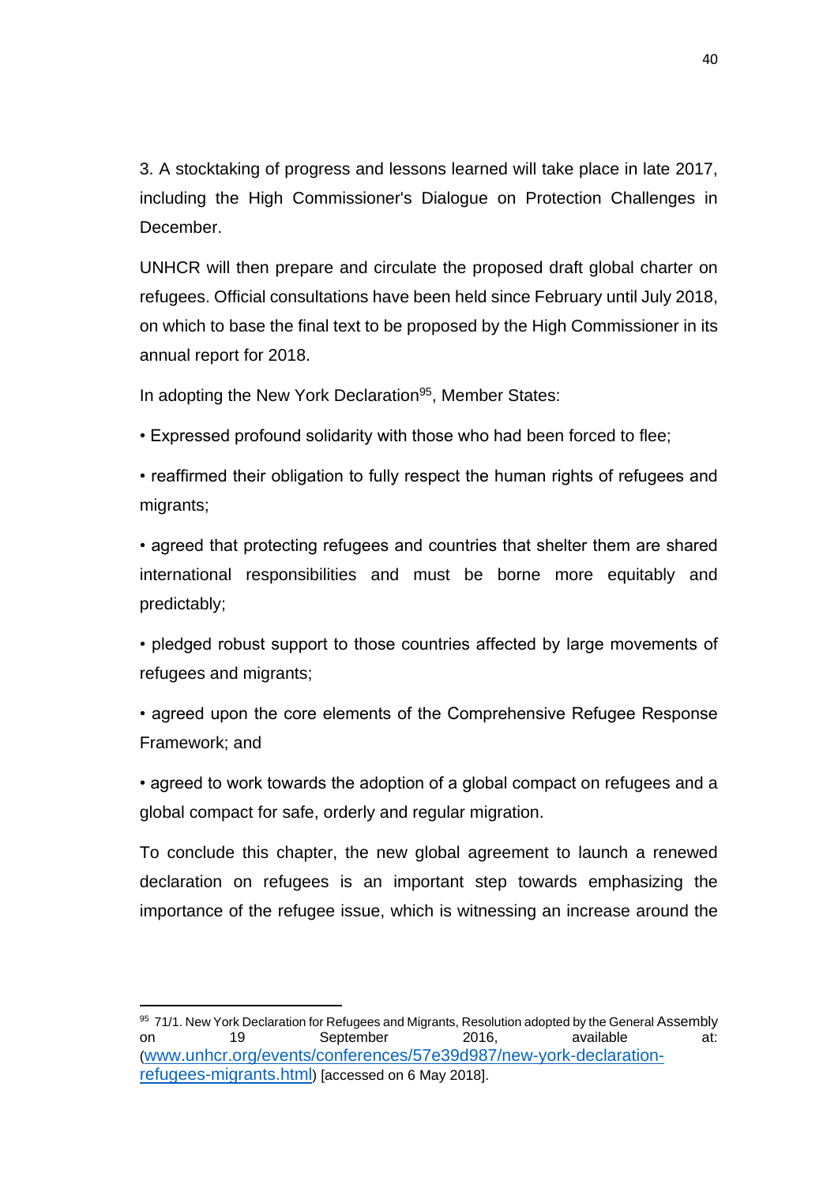3. A stocktaking of progress and lessons learned will take place in late 2017, including the High Commissioner's Dialogue on Protection Challenges in December.

UNHCR will then prepare and circulate the proposed draft global charter on refugees. Official consultations have been held since February until July 2018, on which to base the final text to be proposed by the High Commissioner in its annual report for 2018.

In adopting the New York Declaration[95], Member States:

• Expressed profound solidarity with those who had been forced to flee;

• reaffirmed their obligation to fully respect the human rights of refugees and migrants;

• agreed that protecting refugees and countries that shelter them are shared international responsibilities and must be borne more equitably and predictably;

• pledged robust support to those countries affected by large movements of refugees and migrants;

• agreed upon the core elements of the Comprehensive Refugee Response Framework; and

• agreed to work towards the adoption of a global compact on refugees and a global compact for safe, orderly and regular migration.

To conclude this chapter, the new global agreement to launch a renewed declaration on refugees is an important step towards emphasizing the importance of the refugee issue, which is witnessing an increase around the

---

[95] 71/1. New York Declaration for Refugees and Migrants, Resolution adopted by the General Assembly on 19 September 2016, available at: (www.unhcr.org/events/conferences/57e39d987/new-york-declaration-refugees-migrants.html) [accessed on 6 May 2018].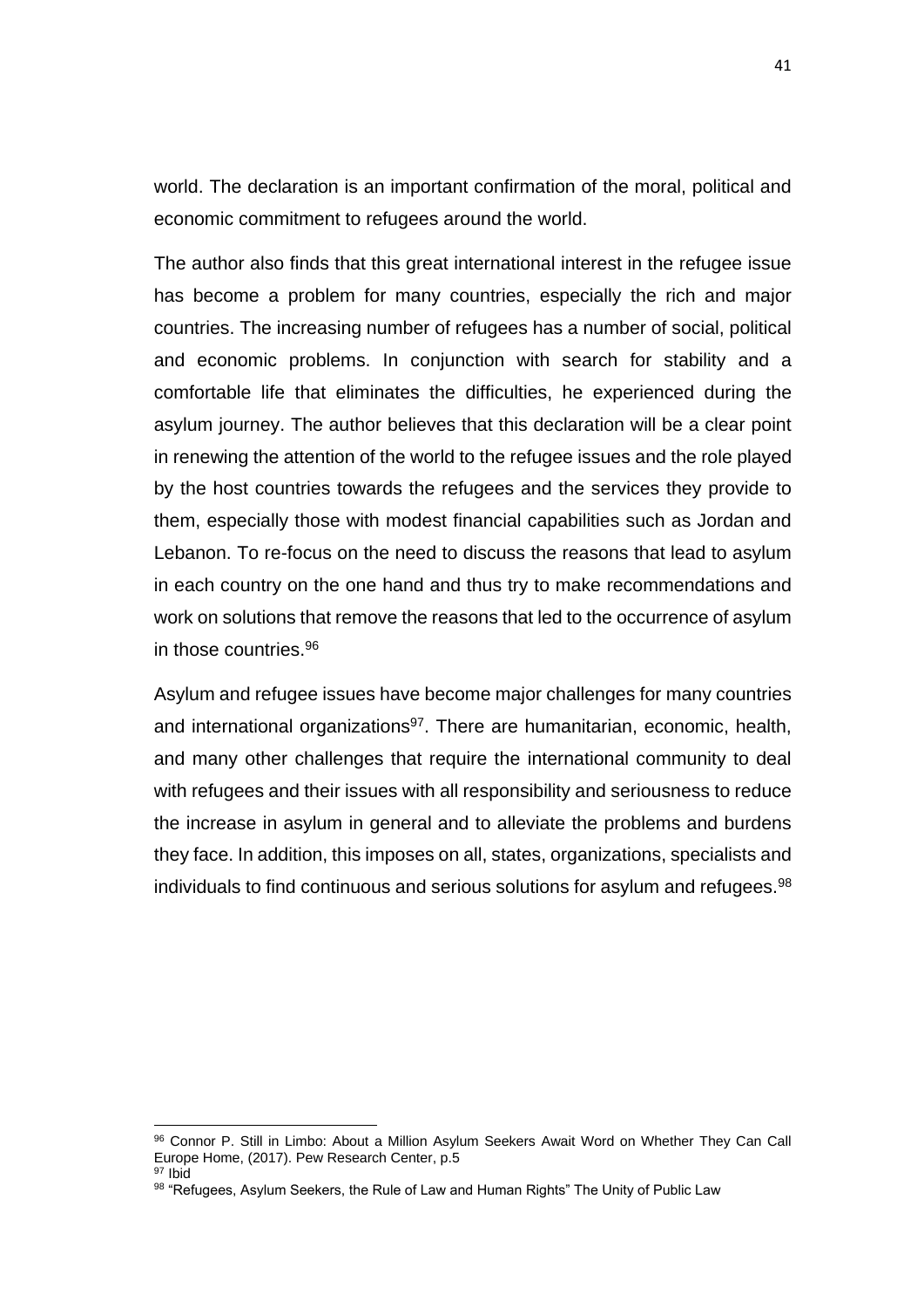world. The declaration is an important confirmation of the moral, political and economic commitment to refugees around the world.

The author also finds that this great international interest in the refugee issue has become a problem for many countries, especially the rich and major countries. The increasing number of refugees has a number of social, political and economic problems. In conjunction with search for stability and a comfortable life that eliminates the difficulties, he experienced during the asylum journey. The author believes that this declaration will be a clear point in renewing the attention of the world to the refugee issues and the role played by the host countries towards the refugees and the services they provide to them, especially those with modest financial capabilities such as Jordan and Lebanon. To re-focus on the need to discuss the reasons that lead to asylum in each country on the one hand and thus try to make recommendations and work on solutions that remove the reasons that led to the occurrence of asylum in those countries.[96]

Asylum and refugee issues have become major challenges for many countries and international organizations[97]. There are humanitarian, economic, health, and many other challenges that require the international community to deal with refugees and their issues with all responsibility and seriousness to reduce the increase in asylum in general and to alleviate the problems and burdens they face. In addition, this imposes on all, states, organizations, specialists and individuals to find continuous and serious solutions for asylum and refugees.[98]

---

[96] Connor P. Still in Limbo: About a Million Asylum Seekers Await Word on Whether They Can Call Europe Home, (2017). Pew Research Center, p.5

[97] Ibid

[98] "Refugees, Asylum Seekers, the Rule of Law and Human Rights" The Unity of Public Law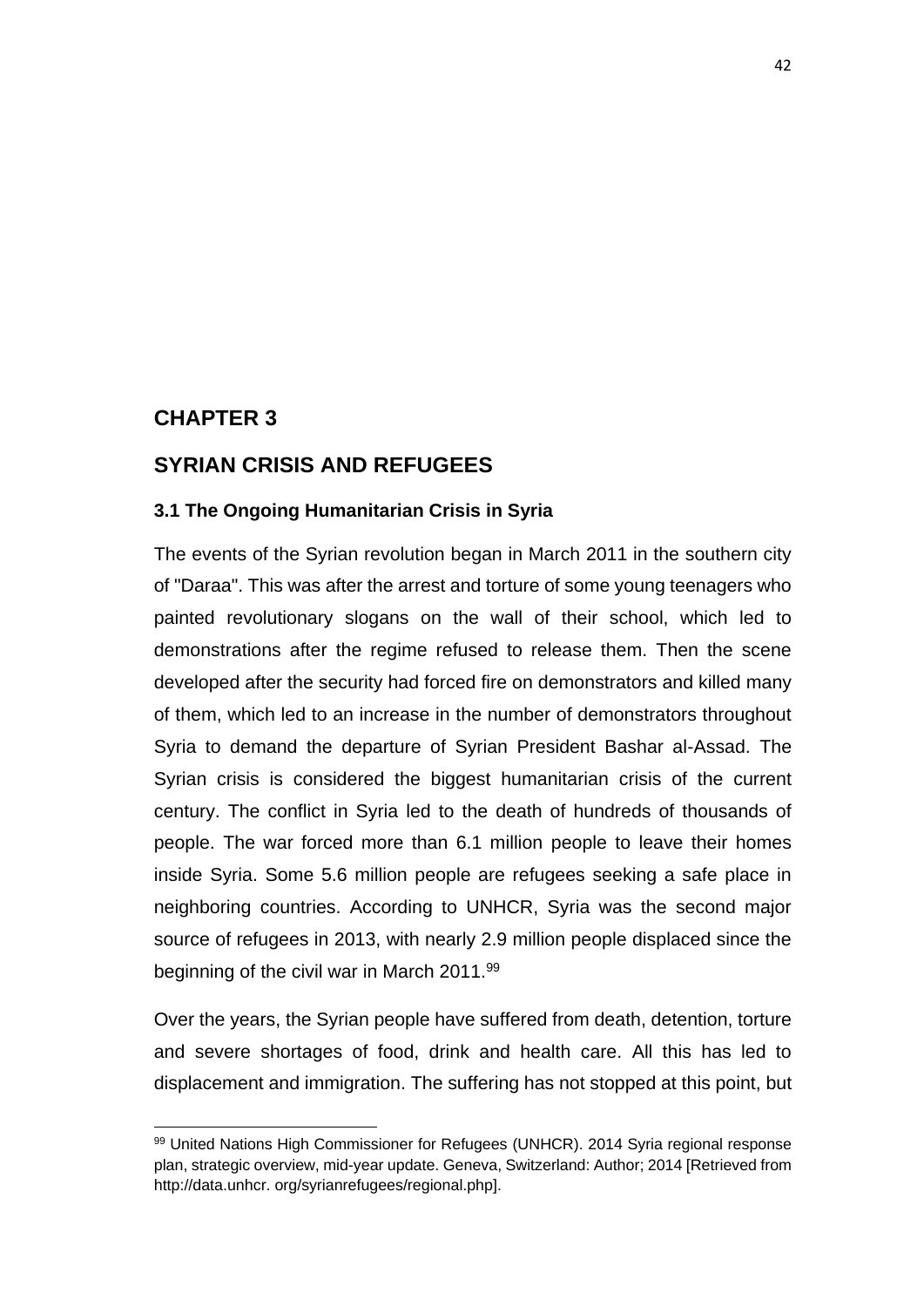# CHAPTER 3

# SYRIAN CRISIS AND REFUGEES

### 3.1 The Ongoing Humanitarian Crisis in Syria

The events of the Syrian revolution began in March 2011 in the southern city of "Daraa". This was after the arrest and torture of some young teenagers who painted revolutionary slogans on the wall of their school, which led to demonstrations after the regime refused to release them. Then the scene developed after the security had forced fire on demonstrators and killed many of them, which led to an increase in the number of demonstrators throughout Syria to demand the departure of Syrian President Bashar al-Assad. The Syrian crisis is considered the biggest humanitarian crisis of the current century. The conflict in Syria led to the death of hundreds of thousands of people. The war forced more than 6.1 million people to leave their homes inside Syria. Some 5.6 million people are refugees seeking a safe place in neighboring countries. According to UNHCR, Syria was the second major source of refugees in 2013, with nearly 2.9 million people displaced since the beginning of the civil war in March 2011.[99]

Over the years, the Syrian people have suffered from death, detention, torture and severe shortages of food, drink and health care. All this has led to displacement and immigration. The suffering has not stopped at this point, but

---

[99] United Nations High Commissioner for Refugees (UNHCR). 2014 Syria regional response plan, strategic overview, mid-year update. Geneva, Switzerland: Author; 2014 [Retrieved from http://data.unhcr. org/syrianrefugees/regional.php].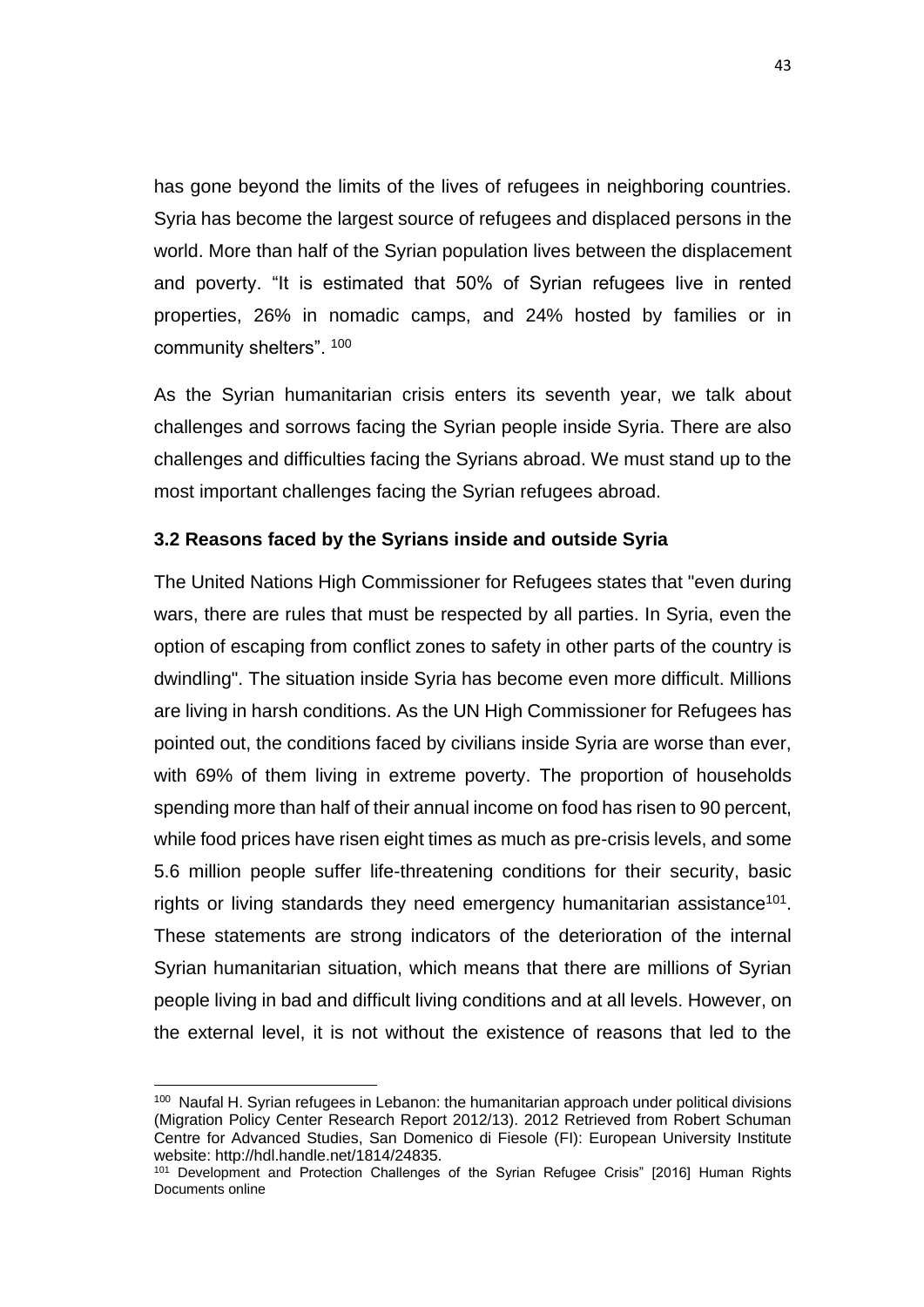has gone beyond the limits of the lives of refugees in neighboring countries. Syria has become the largest source of refugees and displaced persons in the world. More than half of the Syrian population lives between the displacement and poverty. “It is estimated that 50% of Syrian refugees live in rented properties, 26% in nomadic camps, and 24% hosted by families or in community shelters”. [100]

As the Syrian humanitarian crisis enters its seventh year, we talk about challenges and sorrows facing the Syrian people inside Syria. There are also challenges and difficulties facing the Syrians abroad. We must stand up to the most important challenges facing the Syrian refugees abroad.

### 3.2 Reasons faced by the Syrians inside and outside Syria

The United Nations High Commissioner for Refugees states that "even during wars, there are rules that must be respected by all parties. In Syria, even the option of escaping from conflict zones to safety in other parts of the country is dwindling". The situation inside Syria has become even more difficult. Millions are living in harsh conditions. As the UN High Commissioner for Refugees has pointed out, the conditions faced by civilians inside Syria are worse than ever, with 69% of them living in extreme poverty. The proportion of households spending more than half of their annual income on food has risen to 90 percent, while food prices have risen eight times as much as pre-crisis levels, and some 5.6 million people suffer life-threatening conditions for their security, basic rights or living standards they need emergency humanitarian assistance[101]. These statements are strong indicators of the deterioration of the internal Syrian humanitarian situation, which means that there are millions of Syrian people living in bad and difficult living conditions and at all levels. However, on the external level, it is not without the existence of reasons that led to the

---

[100] Naufal H. Syrian refugees in Lebanon: the humanitarian approach under political divisions (Migration Policy Center Research Report 2012/13). 2012 Retrieved from Robert Schuman Centre for Advanced Studies, San Domenico di Fiesole (FI): European University Institute website: http://hdl.handle.net/1814/24835.

[101] Development and Protection Challenges of the Syrian Refugee Crisis” [2016] Human Rights Documents online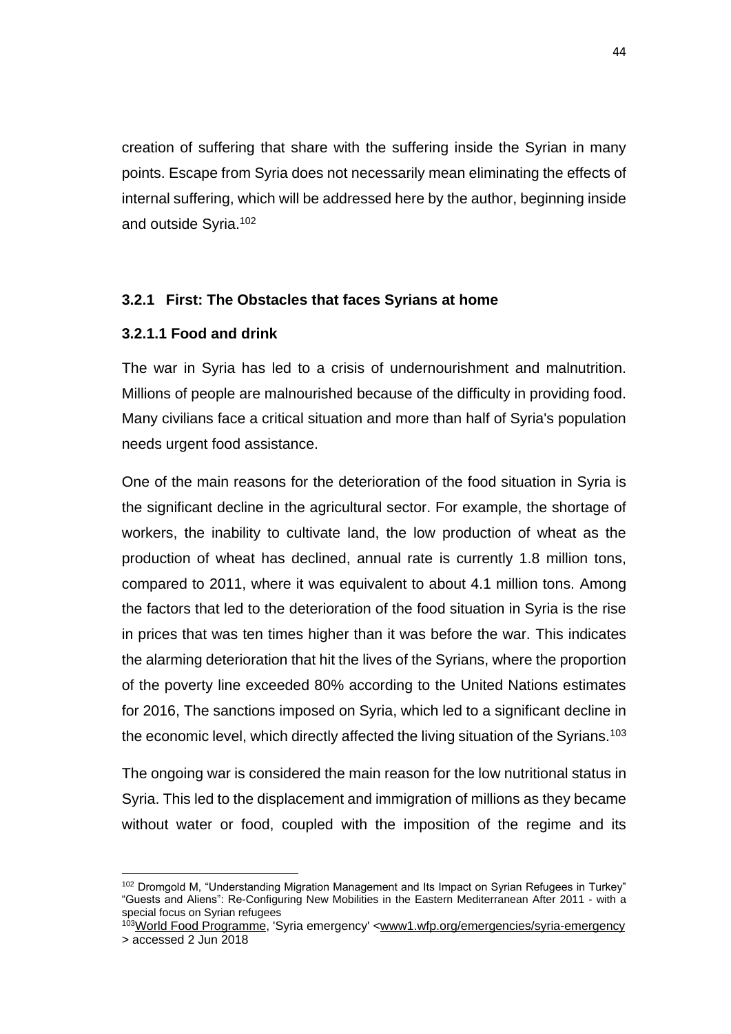creation of suffering that share with the suffering inside the Syrian in many points. Escape from Syria does not necessarily mean eliminating the effects of internal suffering, which will be addressed here by the author, beginning inside and outside Syria.[102]

### 3.2.1 First: The Obstacles that faces Syrians at home

#### 3.2.1.1 Food and drink

The war in Syria has led to a crisis of undernourishment and malnutrition. Millions of people are malnourished because of the difficulty in providing food. Many civilians face a critical situation and more than half of Syria's population needs urgent food assistance.

One of the main reasons for the deterioration of the food situation in Syria is the significant decline in the agricultural sector. For example, the shortage of workers, the inability to cultivate land, the low production of wheat as the production of wheat has declined, annual rate is currently 1.8 million tons, compared to 2011, where it was equivalent to about 4.1 million tons. Among the factors that led to the deterioration of the food situation in Syria is the rise in prices that was ten times higher than it was before the war. This indicates the alarming deterioration that hit the lives of the Syrians, where the proportion of the poverty line exceeded 80% according to the United Nations estimates for 2016, The sanctions imposed on Syria, which led to a significant decline in the economic level, which directly affected the living situation of the Syrians.[103]

The ongoing war is considered the main reason for the low nutritional status in Syria. This led to the displacement and immigration of millions as they became without water or food, coupled with the imposition of the regime and its

---

[102] Dromgold M, "Understanding Migration Management and Its Impact on Syrian Refugees in Turkey" "Guests and Aliens": Re-Configuring New Mobilities in the Eastern Mediterranean After 2011 - with a special focus on Syrian refugees

[103] World Food Programme, 'Syria emergency' <www1.wfp.org/emergencies/syria-emergency > accessed 2 Jun 2018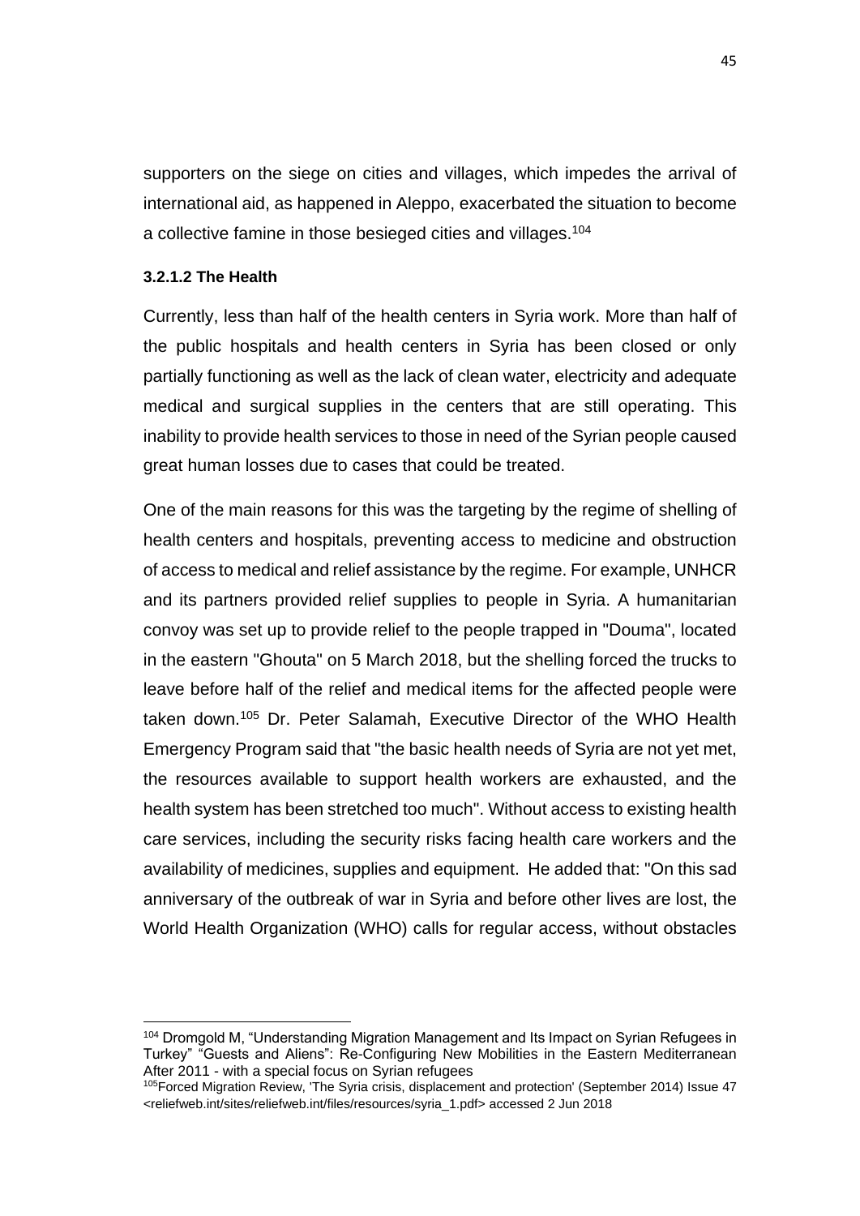supporters on the siege on cities and villages, which impedes the arrival of international aid, as happened in Aleppo, exacerbated the situation to become a collective famine in those besieged cities and villages.[104]

#### 3.2.1.2 The Health

Currently, less than half of the health centers in Syria work. More than half of the public hospitals and health centers in Syria has been closed or only partially functioning as well as the lack of clean water, electricity and adequate medical and surgical supplies in the centers that are still operating. This inability to provide health services to those in need of the Syrian people caused great human losses due to cases that could be treated.

One of the main reasons for this was the targeting by the regime of shelling of health centers and hospitals, preventing access to medicine and obstruction of access to medical and relief assistance by the regime. For example, UNHCR and its partners provided relief supplies to people in Syria. A humanitarian convoy was set up to provide relief to the people trapped in "Douma", located in the eastern "Ghouta" on 5 March 2018, but the shelling forced the trucks to leave before half of the relief and medical items for the affected people were taken down.[105] Dr. Peter Salamah, Executive Director of the WHO Health Emergency Program said that "the basic health needs of Syria are not yet met, the resources available to support health workers are exhausted, and the health system has been stretched too much". Without access to existing health care services, including the security risks facing health care workers and the availability of medicines, supplies and equipment. He added that: "On this sad anniversary of the outbreak of war in Syria and before other lives are lost, the World Health Organization (WHO) calls for regular access, without obstacles

---

[104] Dromgold M, "Understanding Migration Management and Its Impact on Syrian Refugees in Turkey" "Guests and Aliens": Re-Configuring New Mobilities in the Eastern Mediterranean After 2011 - with a special focus on Syrian refugees

[105] Forced Migration Review, 'The Syria crisis, displacement and protection' (September 2014) Issue 47 <reliefweb.int/sites/reliefweb.int/files/resources/syria_1.pdf> accessed 2 Jun 2018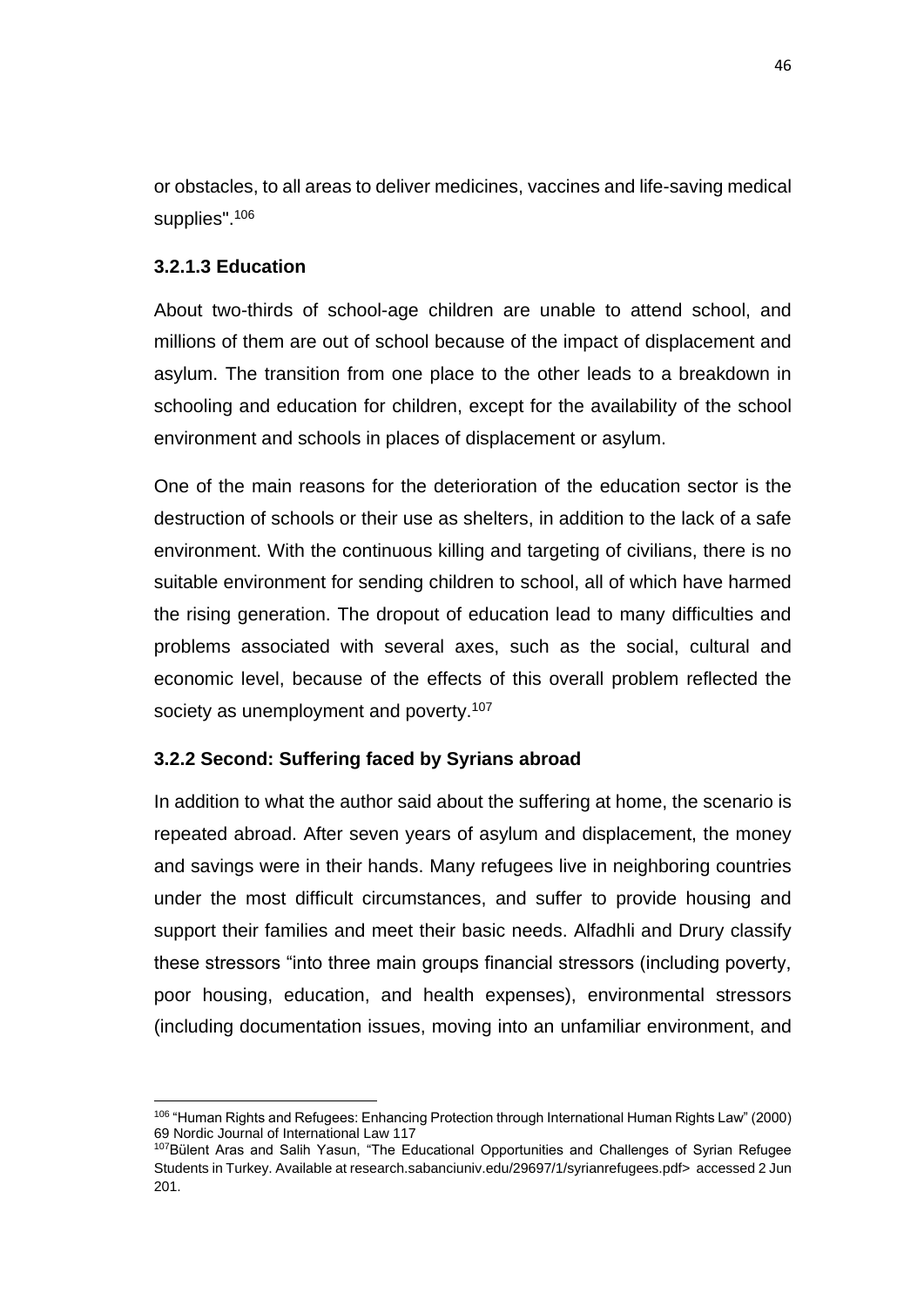or obstacles, to all areas to deliver medicines, vaccines and life-saving medical supplies".[106]

### 3.2.1.3 Education

About two-thirds of school-age children are unable to attend school, and millions of them are out of school because of the impact of displacement and asylum. The transition from one place to the other leads to a breakdown in schooling and education for children, except for the availability of the school environment and schools in places of displacement or asylum.

One of the main reasons for the deterioration of the education sector is the destruction of schools or their use as shelters, in addition to the lack of a safe environment. With the continuous killing and targeting of civilians, there is no suitable environment for sending children to school, all of which have harmed the rising generation. The dropout of education lead to many difficulties and problems associated with several axes, such as the social, cultural and economic level, because of the effects of this overall problem reflected the society as unemployment and poverty.[107]

### 3.2.2 Second: Suffering faced by Syrians abroad

In addition to what the author said about the suffering at home, the scenario is repeated abroad. After seven years of asylum and displacement, the money and savings were in their hands. Many refugees live in neighboring countries under the most difficult circumstances, and suffer to provide housing and support their families and meet their basic needs. Alfadhli and Drury classify these stressors "into three main groups financial stressors (including poverty, poor housing, education, and health expenses), environmental stressors (including documentation issues, moving into an unfamiliar environment, and

---

[106] "Human Rights and Refugees: Enhancing Protection through International Human Rights Law" (2000) 69 Nordic Journal of International Law 117

[107] Bülent Aras and Salih Yasun, "The Educational Opportunities and Challenges of Syrian Refugee Students in Turkey. Available at research.sabanciuniv.edu/29697/1/syrianrefugees.pdf> accessed 2 Jun 201.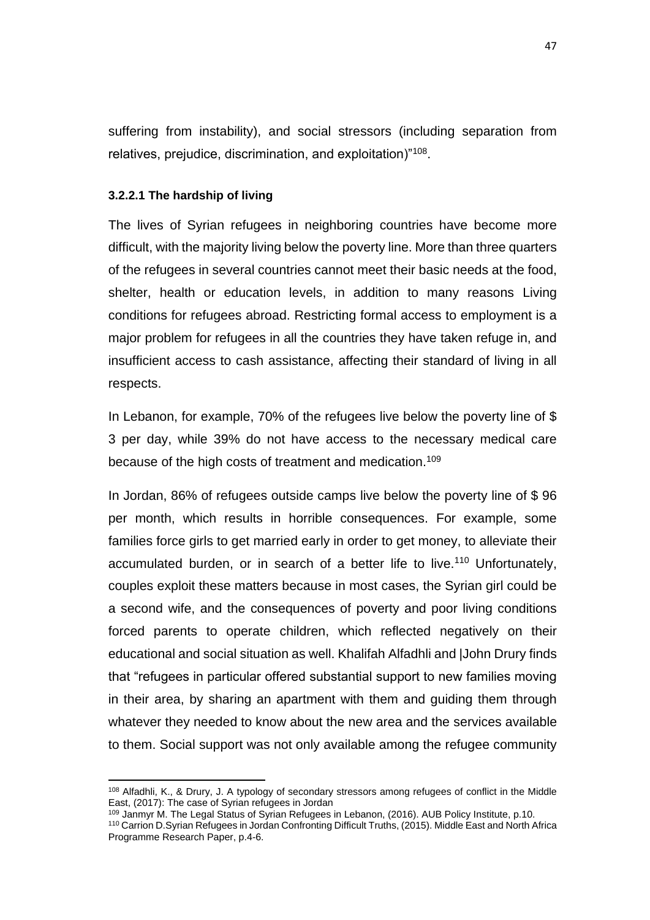suffering from instability), and social stressors (including separation from relatives, prejudice, discrimination, and exploitation)"[108].

#### 3.2.2.1 The hardship of living

The lives of Syrian refugees in neighboring countries have become more difficult, with the majority living below the poverty line. More than three quarters of the refugees in several countries cannot meet their basic needs at the food, shelter, health or education levels, in addition to many reasons Living conditions for refugees abroad. Restricting formal access to employment is a major problem for refugees in all the countries they have taken refuge in, and insufficient access to cash assistance, affecting their standard of living in all respects.

In Lebanon, for example, 70% of the refugees live below the poverty line of $ 3 per day, while 39% do not have access to the necessary medical care because of the high costs of treatment and medication.[109]

In Jordan, 86% of refugees outside camps live below the poverty line of $ 96 per month, which results in horrible consequences. For example, some families force girls to get married early in order to get money, to alleviate their accumulated burden, or in search of a better life to live.[110] Unfortunately, couples exploit these matters because in most cases, the Syrian girl could be a second wife, and the consequences of poverty and poor living conditions forced parents to operate children, which reflected negatively on their educational and social situation as well. Khalifah Alfadhli and |John Drury finds that "refugees in particular offered substantial support to new families moving in their area, by sharing an apartment with them and guiding them through whatever they needed to know about the new area and the services available to them. Social support was not only available among the refugee community

---

[108] Alfadhli, K., & Drury, J. A typology of secondary stressors among refugees of conflict in the Middle East, (2017): The case of Syrian refugees in Jordan

[109] Janmyr M. The Legal Status of Syrian Refugees in Lebanon, (2016). AUB Policy Institute, p.10.

[110] Carrion D.Syrian Refugees in Jordan Confronting Difficult Truths, (2015). Middle East and North Africa Programme Research Paper, p.4-6.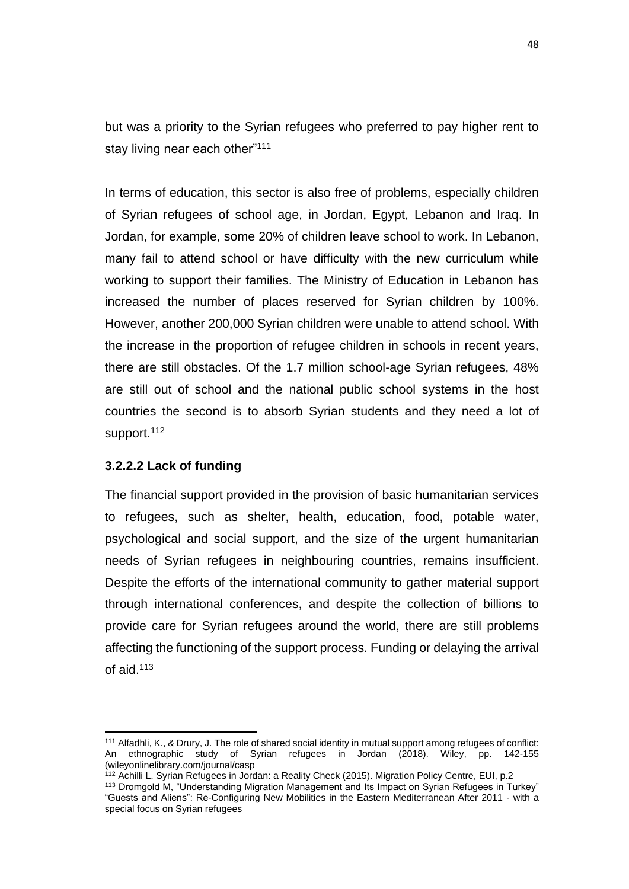but was a priority to the Syrian refugees who preferred to pay higher rent to stay living near each other"[111]

In terms of education, this sector is also free of problems, especially children of Syrian refugees of school age, in Jordan, Egypt, Lebanon and Iraq. In Jordan, for example, some 20% of children leave school to work. In Lebanon, many fail to attend school or have difficulty with the new curriculum while working to support their families. The Ministry of Education in Lebanon has increased the number of places reserved for Syrian children by 100%. However, another 200,000 Syrian children were unable to attend school. With the increase in the proportion of refugee children in schools in recent years, there are still obstacles. Of the 1.7 million school-age Syrian refugees, 48% are still out of school and the national public school systems in the host countries the second is to absorb Syrian students and they need a lot of support.[112]

#### 3.2.2.2 Lack of funding

The financial support provided in the provision of basic humanitarian services to refugees, such as shelter, health, education, food, potable water, psychological and social support, and the size of the urgent humanitarian needs of Syrian refugees in neighbouring countries, remains insufficient. Despite the efforts of the international community to gather material support through international conferences, and despite the collection of billions to provide care for Syrian refugees around the world, there are still problems affecting the functioning of the support process. Funding or delaying the arrival of aid.[113]

---

[111] Alfadhli, K., & Drury, J. The role of shared social identity in mutual support among refugees of conflict: An ethnographic study of Syrian refugees in Jordan (2018). Wiley, pp. 142-155 (wileyonlinelibrary.com/journal/casp

[112] Achilli L. Syrian Refugees in Jordan: a Reality Check (2015). Migration Policy Centre, EUI, p.2

[113] Dromgold M, "Understanding Migration Management and Its Impact on Syrian Refugees in Turkey" "Guests and Aliens": Re-Configuring New Mobilities in the Eastern Mediterranean After 2011 - with a special focus on Syrian refugees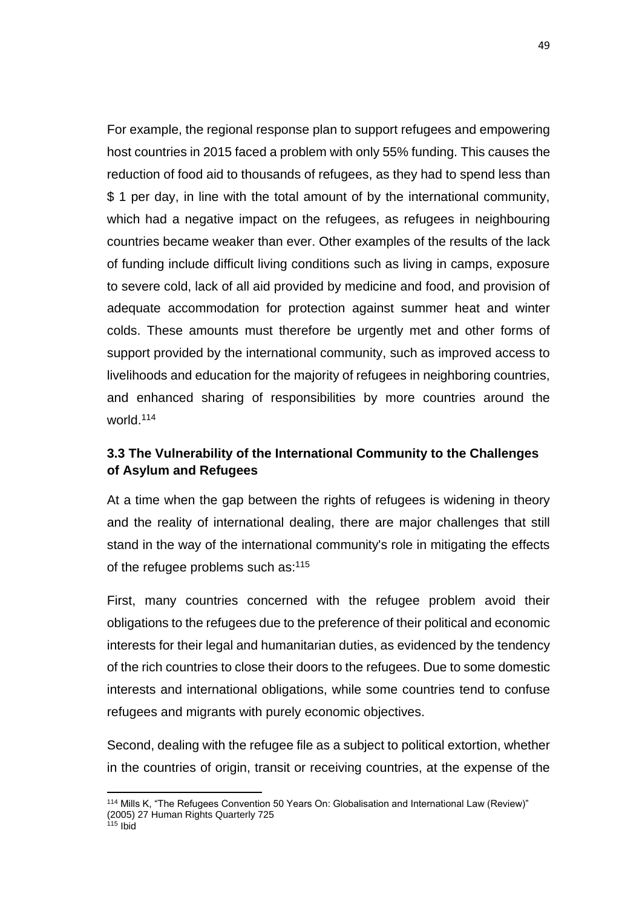For example, the regional response plan to support refugees and empowering host countries in 2015 faced a problem with only 55% funding. This causes the reduction of food aid to thousands of refugees, as they had to spend less than $ 1 per day, in line with the total amount of by the international community, which had a negative impact on the refugees, as refugees in neighbouring countries became weaker than ever. Other examples of the results of the lack of funding include difficult living conditions such as living in camps, exposure to severe cold, lack of all aid provided by medicine and food, and provision of adequate accommodation for protection against summer heat and winter colds. These amounts must therefore be urgently met and other forms of support provided by the international community, such as improved access to livelihoods and education for the majority of refugees in neighboring countries, and enhanced sharing of responsibilities by more countries around the world.[114]

### 3.3 The Vulnerability of the International Community to the Challenges of Asylum and Refugees

At a time when the gap between the rights of refugees is widening in theory and the reality of international dealing, there are major challenges that still stand in the way of the international community's role in mitigating the effects of the refugee problems such as:[115]

First, many countries concerned with the refugee problem avoid their obligations to the refugees due to the preference of their political and economic interests for their legal and humanitarian duties, as evidenced by the tendency of the rich countries to close their doors to the refugees. Due to some domestic interests and international obligations, while some countries tend to confuse refugees and migrants with purely economic objectives.

Second, dealing with the refugee file as a subject to political extortion, whether in the countries of origin, transit or receiving countries, at the expense of the

---

[114] Mills K, "The Refugees Convention 50 Years On: Globalisation and International Law (Review)" (2005) 27 Human Rights Quarterly 725

[115] Ibid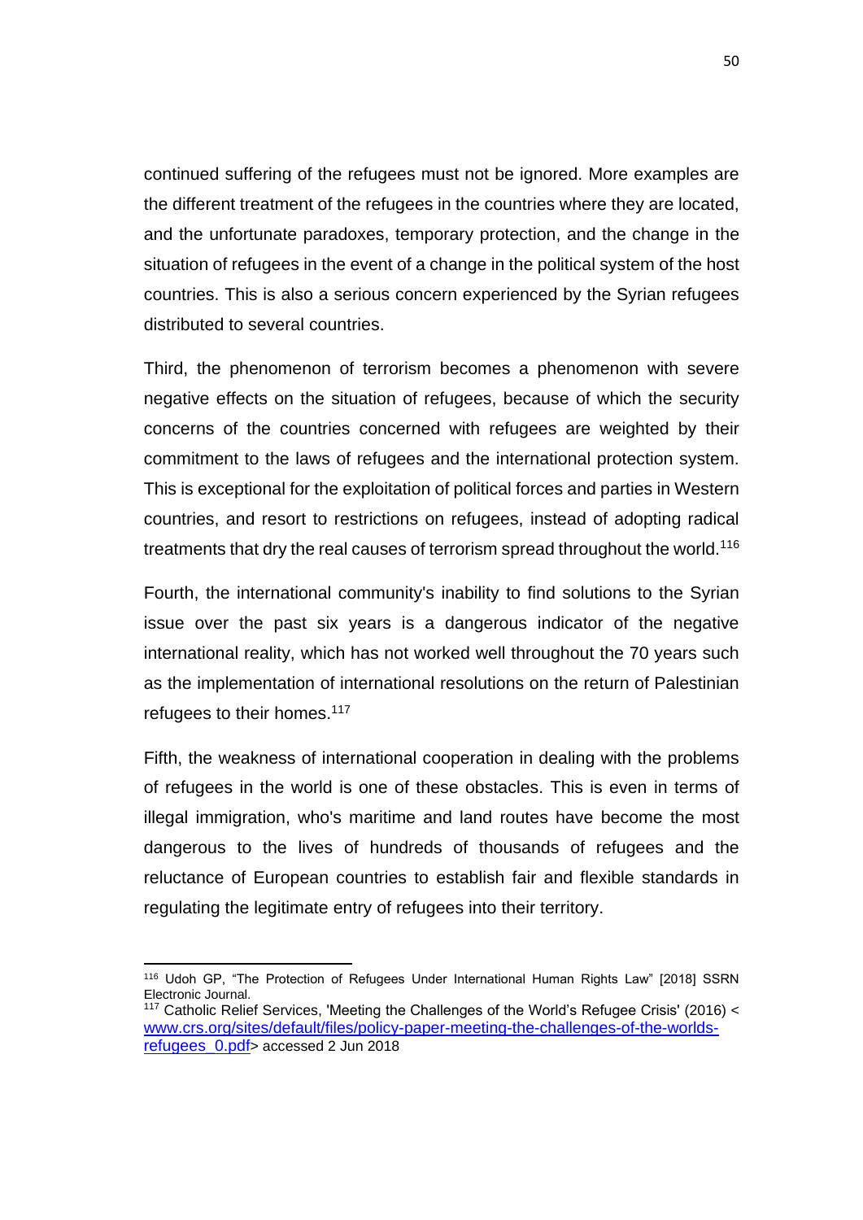continued suffering of the refugees must not be ignored. More examples are the different treatment of the refugees in the countries where they are located, and the unfortunate paradoxes, temporary protection, and the change in the situation of refugees in the event of a change in the political system of the host countries. This is also a serious concern experienced by the Syrian refugees distributed to several countries.

Third, the phenomenon of terrorism becomes a phenomenon with severe negative effects on the situation of refugees, because of which the security concerns of the countries concerned with refugees are weighted by their commitment to the laws of refugees and the international protection system. This is exceptional for the exploitation of political forces and parties in Western countries, and resort to restrictions on refugees, instead of adopting radical treatments that dry the real causes of terrorism spread throughout the world.[116]

Fourth, the international community's inability to find solutions to the Syrian issue over the past six years is a dangerous indicator of the negative international reality, which has not worked well throughout the 70 years such as the implementation of international resolutions on the return of Palestinian refugees to their homes.[117]

Fifth, the weakness of international cooperation in dealing with the problems of refugees in the world is one of these obstacles. This is even in terms of illegal immigration, who's maritime and land routes have become the most dangerous to the lives of hundreds of thousands of refugees and the reluctance of European countries to establish fair and flexible standards in regulating the legitimate entry of refugees into their territory.

---

[116] Udoh GP, "The Protection of Refugees Under International Human Rights Law" [2018] SSRN Electronic Journal.

[117] Catholic Relief Services, 'Meeting the Challenges of the World's Refugee Crisis' (2016) < www.crs.org/sites/default/files/policy-paper-meeting-the-challenges-of-the-worlds-refugees_0.pdf> accessed 2 Jun 2018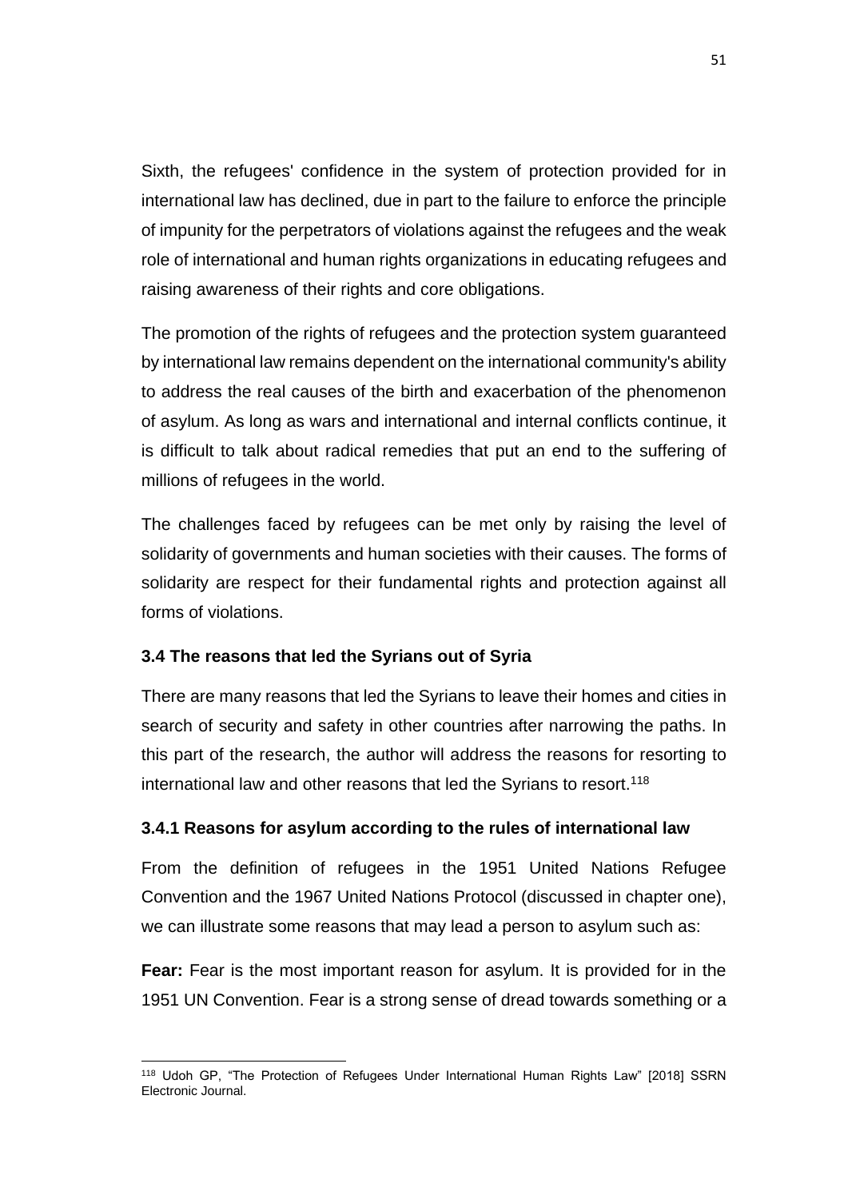Sixth, the refugees' confidence in the system of protection provided for in international law has declined, due in part to the failure to enforce the principle of impunity for the perpetrators of violations against the refugees and the weak role of international and human rights organizations in educating refugees and raising awareness of their rights and core obligations.

The promotion of the rights of refugees and the protection system guaranteed by international law remains dependent on the international community's ability to address the real causes of the birth and exacerbation of the phenomenon of asylum. As long as wars and international and internal conflicts continue, it is difficult to talk about radical remedies that put an end to the suffering of millions of refugees in the world.

The challenges faced by refugees can be met only by raising the level of solidarity of governments and human societies with their causes. The forms of solidarity are respect for their fundamental rights and protection against all forms of violations.

### 3.4 The reasons that led the Syrians out of Syria

There are many reasons that led the Syrians to leave their homes and cities in search of security and safety in other countries after narrowing the paths. In this part of the research, the author will address the reasons for resorting to international law and other reasons that led the Syrians to resort.[118]

#### 3.4.1 Reasons for asylum according to the rules of international law

From the definition of refugees in the 1951 United Nations Refugee Convention and the 1967 United Nations Protocol (discussed in chapter one), we can illustrate some reasons that may lead a person to asylum such as:

**Fear:** Fear is the most important reason for asylum. It is provided for in the 1951 UN Convention. Fear is a strong sense of dread towards something or a

---

[118] Udoh GP, "The Protection of Refugees Under International Human Rights Law" [2018] SSRN Electronic Journal.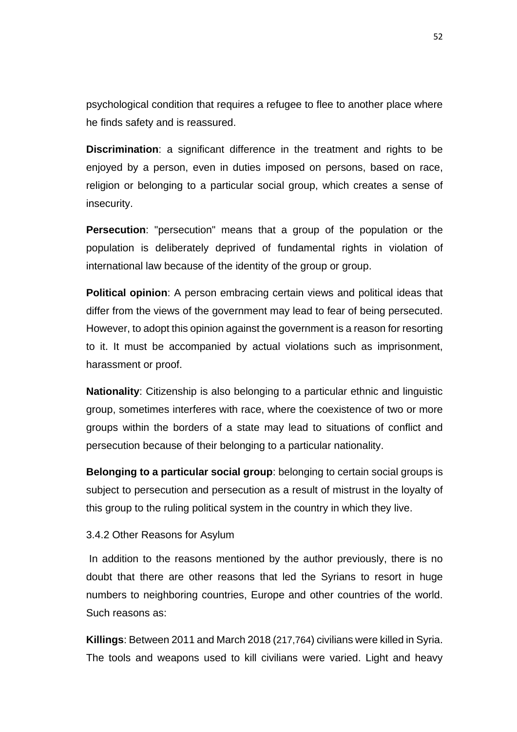psychological condition that requires a refugee to flee to another place where he finds safety and is reassured.

**Discrimination**: a significant difference in the treatment and rights to be enjoyed by a person, even in duties imposed on persons, based on race, religion or belonging to a particular social group, which creates a sense of insecurity.

**Persecution**: "persecution" means that a group of the population or the population is deliberately deprived of fundamental rights in violation of international law because of the identity of the group or group.

**Political opinion**: A person embracing certain views and political ideas that differ from the views of the government may lead to fear of being persecuted. However, to adopt this opinion against the government is a reason for resorting to it. It must be accompanied by actual violations such as imprisonment, harassment or proof.

**Nationality**: Citizenship is also belonging to a particular ethnic and linguistic group, sometimes interferes with race, where the coexistence of two or more groups within the borders of a state may lead to situations of conflict and persecution because of their belonging to a particular nationality.

**Belonging to a particular social group**: belonging to certain social groups is subject to persecution and persecution as a result of mistrust in the loyalty of this group to the ruling political system in the country in which they live.

### 3.4.2 Other Reasons for Asylum

In addition to the reasons mentioned by the author previously, there is no doubt that there are other reasons that led the Syrians to resort in huge numbers to neighboring countries, Europe and other countries of the world. Such reasons as:

**Killings**: Between 2011 and March 2018 (217,764) civilians were killed in Syria. The tools and weapons used to kill civilians were varied. Light and heavy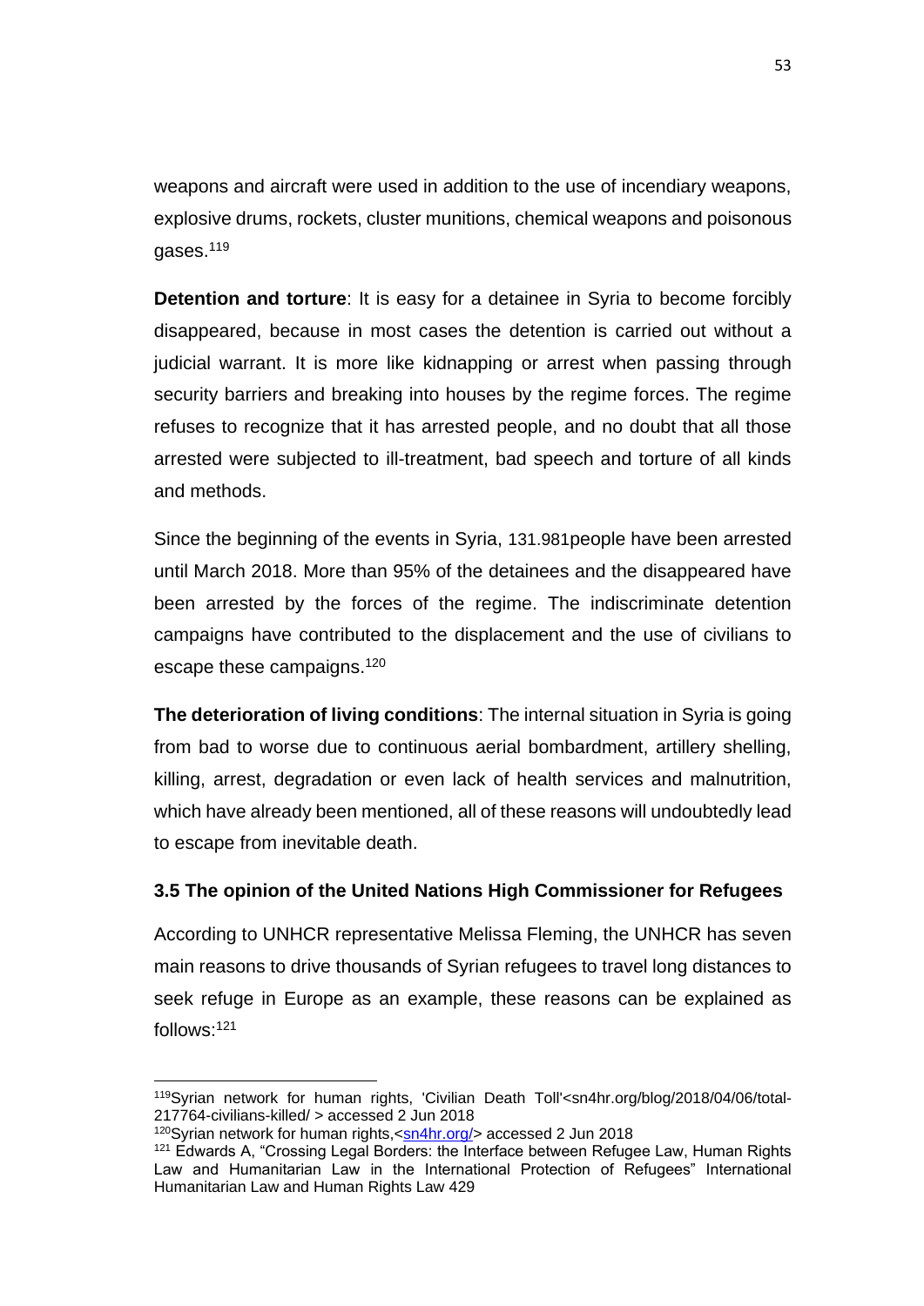weapons and aircraft were used in addition to the use of incendiary weapons, explosive drums, rockets, cluster munitions, chemical weapons and poisonous gases.[119]

**Detention and torture**: It is easy for a detainee in Syria to become forcibly disappeared, because in most cases the detention is carried out without a judicial warrant. It is more like kidnapping or arrest when passing through security barriers and breaking into houses by the regime forces. The regime refuses to recognize that it has arrested people, and no doubt that all those arrested were subjected to ill-treatment, bad speech and torture of all kinds and methods.

Since the beginning of the events in Syria, 131.981people have been arrested until March 2018. More than 95% of the detainees and the disappeared have been arrested by the forces of the regime. The indiscriminate detention campaigns have contributed to the displacement and the use of civilians to escape these campaigns.[120]

**The deterioration of living conditions**: The internal situation in Syria is going from bad to worse due to continuous aerial bombardment, artillery shelling, killing, arrest, degradation or even lack of health services and malnutrition, which have already been mentioned, all of these reasons will undoubtedly lead to escape from inevitable death.

### 3.5 The opinion of the United Nations High Commissioner for Refugees

According to UNHCR representative Melissa Fleming, the UNHCR has seven main reasons to drive thousands of Syrian refugees to travel long distances to seek refuge in Europe as an example, these reasons can be explained as follows:[121]

---

[119] Syrian network for human rights, 'Civilian Death Toll'<sn4hr.org/blog/2018/04/06/total-217764-civilians-killed/ > accessed 2 Jun 2018

[120] Syrian network for human rights,<sn4hr.org/> accessed 2 Jun 2018

[121] Edwards A, "Crossing Legal Borders: the Interface between Refugee Law, Human Rights Law and Humanitarian Law in the International Protection of Refugees" International Humanitarian Law and Human Rights Law 429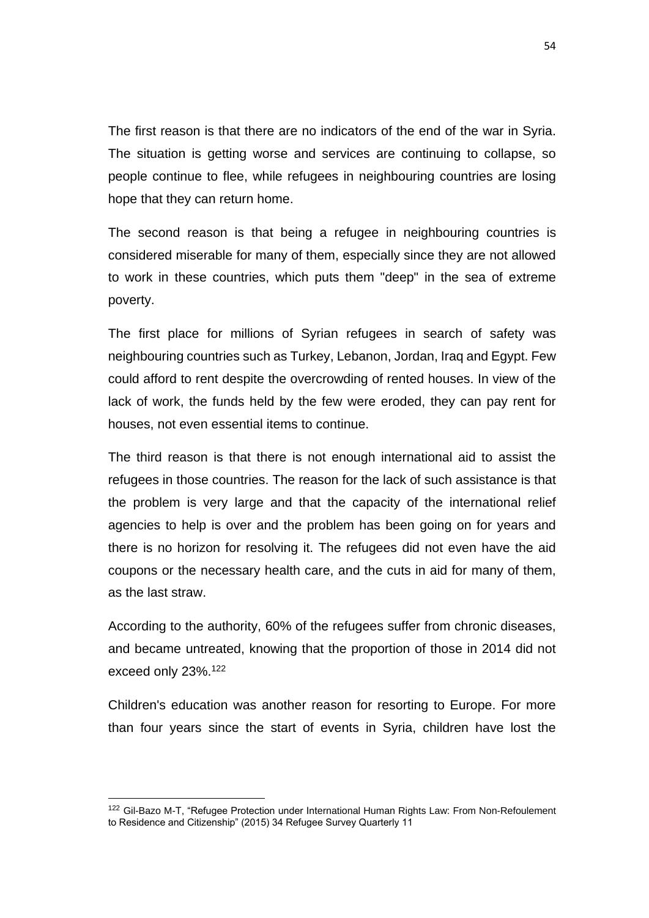The first reason is that there are no indicators of the end of the war in Syria. The situation is getting worse and services are continuing to collapse, so people continue to flee, while refugees in neighbouring countries are losing hope that they can return home.

The second reason is that being a refugee in neighbouring countries is considered miserable for many of them, especially since they are not allowed to work in these countries, which puts them "deep" in the sea of extreme poverty.

The first place for millions of Syrian refugees in search of safety was neighbouring countries such as Turkey, Lebanon, Jordan, Iraq and Egypt. Few could afford to rent despite the overcrowding of rented houses. In view of the lack of work, the funds held by the few were eroded, they can pay rent for houses, not even essential items to continue.

The third reason is that there is not enough international aid to assist the refugees in those countries. The reason for the lack of such assistance is that the problem is very large and that the capacity of the international relief agencies to help is over and the problem has been going on for years and there is no horizon for resolving it. The refugees did not even have the aid coupons or the necessary health care, and the cuts in aid for many of them, as the last straw.

According to the authority, 60% of the refugees suffer from chronic diseases, and became untreated, knowing that the proportion of those in 2014 did not exceed only 23%.[122]

Children's education was another reason for resorting to Europe. For more than four years since the start of events in Syria, children have lost the

---

[122] Gil-Bazo M-T, "Refugee Protection under International Human Rights Law: From Non-Refoulement to Residence and Citizenship" (2015) 34 Refugee Survey Quarterly 11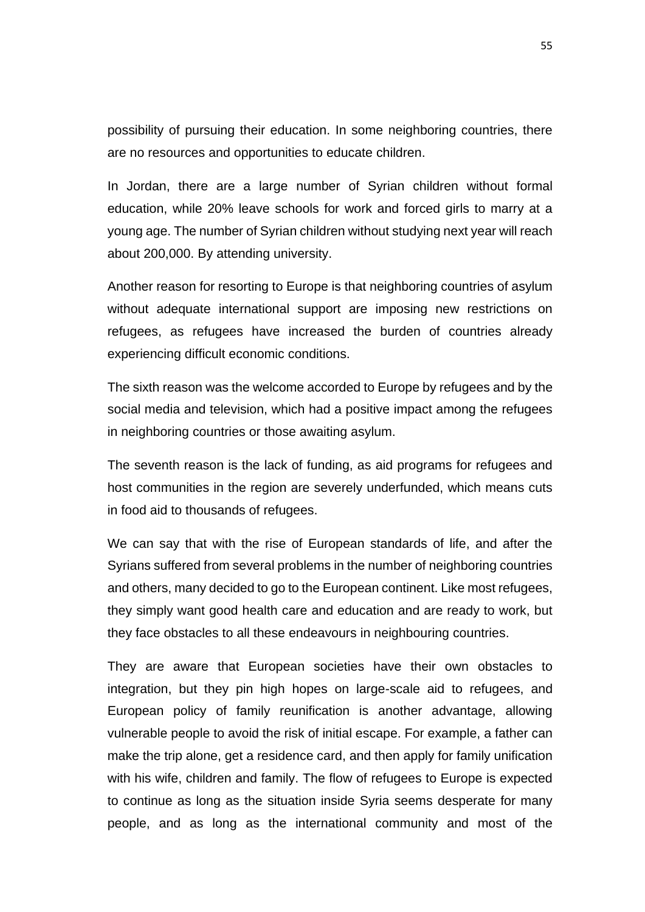possibility of pursuing their education. In some neighboring countries, there are no resources and opportunities to educate children.

In Jordan, there are a large number of Syrian children without formal education, while 20% leave schools for work and forced girls to marry at a young age. The number of Syrian children without studying next year will reach about 200,000. By attending university.

Another reason for resorting to Europe is that neighboring countries of asylum without adequate international support are imposing new restrictions on refugees, as refugees have increased the burden of countries already experiencing difficult economic conditions.

The sixth reason was the welcome accorded to Europe by refugees and by the social media and television, which had a positive impact among the refugees in neighboring countries or those awaiting asylum.

The seventh reason is the lack of funding, as aid programs for refugees and host communities in the region are severely underfunded, which means cuts in food aid to thousands of refugees.

We can say that with the rise of European standards of life, and after the Syrians suffered from several problems in the number of neighboring countries and others, many decided to go to the European continent. Like most refugees, they simply want good health care and education and are ready to work, but they face obstacles to all these endeavours in neighbouring countries.

They are aware that European societies have their own obstacles to integration, but they pin high hopes on large-scale aid to refugees, and European policy of family reunification is another advantage, allowing vulnerable people to avoid the risk of initial escape. For example, a father can make the trip alone, get a residence card, and then apply for family unification with his wife, children and family. The flow of refugees to Europe is expected to continue as long as the situation inside Syria seems desperate for many people, and as long as the international community and most of the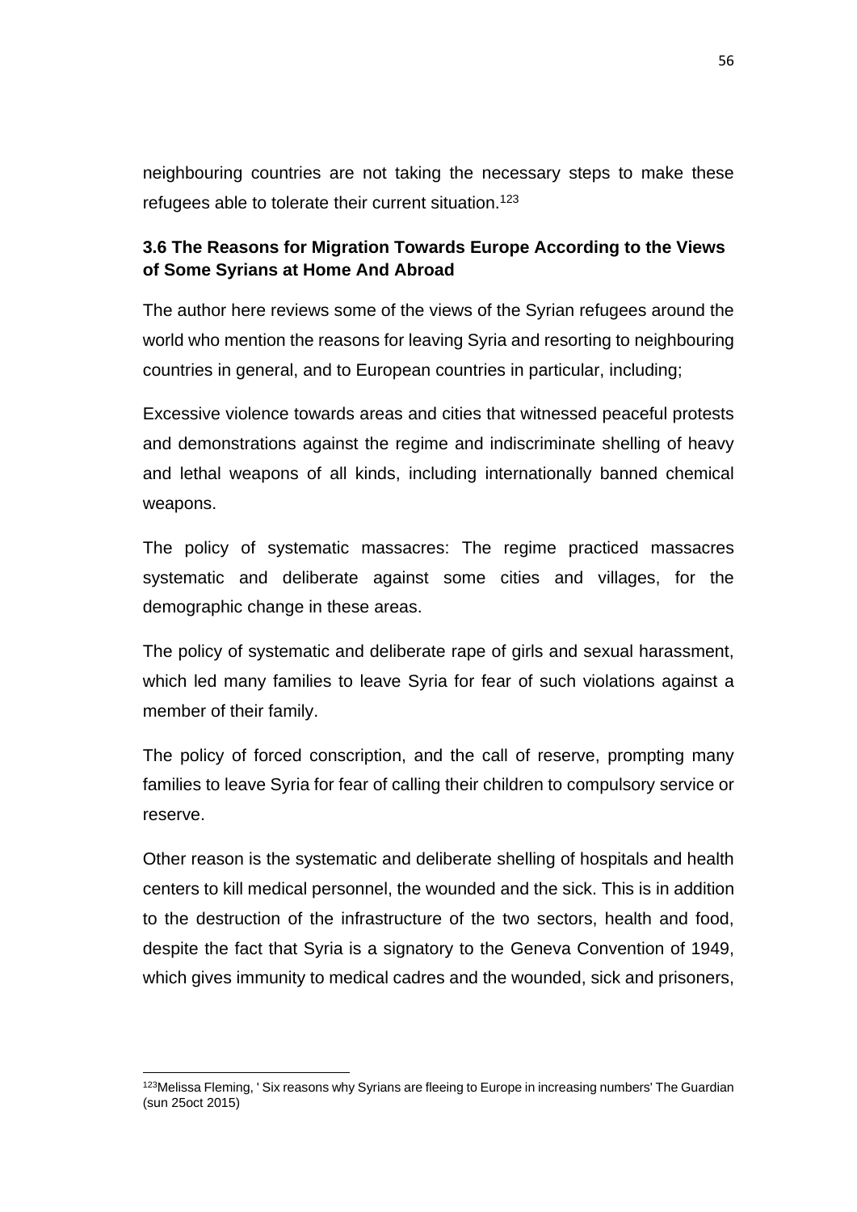neighbouring countries are not taking the necessary steps to make these refugees able to tolerate their current situation.[123]

### 3.6 The Reasons for Migration Towards Europe According to the Views of Some Syrians at Home And Abroad

The author here reviews some of the views of the Syrian refugees around the world who mention the reasons for leaving Syria and resorting to neighbouring countries in general, and to European countries in particular, including;

Excessive violence towards areas and cities that witnessed peaceful protests and demonstrations against the regime and indiscriminate shelling of heavy and lethal weapons of all kinds, including internationally banned chemical weapons.

The policy of systematic massacres: The regime practiced massacres systematic and deliberate against some cities and villages, for the demographic change in these areas.

The policy of systematic and deliberate rape of girls and sexual harassment, which led many families to leave Syria for fear of such violations against a member of their family.

The policy of forced conscription, and the call of reserve, prompting many families to leave Syria for fear of calling their children to compulsory service or reserve.

Other reason is the systematic and deliberate shelling of hospitals and health centers to kill medical personnel, the wounded and the sick. This is in addition to the destruction of the infrastructure of the two sectors, health and food, despite the fact that Syria is a signatory to the Geneva Convention of 1949, which gives immunity to medical cadres and the wounded, sick and prisoners,

---

[123] Melissa Fleming, ' Six reasons why Syrians are fleeing to Europe in increasing numbers' The Guardian (sun 25oct 2015)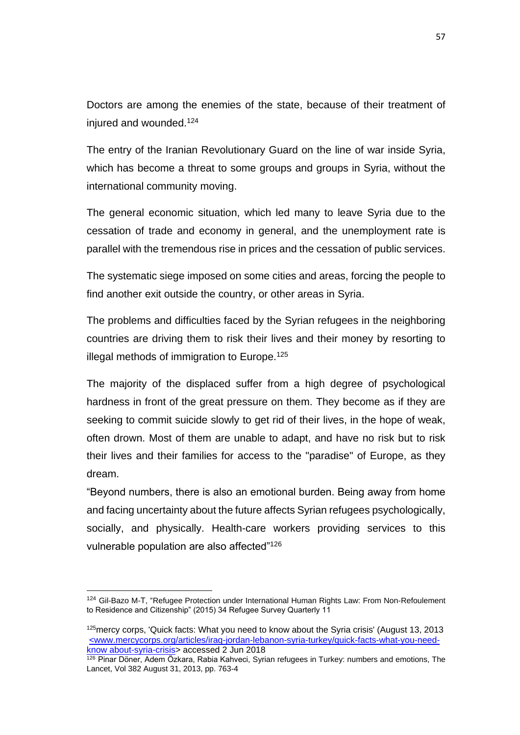Doctors are among the enemies of the state, because of their treatment of injured and wounded.[124]

The entry of the Iranian Revolutionary Guard on the line of war inside Syria, which has become a threat to some groups and groups in Syria, without the international community moving.

The general economic situation, which led many to leave Syria due to the cessation of trade and economy in general, and the unemployment rate is parallel with the tremendous rise in prices and the cessation of public services.

The systematic siege imposed on some cities and areas, forcing the people to find another exit outside the country, or other areas in Syria.

The problems and difficulties faced by the Syrian refugees in the neighboring countries are driving them to risk their lives and their money by resorting to illegal methods of immigration to Europe.[125]

The majority of the displaced suffer from a high degree of psychological hardness in front of the great pressure on them. They become as if they are seeking to commit suicide slowly to get rid of their lives, in the hope of weak, often drown. Most of them are unable to adapt, and have no risk but to risk their lives and their families for access to the "paradise" of Europe, as they dream.

"Beyond numbers, there is also an emotional burden. Being away from home and facing uncertainty about the future affects Syrian refugees psychologically, socially, and physically. Health-care workers providing services to this vulnerable population are also affected"[126]

---

[124] Gil-Bazo M-T, "Refugee Protection under International Human Rights Law: From Non-Refoulement to Residence and Citizenship" (2015) 34 Refugee Survey Quarterly 11

[125] mercy corps, 'Quick facts: What you need to know about the Syria crisis' (August 13, 2013 <www.mercycorps.org/articles/iraq-jordan-lebanon-syria-turkey/quick-facts-what-you-need-know about-syria-crisis> accessed 2 Jun 2018

[126] Pinar Döner, Adem Özkara, Rabia Kahveci, Syrian refugees in Turkey: numbers and emotions, The Lancet, Vol 382 August 31, 2013, pp. 763-4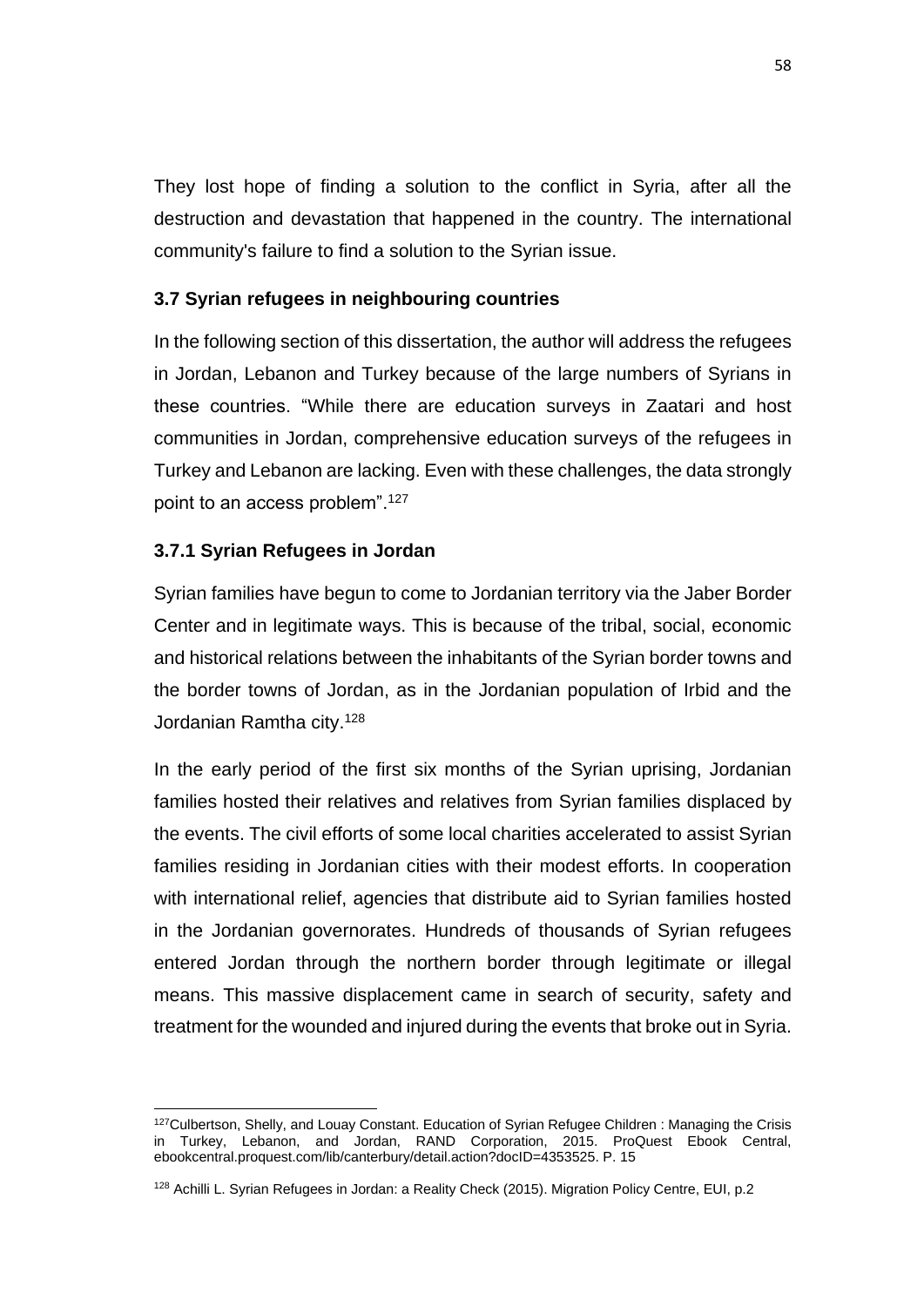They lost hope of finding a solution to the conflict in Syria, after all the destruction and devastation that happened in the country. The international community's failure to find a solution to the Syrian issue.

### 3.7 Syrian refugees in neighbouring countries

In the following section of this dissertation, the author will address the refugees in Jordan, Lebanon and Turkey because of the large numbers of Syrians in these countries. "While there are education surveys in Zaatari and host communities in Jordan, comprehensive education surveys of the refugees in Turkey and Lebanon are lacking. Even with these challenges, the data strongly point to an access problem".[127]

### 3.7.1 Syrian Refugees in Jordan

Syrian families have begun to come to Jordanian territory via the Jaber Border Center and in legitimate ways. This is because of the tribal, social, economic and historical relations between the inhabitants of the Syrian border towns and the border towns of Jordan, as in the Jordanian population of Irbid and the Jordanian Ramtha city.[128]

In the early period of the first six months of the Syrian uprising, Jordanian families hosted their relatives and relatives from Syrian families displaced by the events. The civil efforts of some local charities accelerated to assist Syrian families residing in Jordanian cities with their modest efforts. In cooperation with international relief, agencies that distribute aid to Syrian families hosted in the Jordanian governorates. Hundreds of thousands of Syrian refugees entered Jordan through the northern border through legitimate or illegal means. This massive displacement came in search of security, safety and treatment for the wounded and injured during the events that broke out in Syria.

---

[127] Culbertson, Shelly, and Louay Constant. Education of Syrian Refugee Children : Managing the Crisis in Turkey, Lebanon, and Jordan, RAND Corporation, 2015. ProQuest Ebook Central, ebookcentral.proquest.com/lib/canterbury/detail.action?docID=4353525. P. 15

[128] Achilli L. Syrian Refugees in Jordan: a Reality Check (2015). Migration Policy Centre, EUI, p.2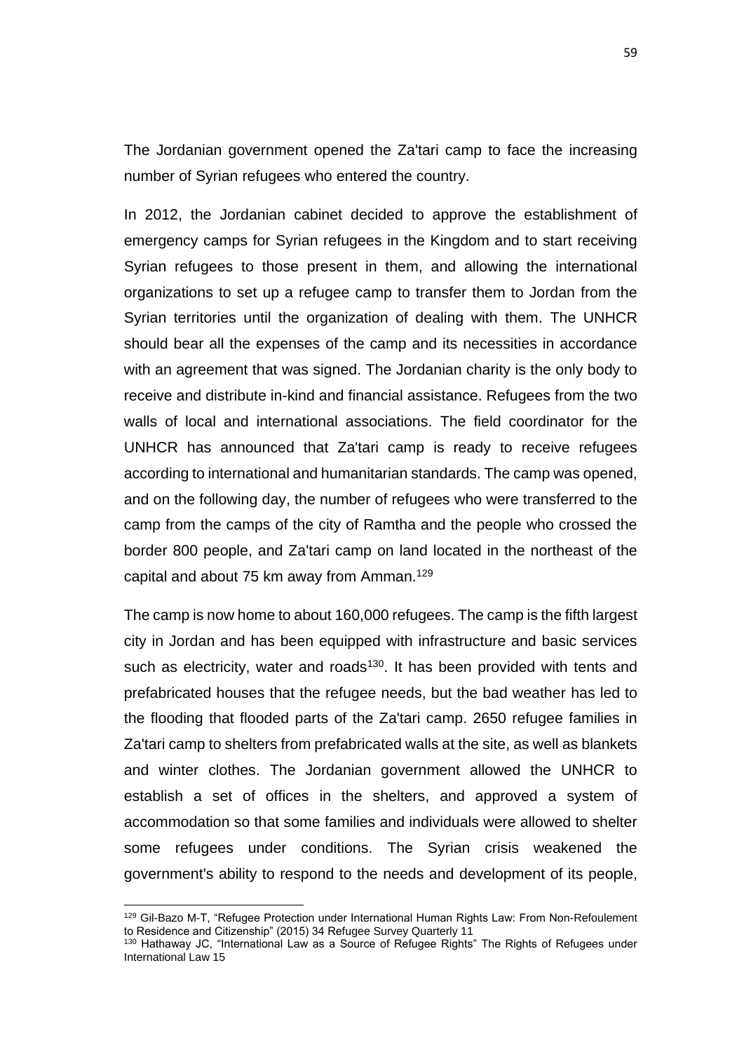The Jordanian government opened the Za'tari camp to face the increasing number of Syrian refugees who entered the country.

In 2012, the Jordanian cabinet decided to approve the establishment of emergency camps for Syrian refugees in the Kingdom and to start receiving Syrian refugees to those present in them, and allowing the international organizations to set up a refugee camp to transfer them to Jordan from the Syrian territories until the organization of dealing with them. The UNHCR should bear all the expenses of the camp and its necessities in accordance with an agreement that was signed. The Jordanian charity is the only body to receive and distribute in-kind and financial assistance. Refugees from the two walls of local and international associations. The field coordinator for the UNHCR has announced that Za'tari camp is ready to receive refugees according to international and humanitarian standards. The camp was opened, and on the following day, the number of refugees who were transferred to the camp from the camps of the city of Ramtha and the people who crossed the border 800 people, and Za'tari camp on land located in the northeast of the capital and about 75 km away from Amman.[129]

The camp is now home to about 160,000 refugees. The camp is the fifth largest city in Jordan and has been equipped with infrastructure and basic services such as electricity, water and roads[130]. It has been provided with tents and prefabricated houses that the refugee needs, but the bad weather has led to the flooding that flooded parts of the Za'tari camp. 2650 refugee families in Za'tari camp to shelters from prefabricated walls at the site, as well as blankets and winter clothes. The Jordanian government allowed the UNHCR to establish a set of offices in the shelters, and approved a system of accommodation so that some families and individuals were allowed to shelter some refugees under conditions. The Syrian crisis weakened the government's ability to respond to the needs and development of its people,

---

[129] Gil-Bazo M-T, "Refugee Protection under International Human Rights Law: From Non-Refoulement to Residence and Citizenship" (2015) 34 Refugee Survey Quarterly 11

[130] Hathaway JC, "International Law as a Source of Refugee Rights" The Rights of Refugees under International Law 15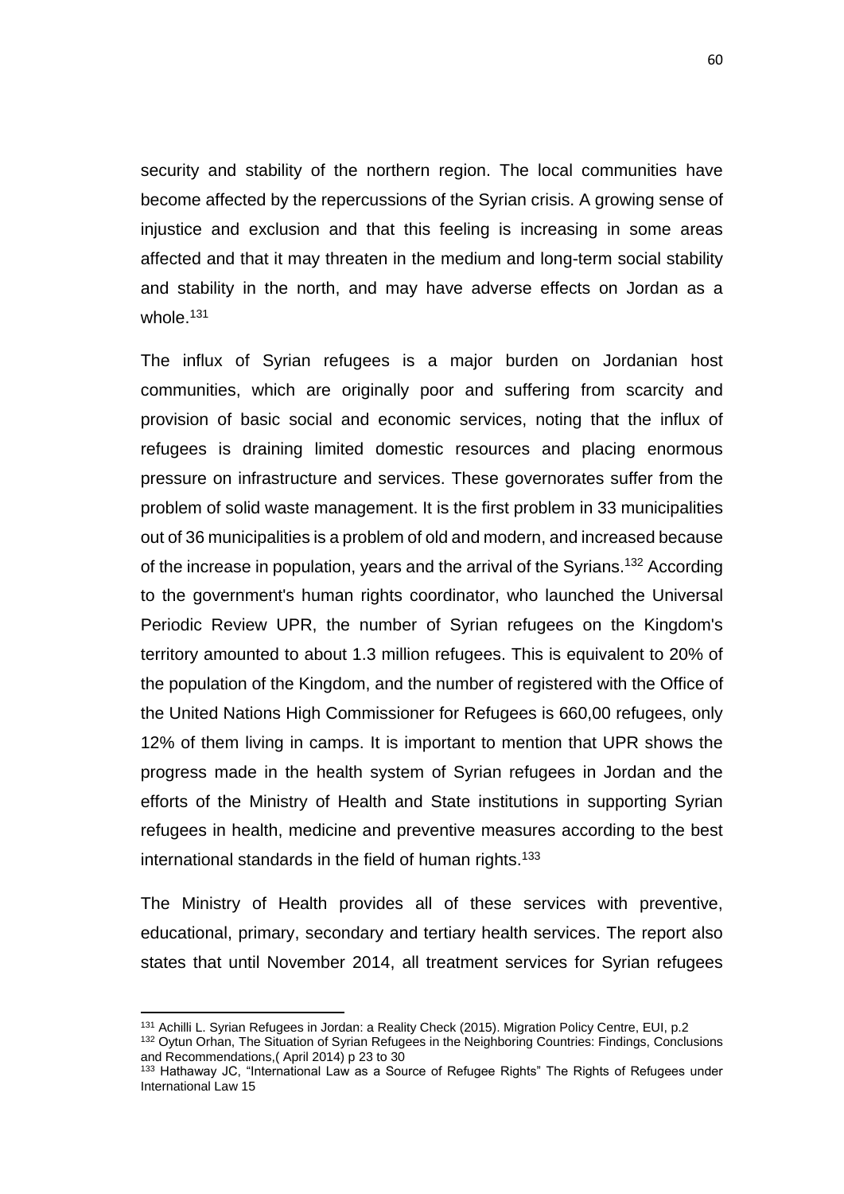security and stability of the northern region. The local communities have become affected by the repercussions of the Syrian crisis. A growing sense of injustice and exclusion and that this feeling is increasing in some areas affected and that it may threaten in the medium and long-term social stability and stability in the north, and may have adverse effects on Jordan as a whole.[131]

The influx of Syrian refugees is a major burden on Jordanian host communities, which are originally poor and suffering from scarcity and provision of basic social and economic services, noting that the influx of refugees is draining limited domestic resources and placing enormous pressure on infrastructure and services. These governorates suffer from the problem of solid waste management. It is the first problem in 33 municipalities out of 36 municipalities is a problem of old and modern, and increased because of the increase in population, years and the arrival of the Syrians.[132] According to the government's human rights coordinator, who launched the Universal Periodic Review UPR, the number of Syrian refugees on the Kingdom's territory amounted to about 1.3 million refugees. This is equivalent to 20% of the population of the Kingdom, and the number of registered with the Office of the United Nations High Commissioner for Refugees is 660,00 refugees, only 12% of them living in camps. It is important to mention that UPR shows the progress made in the health system of Syrian refugees in Jordan and the efforts of the Ministry of Health and State institutions in supporting Syrian refugees in health, medicine and preventive measures according to the best international standards in the field of human rights.[133]

The Ministry of Health provides all of these services with preventive, educational, primary, secondary and tertiary health services. The report also states that until November 2014, all treatment services for Syrian refugees

---

[131] Achilli L. Syrian Refugees in Jordan: a Reality Check (2015). Migration Policy Centre, EUI, p.2

[132] Oytun Orhan, The Situation of Syrian Refugees in the Neighboring Countries: Findings, Conclusions and Recommendations,( April 2014) p 23 to 30

[133] Hathaway JC, "International Law as a Source of Refugee Rights" The Rights of Refugees under International Law 15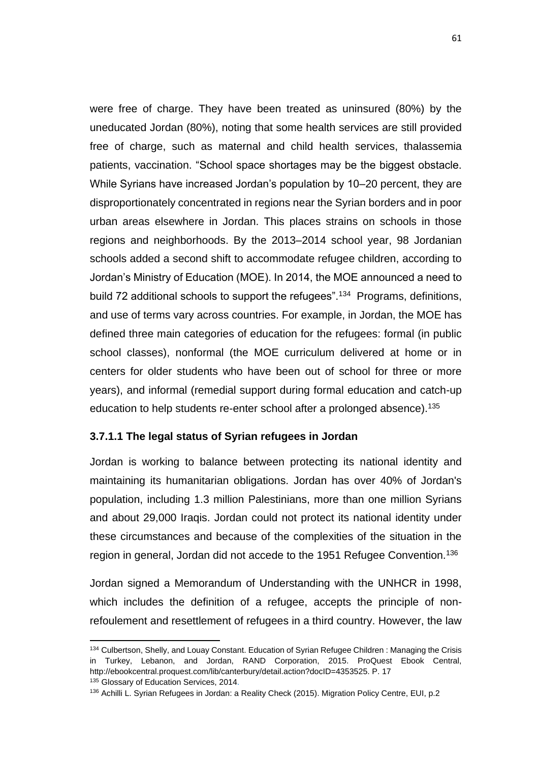were free of charge. They have been treated as uninsured (80%) by the uneducated Jordan (80%), noting that some health services are still provided free of charge, such as maternal and child health services, thalassemia patients, vaccination. "School space shortages may be the biggest obstacle. While Syrians have increased Jordan's population by 10–20 percent, they are disproportionately concentrated in regions near the Syrian borders and in poor urban areas elsewhere in Jordan. This places strains on schools in those regions and neighborhoods. By the 2013–2014 school year, 98 Jordanian schools added a second shift to accommodate refugee children, according to Jordan's Ministry of Education (MOE). In 2014, the MOE announced a need to build 72 additional schools to support the refugees".[134] Programs, definitions, and use of terms vary across countries. For example, in Jordan, the MOE has defined three main categories of education for the refugees: formal (in public school classes), nonformal (the MOE curriculum delivered at home or in centers for older students who have been out of school for three or more years), and informal (remedial support during formal education and catch-up education to help students re-enter school after a prolonged absence).[135]

#### 3.7.1.1 The legal status of Syrian refugees in Jordan

Jordan is working to balance between protecting its national identity and maintaining its humanitarian obligations. Jordan has over 40% of Jordan's population, including 1.3 million Palestinians, more than one million Syrians and about 29,000 Iraqis. Jordan could not protect its national identity under these circumstances and because of the complexities of the situation in the region in general, Jordan did not accede to the 1951 Refugee Convention.[136]

Jordan signed a Memorandum of Understanding with the UNHCR in 1998, which includes the definition of a refugee, accepts the principle of non-refoulement and resettlement of refugees in a third country. However, the law

---

[134] Culbertson, Shelly, and Louay Constant. Education of Syrian Refugee Children : Managing the Crisis in Turkey, Lebanon, and Jordan, RAND Corporation, 2015. ProQuest Ebook Central, http://ebookcentral.proquest.com/lib/canterbury/detail.action?docID=4353525. P. 17

[135] Glossary of Education Services, 2014.

[136] Achilli L. Syrian Refugees in Jordan: a Reality Check (2015). Migration Policy Centre, EUI, p.2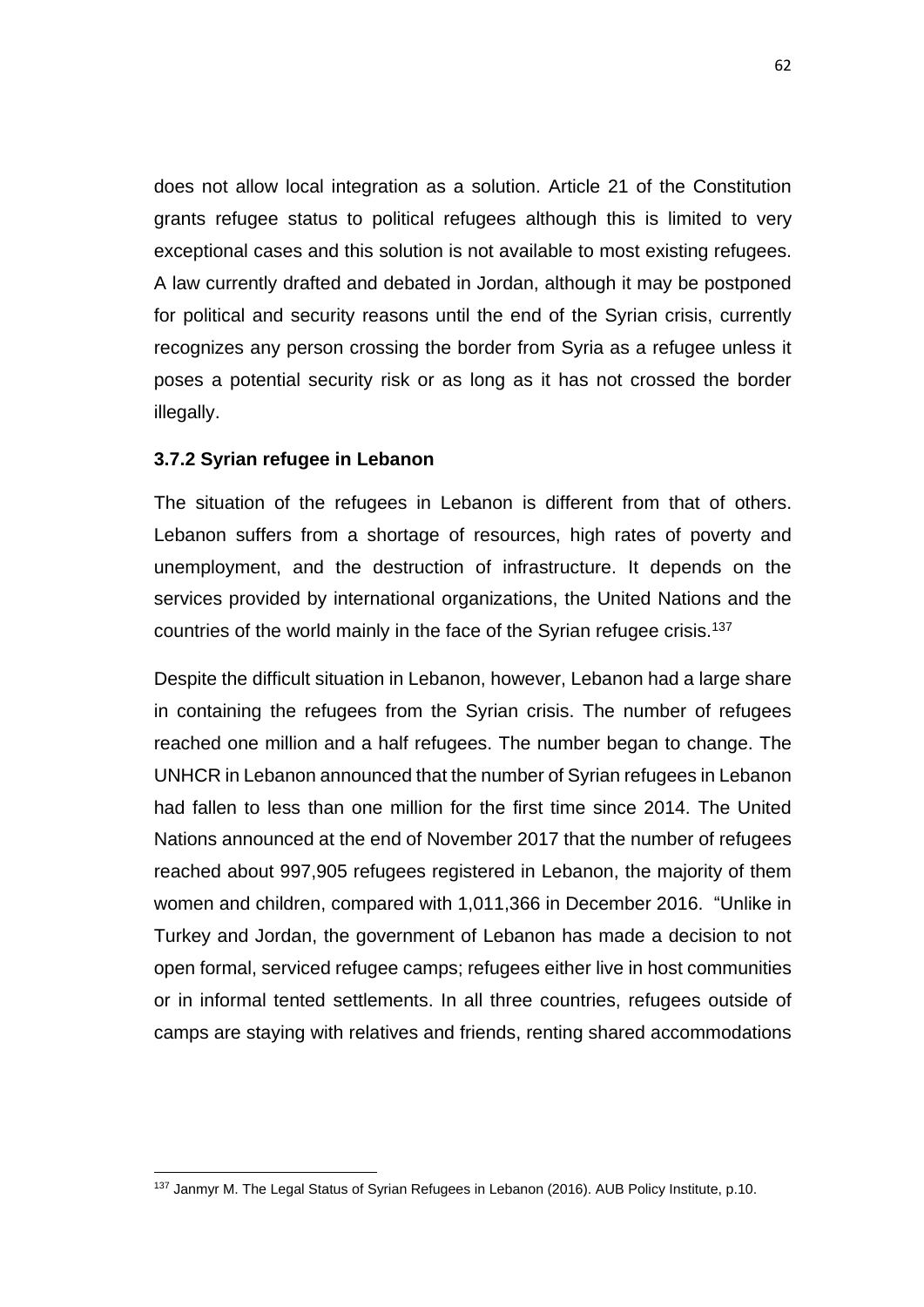does not allow local integration as a solution. Article 21 of the Constitution grants refugee status to political refugees although this is limited to very exceptional cases and this solution is not available to most existing refugees. A law currently drafted and debated in Jordan, although it may be postponed for political and security reasons until the end of the Syrian crisis, currently recognizes any person crossing the border from Syria as a refugee unless it poses a potential security risk or as long as it has not crossed the border illegally.

### 3.7.2 Syrian refugee in Lebanon

The situation of the refugees in Lebanon is different from that of others. Lebanon suffers from a shortage of resources, high rates of poverty and unemployment, and the destruction of infrastructure. It depends on the services provided by international organizations, the United Nations and the countries of the world mainly in the face of the Syrian refugee crisis.[137]

Despite the difficult situation in Lebanon, however, Lebanon had a large share in containing the refugees from the Syrian crisis. The number of refugees reached one million and a half refugees. The number began to change. The UNHCR in Lebanon announced that the number of Syrian refugees in Lebanon had fallen to less than one million for the first time since 2014. The United Nations announced at the end of November 2017 that the number of refugees reached about 997,905 refugees registered in Lebanon, the majority of them women and children, compared with 1,011,366 in December 2016. "Unlike in Turkey and Jordan, the government of Lebanon has made a decision to not open formal, serviced refugee camps; refugees either live in host communities or in informal tented settlements. In all three countries, refugees outside of camps are staying with relatives and friends, renting shared accommodations

[137] Janmyr M. The Legal Status of Syrian Refugees in Lebanon (2016). AUB Policy Institute, p.10.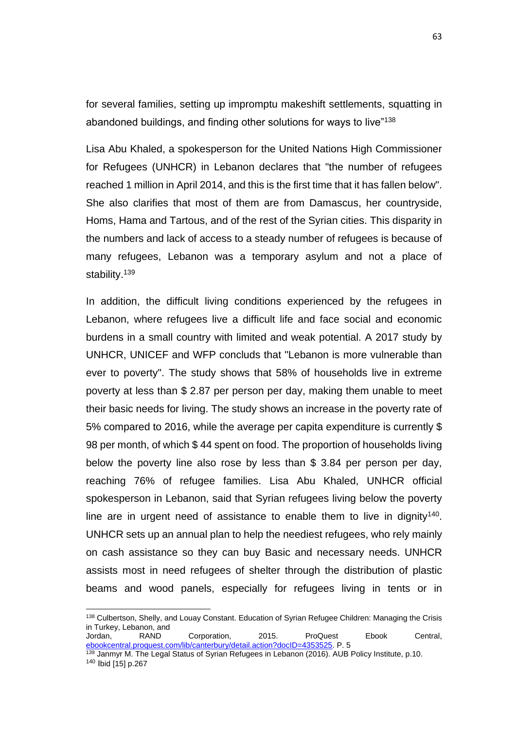for several families, setting up impromptu makeshift settlements, squatting in abandoned buildings, and finding other solutions for ways to live"[138]

Lisa Abu Khaled, a spokesperson for the United Nations High Commissioner for Refugees (UNHCR) in Lebanon declares that "the number of refugees reached 1 million in April 2014, and this is the first time that it has fallen below". She also clarifies that most of them are from Damascus, her countryside, Homs, Hama and Tartous, and of the rest of the Syrian cities. This disparity in the numbers and lack of access to a steady number of refugees is because of many refugees, Lebanon was a temporary asylum and not a place of stability.[139]

In addition, the difficult living conditions experienced by the refugees in Lebanon, where refugees live a difficult life and face social and economic burdens in a small country with limited and weak potential. A 2017 study by UNHCR, UNICEF and WFP concludes that "Lebanon is more vulnerable than ever to poverty". The study shows that 58% of households live in extreme poverty at less than $ 2.87 per person per day, making them unable to meet their basic needs for living. The study shows an increase in the poverty rate of 5% compared to 2016, while the average per capita expenditure is currently $ 98 per month, of which $ 44 spent on food. The proportion of households living below the poverty line also rose by less than $ 3.84 per person per day, reaching 76% of refugee families. Lisa Abu Khaled, UNHCR official spokesperson in Lebanon, said that Syrian refugees living below the poverty line are in urgent need of assistance to enable them to live in dignity[140]. UNHCR sets up an annual plan to help the neediest refugees, who rely mainly on cash assistance so they can buy Basic and necessary needs. UNHCR assists most in need refugees of shelter through the distribution of plastic beams and wood panels, especially for refugees living in tents or in

---

[138] Culbertson, Shelly, and Louay Constant. Education of Syrian Refugee Children: Managing the Crisis in Turkey, Lebanon, and Jordan, RAND Corporation, 2015. ProQuest Ebook Central, ebookcentral.proquest.com/lib/canterbury/detail.action?docID=4353525. P. 5

[139] Janmyr M. The Legal Status of Syrian Refugees in Lebanon (2016). AUB Policy Institute, p.10.

[140] Ibid [15] p.267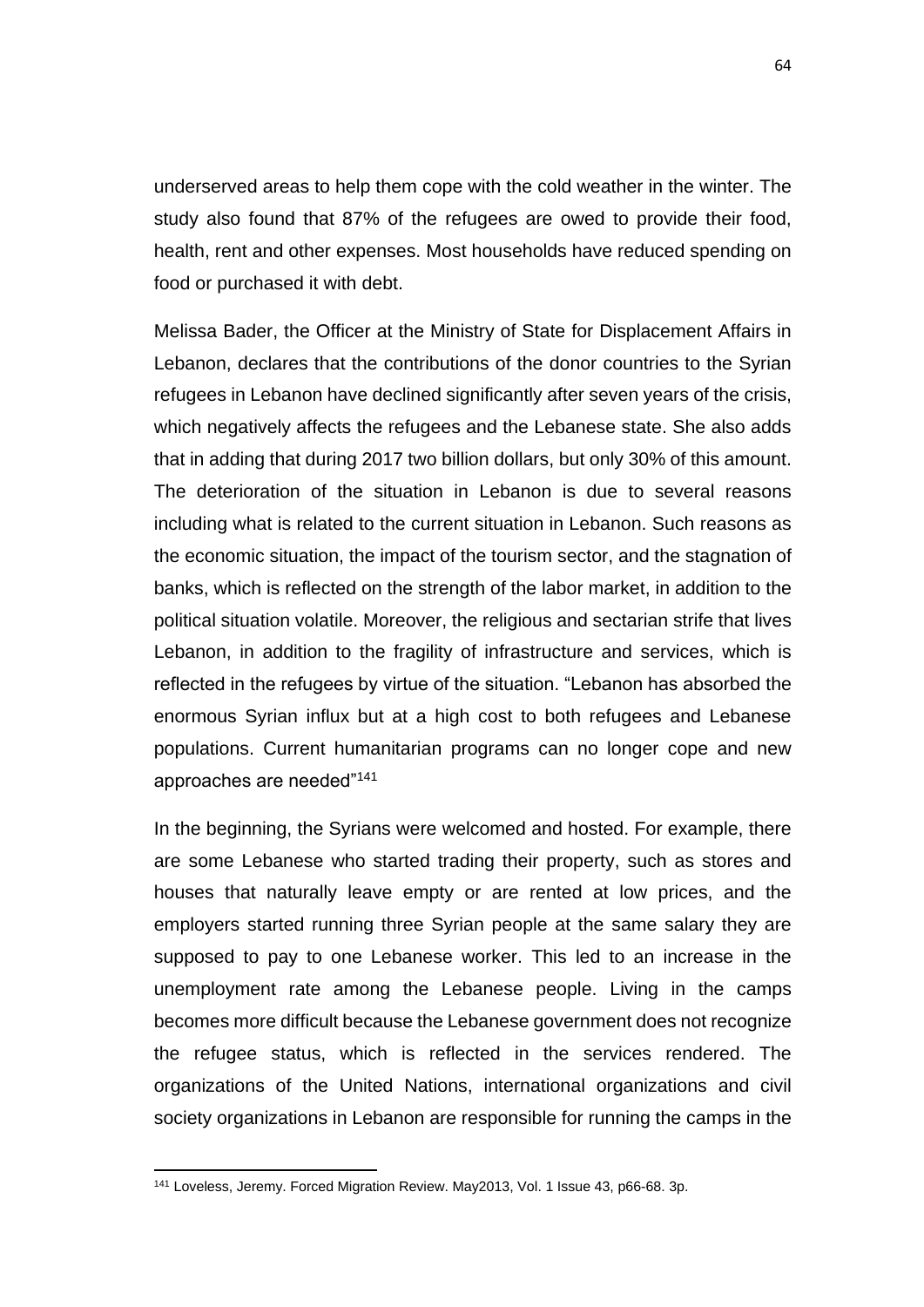underserved areas to help them cope with the cold weather in the winter. The study also found that 87% of the refugees are owed to provide their food, health, rent and other expenses. Most households have reduced spending on food or purchased it with debt.

Melissa Bader, the Officer at the Ministry of State for Displacement Affairs in Lebanon, declares that the contributions of the donor countries to the Syrian refugees in Lebanon have declined significantly after seven years of the crisis, which negatively affects the refugees and the Lebanese state. She also adds that in adding that during 2017 two billion dollars, but only 30% of this amount. The deterioration of the situation in Lebanon is due to several reasons including what is related to the current situation in Lebanon. Such reasons as the economic situation, the impact of the tourism sector, and the stagnation of banks, which is reflected on the strength of the labor market, in addition to the political situation volatile. Moreover, the religious and sectarian strife that lives Lebanon, in addition to the fragility of infrastructure and services, which is reflected in the refugees by virtue of the situation. “Lebanon has absorbed the enormous Syrian influx but at a high cost to both refugees and Lebanese populations. Current humanitarian programs can no longer cope and new approaches are needed”[141]

In the beginning, the Syrians were welcomed and hosted. For example, there are some Lebanese who started trading their property, such as stores and houses that naturally leave empty or are rented at low prices, and the employers started running three Syrian people at the same salary they are supposed to pay to one Lebanese worker. This led to an increase in the unemployment rate among the Lebanese people. Living in the camps becomes more difficult because the Lebanese government does not recognize the refugee status, which is reflected in the services rendered. The organizations of the United Nations, international organizations and civil society organizations in Lebanon are responsible for running the camps in the

[141] Loveless, Jeremy. Forced Migration Review. May2013, Vol. 1 Issue 43, p66-68. 3p.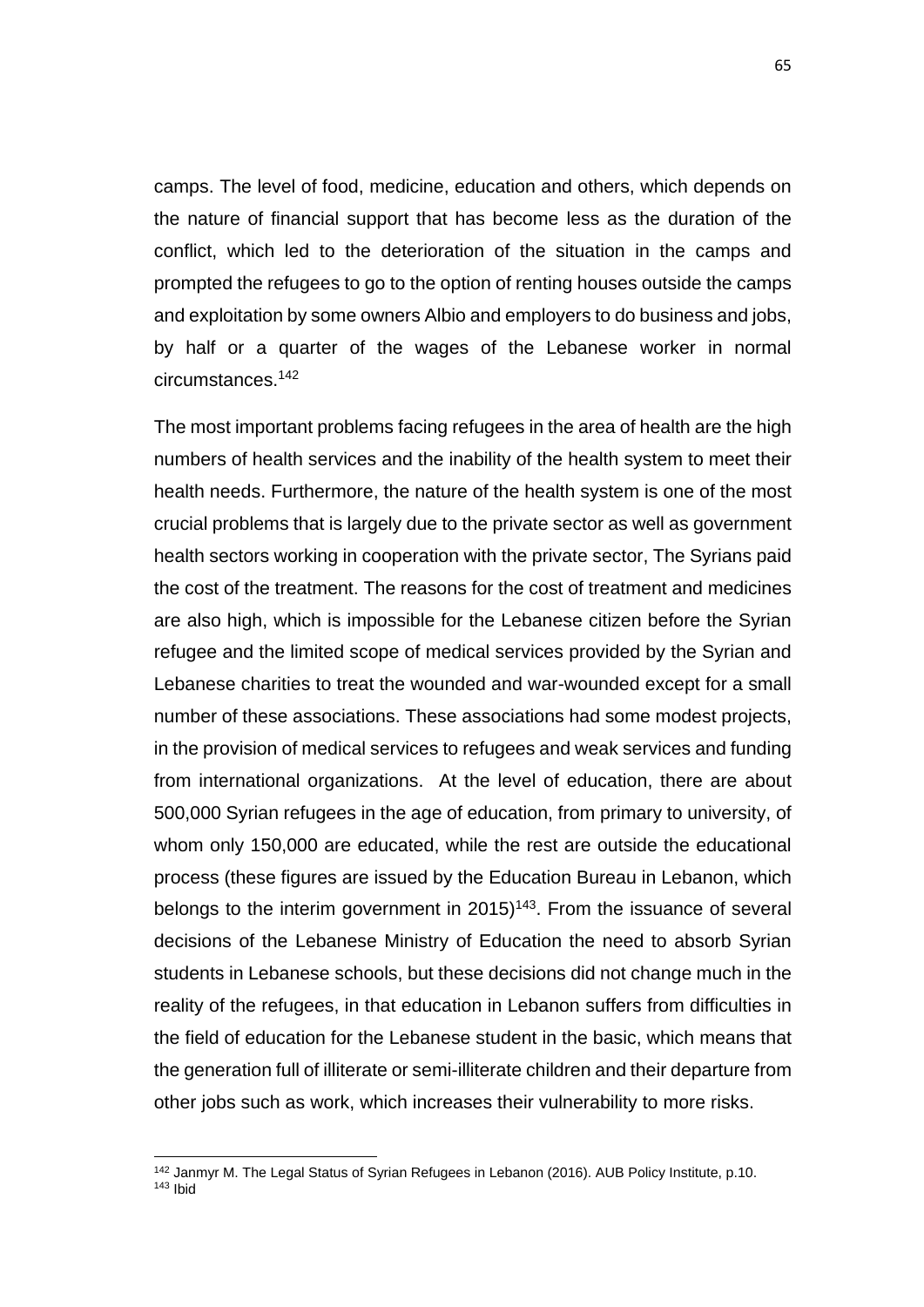camps. The level of food, medicine, education and others, which depends on the nature of financial support that has become less as the duration of the conflict, which led to the deterioration of the situation in the camps and prompted the refugees to go to the option of renting houses outside the camps and exploitation by some owners Albio and employers to do business and jobs, by half or a quarter of the wages of the Lebanese worker in normal circumstances.[142]

The most important problems facing refugees in the area of health are the high numbers of health services and the inability of the health system to meet their health needs. Furthermore, the nature of the health system is one of the most crucial problems that is largely due to the private sector as well as government health sectors working in cooperation with the private sector, The Syrians paid the cost of the treatment. The reasons for the cost of treatment and medicines are also high, which is impossible for the Lebanese citizen before the Syrian refugee and the limited scope of medical services provided by the Syrian and Lebanese charities to treat the wounded and war-wounded except for a small number of these associations. These associations had some modest projects, in the provision of medical services to refugees and weak services and funding from international organizations. At the level of education, there are about 500,000 Syrian refugees in the age of education, from primary to university, of whom only 150,000 are educated, while the rest are outside the educational process (these figures are issued by the Education Bureau in Lebanon, which belongs to the interim government in 2015)[143]. From the issuance of several decisions of the Lebanese Ministry of Education the need to absorb Syrian students in Lebanese schools, but these decisions did not change much in the reality of the refugees, in that education in Lebanon suffers from difficulties in the field of education for the Lebanese student in the basic, which means that the generation full of illiterate or semi-illiterate children and their departure from other jobs such as work, which increases their vulnerability to more risks.

---

[142] Janmyr M. The Legal Status of Syrian Refugees in Lebanon (2016). AUB Policy Institute, p.10.

[143] Ibid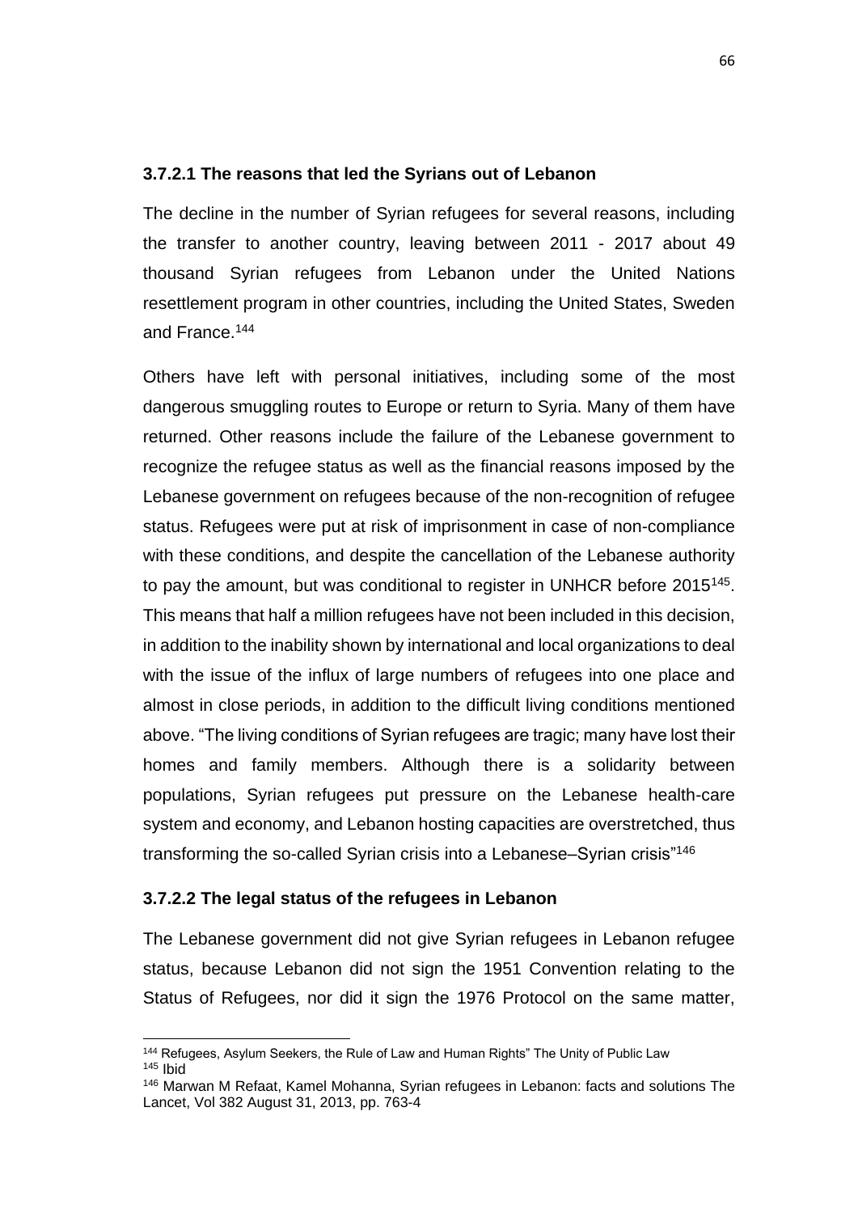#### 3.7.2.1 The reasons that led the Syrians out of Lebanon

The decline in the number of Syrian refugees for several reasons, including the transfer to another country, leaving between 2011 - 2017 about 49 thousand Syrian refugees from Lebanon under the United Nations resettlement program in other countries, including the United States, Sweden and France.[144]

Others have left with personal initiatives, including some of the most dangerous smuggling routes to Europe or return to Syria. Many of them have returned. Other reasons include the failure of the Lebanese government to recognize the refugee status as well as the financial reasons imposed by the Lebanese government on refugees because of the non-recognition of refugee status. Refugees were put at risk of imprisonment in case of non-compliance with these conditions, and despite the cancellation of the Lebanese authority to pay the amount, but was conditional to register in UNHCR before 2015[145]. This means that half a million refugees have not been included in this decision, in addition to the inability shown by international and local organizations to deal with the issue of the influx of large numbers of refugees into one place and almost in close periods, in addition to the difficult living conditions mentioned above. "The living conditions of Syrian refugees are tragic; many have lost their homes and family members. Although there is a solidarity between populations, Syrian refugees put pressure on the Lebanese health-care system and economy, and Lebanon hosting capacities are overstretched, thus transforming the so-called Syrian crisis into a Lebanese–Syrian crisis"[146]

#### 3.7.2.2 The legal status of the refugees in Lebanon

The Lebanese government did not give Syrian refugees in Lebanon refugee status, because Lebanon did not sign the 1951 Convention relating to the Status of Refugees, nor did it sign the 1976 Protocol on the same matter,

---

[144] Refugees, Asylum Seekers, the Rule of Law and Human Rights" The Unity of Public Law

[145] Ibid

[146] Marwan M Refaat, Kamel Mohanna, Syrian refugees in Lebanon: facts and solutions The Lancet, Vol 382 August 31, 2013, pp. 763-4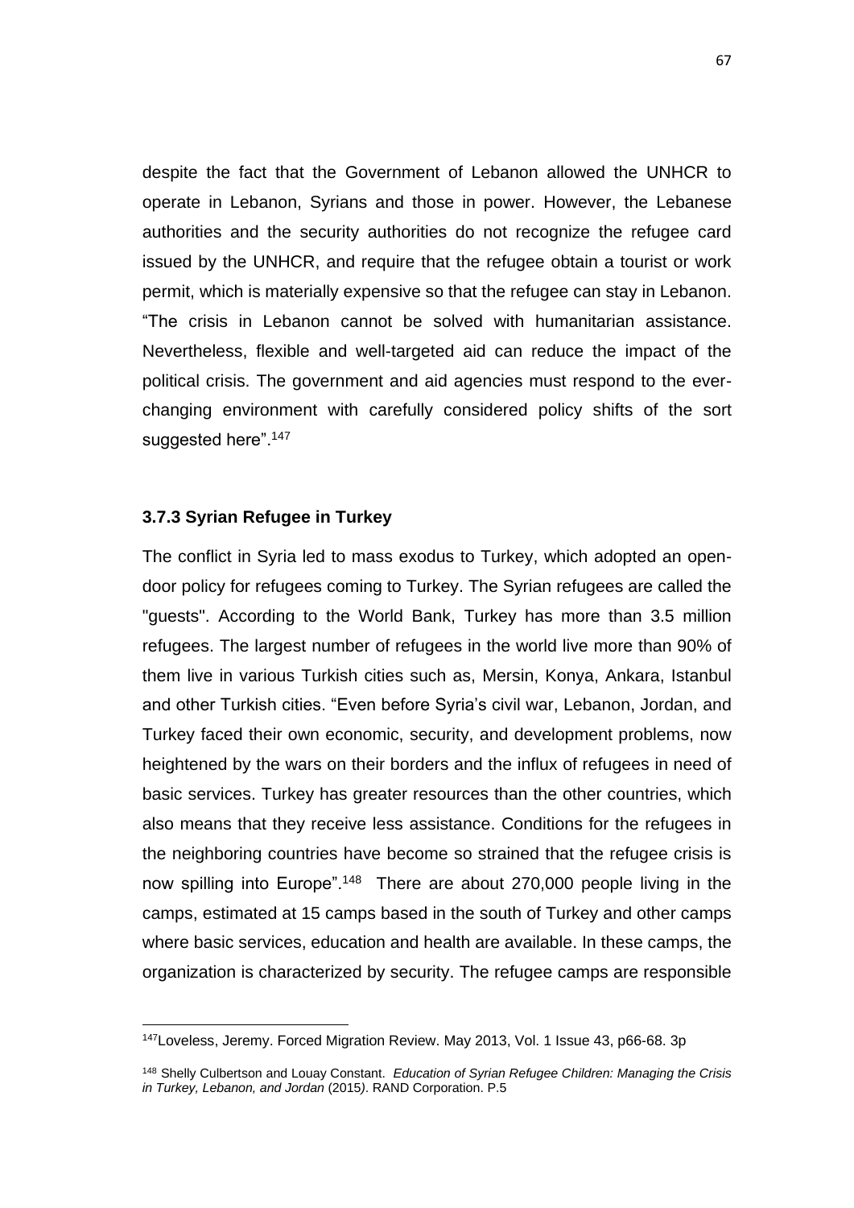despite the fact that the Government of Lebanon allowed the UNHCR to operate in Lebanon, Syrians and those in power. However, the Lebanese authorities and the security authorities do not recognize the refugee card issued by the UNHCR, and require that the refugee obtain a tourist or work permit, which is materially expensive so that the refugee can stay in Lebanon. “The crisis in Lebanon cannot be solved with humanitarian assistance. Nevertheless, flexible and well-targeted aid can reduce the impact of the political crisis. The government and aid agencies must respond to the ever-changing environment with carefully considered policy shifts of the sort suggested here”.[147]

### 3.7.3 Syrian Refugee in Turkey

The conflict in Syria led to mass exodus to Turkey, which adopted an open-door policy for refugees coming to Turkey. The Syrian refugees are called the "guests". According to the World Bank, Turkey has more than 3.5 million refugees. The largest number of refugees in the world live more than 90% of them live in various Turkish cities such as, Mersin, Konya, Ankara, Istanbul and other Turkish cities. “Even before Syria’s civil war, Lebanon, Jordan, and Turkey faced their own economic, security, and development problems, now heightened by the wars on their borders and the influx of refugees in need of basic services. Turkey has greater resources than the other countries, which also means that they receive less assistance. Conditions for the refugees in the neighboring countries have become so strained that the refugee crisis is now spilling into Europe”.[148] There are about 270,000 people living in the camps, estimated at 15 camps based in the south of Turkey and other camps where basic services, education and health are available. In these camps, the organization is characterized by security. The refugee camps are responsible

---

[147] Loveless, Jeremy. Forced Migration Review. May 2013, Vol. 1 Issue 43, p66-68. 3p

[148] Shelly Culbertson and Louay Constant. *Education of Syrian Refugee Children: Managing the Crisis in Turkey, Lebanon, and Jordan* (2015). RAND Corporation. P.5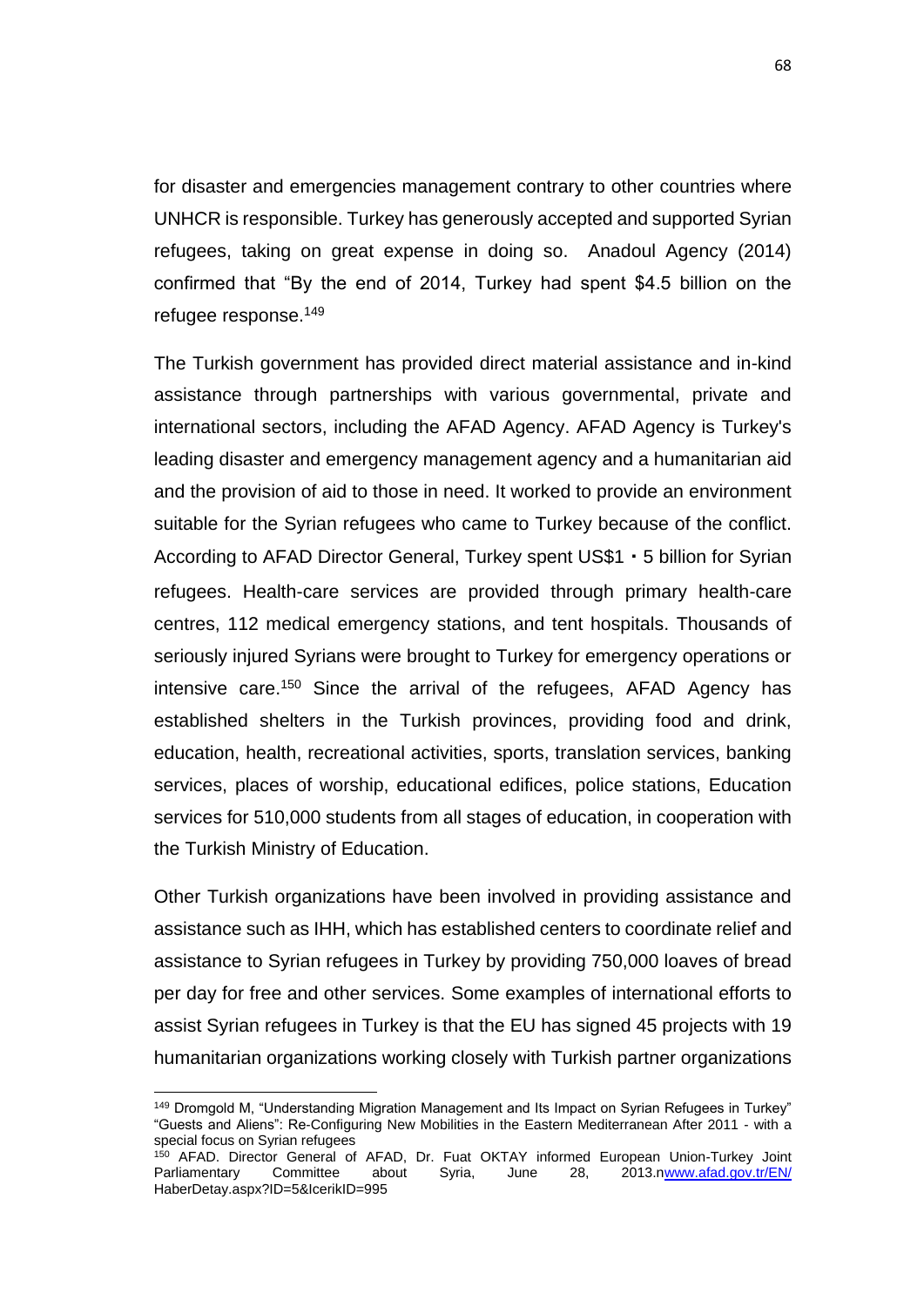for disaster and emergencies management contrary to other countries where UNHCR is responsible. Turkey has generously accepted and supported Syrian refugees, taking on great expense in doing so. Anadoul Agency (2014) confirmed that "By the end of 2014, Turkey had spent $4.5 billion on the refugee response.[149]

The Turkish government has provided direct material assistance and in-kind assistance through partnerships with various governmental, private and international sectors, including the AFAD Agency. AFAD Agency is Turkey's leading disaster and emergency management agency and a humanitarian aid and the provision of aid to those in need. It worked to provide an environment suitable for the Syrian refugees who came to Turkey because of the conflict. According to AFAD Director General, Turkey spent US$1・5 billion for Syrian refugees. Health-care services are provided through primary health-care centres, 112 medical emergency stations, and tent hospitals. Thousands of seriously injured Syrians were brought to Turkey for emergency operations or intensive care.[150] Since the arrival of the refugees, AFAD Agency has established shelters in the Turkish provinces, providing food and drink, education, health, recreational activities, sports, translation services, banking services, places of worship, educational edifices, police stations, Education services for 510,000 students from all stages of education, in cooperation with the Turkish Ministry of Education.

Other Turkish organizations have been involved in providing assistance and assistance such as IHH, which has established centers to coordinate relief and assistance to Syrian refugees in Turkey by providing 750,000 loaves of bread per day for free and other services. Some examples of international efforts to assist Syrian refugees in Turkey is that the EU has signed 45 projects with 19 humanitarian organizations working closely with Turkish partner organizations

---

[149] Dromgold M, "Understanding Migration Management and Its Impact on Syrian Refugees in Turkey" "Guests and Aliens": Re-Configuring New Mobilities in the Eastern Mediterranean After 2011 - with a special focus on Syrian refugees

[150] AFAD. Director General of AFAD, Dr. Fuat OKTAY informed European Union-Turkey Joint Parliamentary Committee about Syria, June 28, 2013.nwww.afad.gov.tr/EN/HaberDetay.aspx?ID=5&IcerikID=995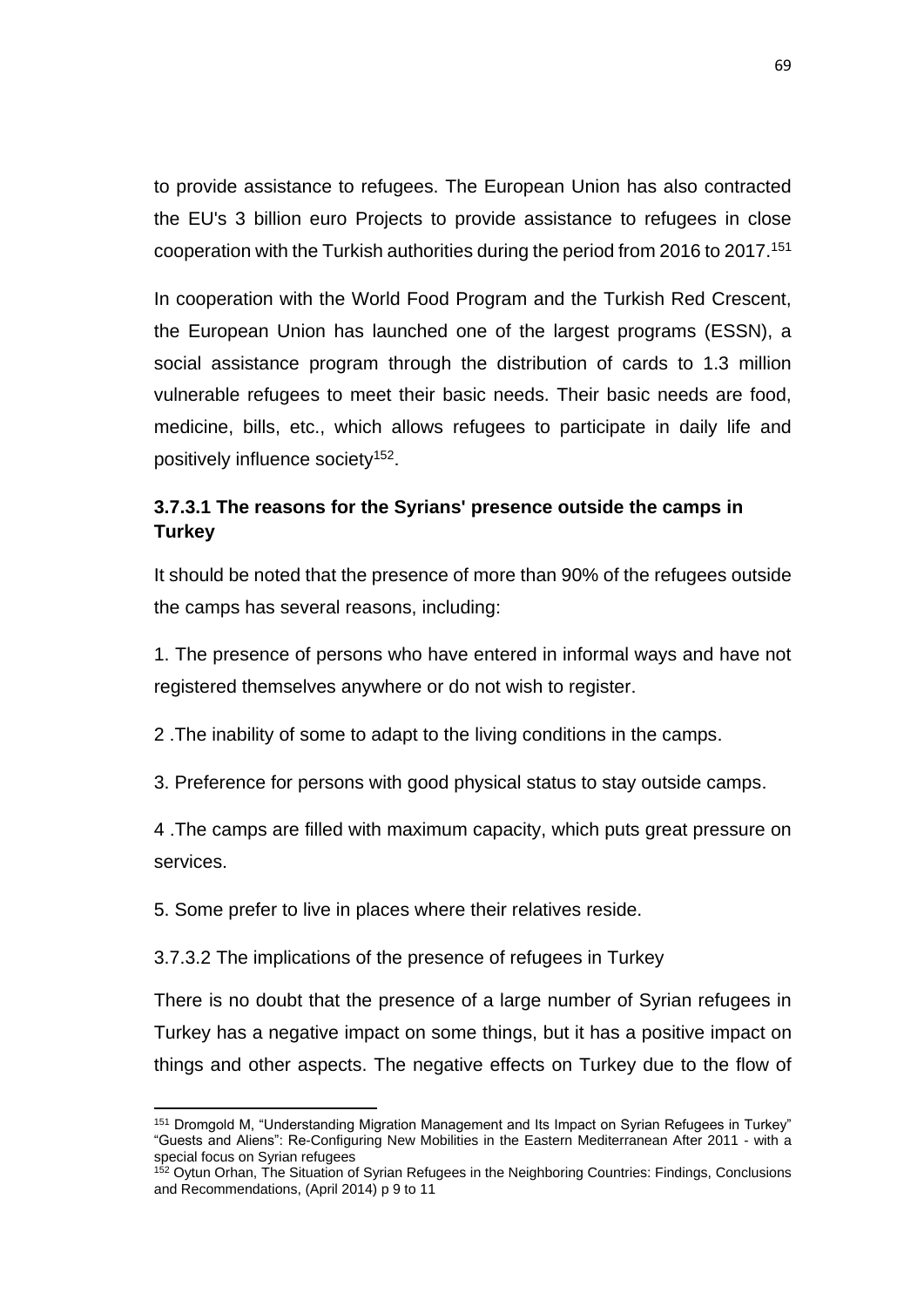to provide assistance to refugees. The European Union has also contracted the EU's 3 billion euro Projects to provide assistance to refugees in close cooperation with the Turkish authorities during the period from 2016 to 2017.[151]

In cooperation with the World Food Program and the Turkish Red Crescent, the European Union has launched one of the largest programs (ESSN), a social assistance program through the distribution of cards to 1.3 million vulnerable refugees to meet their basic needs. Their basic needs are food, medicine, bills, etc., which allows refugees to participate in daily life and positively influence society[152].

### 3.7.3.1 The reasons for the Syrians' presence outside the camps in Turkey

It should be noted that the presence of more than 90% of the refugees outside the camps has several reasons, including:

1. The presence of persons who have entered in informal ways and have not registered themselves anywhere or do not wish to register.

2 .The inability of some to adapt to the living conditions in the camps.

3. Preference for persons with good physical status to stay outside camps.

4 .The camps are filled with maximum capacity, which puts great pressure on services.

5. Some prefer to live in places where their relatives reside.

3.7.3.2 The implications of the presence of refugees in Turkey

There is no doubt that the presence of a large number of Syrian refugees in Turkey has a negative impact on some things, but it has a positive impact on things and other aspects. The negative effects on Turkey due to the flow of

---

[151] Dromgold M, "Understanding Migration Management and Its Impact on Syrian Refugees in Turkey" "Guests and Aliens": Re-Configuring New Mobilities in the Eastern Mediterranean After 2011 - with a special focus on Syrian refugees

[152] Oytun Orhan, The Situation of Syrian Refugees in the Neighboring Countries: Findings, Conclusions and Recommendations, (April 2014) p 9 to 11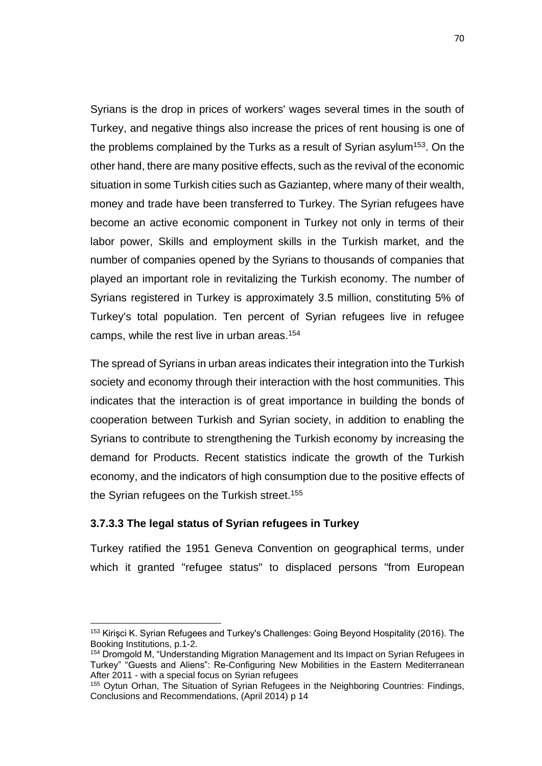Syrians is the drop in prices of workers' wages several times in the south of Turkey, and negative things also increase the prices of rent housing is one of the problems complained by the Turks as a result of Syrian asylum[153]. On the other hand, there are many positive effects, such as the revival of the economic situation in some Turkish cities such as Gaziantep, where many of their wealth, money and trade have been transferred to Turkey. The Syrian refugees have become an active economic component in Turkey not only in terms of their labor power, Skills and employment skills in the Turkish market, and the number of companies opened by the Syrians to thousands of companies that played an important role in revitalizing the Turkish economy. The number of Syrians registered in Turkey is approximately 3.5 million, constituting 5% of Turkey's total population. Ten percent of Syrian refugees live in refugee camps, while the rest live in urban areas.[154]

The spread of Syrians in urban areas indicates their integration into the Turkish society and economy through their interaction with the host communities. This indicates that the interaction is of great importance in building the bonds of cooperation between Turkish and Syrian society, in addition to enabling the Syrians to contribute to strengthening the Turkish economy by increasing the demand for Products. Recent statistics indicate the growth of the Turkish economy, and the indicators of high consumption due to the positive effects of the Syrian refugees on the Turkish street.[155]

#### 3.7.3.3 The legal status of Syrian refugees in Turkey

Turkey ratified the 1951 Geneva Convention on geographical terms, under which it granted "refugee status" to displaced persons "from European

---

[153] Kirişci K. Syrian Refugees and Turkey's Challenges: Going Beyond Hospitality (2016). The Booking Institutions, p.1-2.

[154] Dromgold M, "Understanding Migration Management and Its Impact on Syrian Refugees in Turkey" "Guests and Aliens": Re-Configuring New Mobilities in the Eastern Mediterranean After 2011 - with a special focus on Syrian refugees

[155] Oytun Orhan, The Situation of Syrian Refugees in the Neighboring Countries: Findings, Conclusions and Recommendations, (April 2014) p 14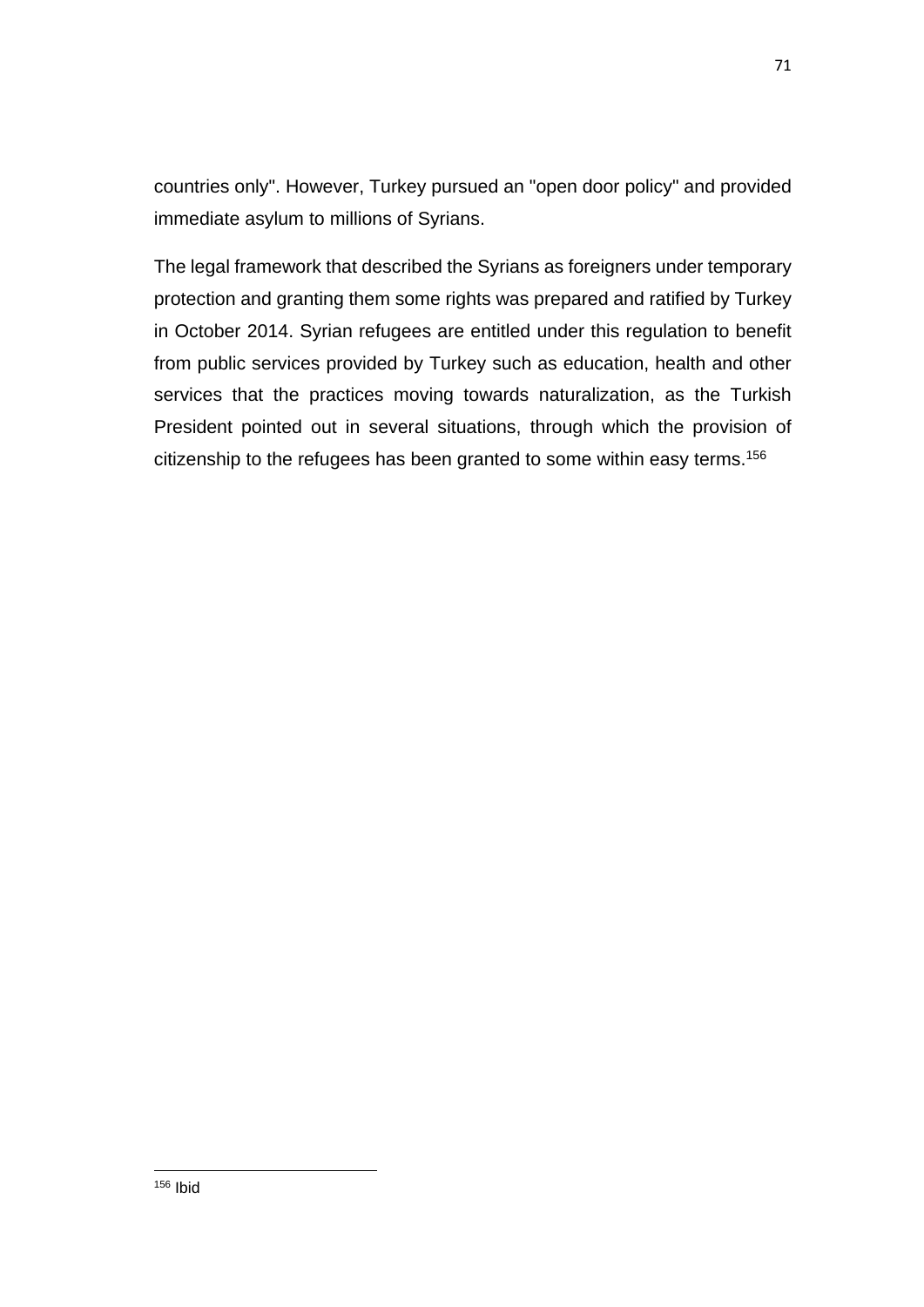countries only". However, Turkey pursued an "open door policy" and provided immediate asylum to millions of Syrians.

The legal framework that described the Syrians as foreigners under temporary protection and granting them some rights was prepared and ratified by Turkey in October 2014. Syrian refugees are entitled under this regulation to benefit from public services provided by Turkey such as education, health and other services that the practices moving towards naturalization, as the Turkish President pointed out in several situations, through which the provision of citizenship to the refugees has been granted to some within easy terms.[156]

---

[156] Ibid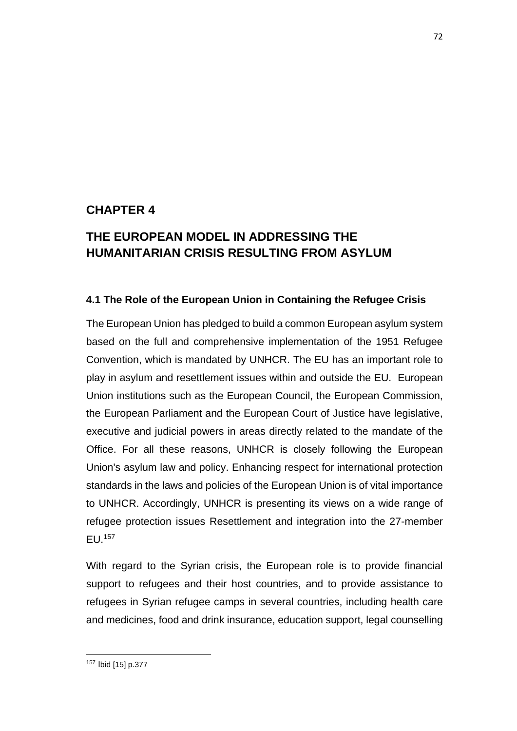# CHAPTER 4

# THE EUROPEAN MODEL IN ADDRESSING THE HUMANITARIAN CRISIS RESULTING FROM ASYLUM

### 4.1 The Role of the European Union in Containing the Refugee Crisis

The European Union has pledged to build a common European asylum system based on the full and comprehensive implementation of the 1951 Refugee Convention, which is mandated by UNHCR. The EU has an important role to play in asylum and resettlement issues within and outside the EU. European Union institutions such as the European Council, the European Commission, the European Parliament and the European Court of Justice have legislative, executive and judicial powers in areas directly related to the mandate of the Office. For all these reasons, UNHCR is closely following the European Union's asylum law and policy. Enhancing respect for international protection standards in the laws and policies of the European Union is of vital importance to UNHCR. Accordingly, UNHCR is presenting its views on a wide range of refugee protection issues Resettlement and integration into the 27-member EU.[157]

With regard to the Syrian crisis, the European role is to provide financial support to refugees and their host countries, and to provide assistance to refugees in Syrian refugee camps in several countries, including health care and medicines, food and drink insurance, education support, legal counselling

---

[157] Ibid [15] p.377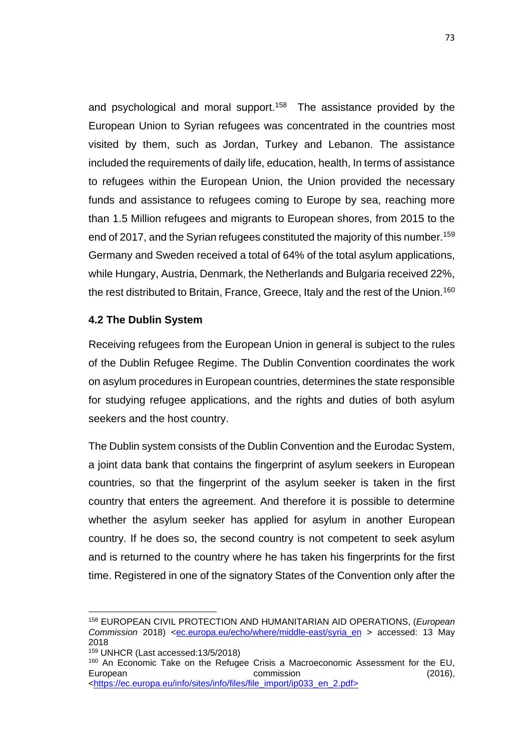and psychological and moral support.[158] The assistance provided by the European Union to Syrian refugees was concentrated in the countries most visited by them, such as Jordan, Turkey and Lebanon. The assistance included the requirements of daily life, education, health, In terms of assistance to refugees within the European Union, the Union provided the necessary funds and assistance to refugees coming to Europe by sea, reaching more than 1.5 Million refugees and migrants to European shores, from 2015 to the end of 2017, and the Syrian refugees constituted the majority of this number.[159] Germany and Sweden received a total of 64% of the total asylum applications, while Hungary, Austria, Denmark, the Netherlands and Bulgaria received 22%, the rest distributed to Britain, France, Greece, Italy and the rest of the Union.[160]

### 4.2 The Dublin System

Receiving refugees from the European Union in general is subject to the rules of the Dublin Refugee Regime. The Dublin Convention coordinates the work on asylum procedures in European countries, determines the state responsible for studying refugee applications, and the rights and duties of both asylum seekers and the host country.

The Dublin system consists of the Dublin Convention and the Eurodac System, a joint data bank that contains the fingerprint of asylum seekers in European countries, so that the fingerprint of the asylum seeker is taken in the first country that enters the agreement. And therefore it is possible to determine whether the asylum seeker has applied for asylum in another European country. If he does so, the second country is not competent to seek asylum and is returned to the country where he has taken his fingerprints for the first time. Registered in one of the signatory States of the Convention only after the

---

[158] EUROPEAN CIVIL PROTECTION AND HUMANITARIAN AID OPERATIONS, (*European Commission* 2018) <ec.europa.eu/echo/where/middle-east/syria_en > accessed: 13 May 2018

[159] UNHCR (Last accessed:13/5/2018)

[160] An Economic Take on the Refugee Crisis a Macroeconomic Assessment for the EU, European commission (2016), <https://ec.europa.eu/info/sites/info/files/file_import/ip033_en_2.pdf>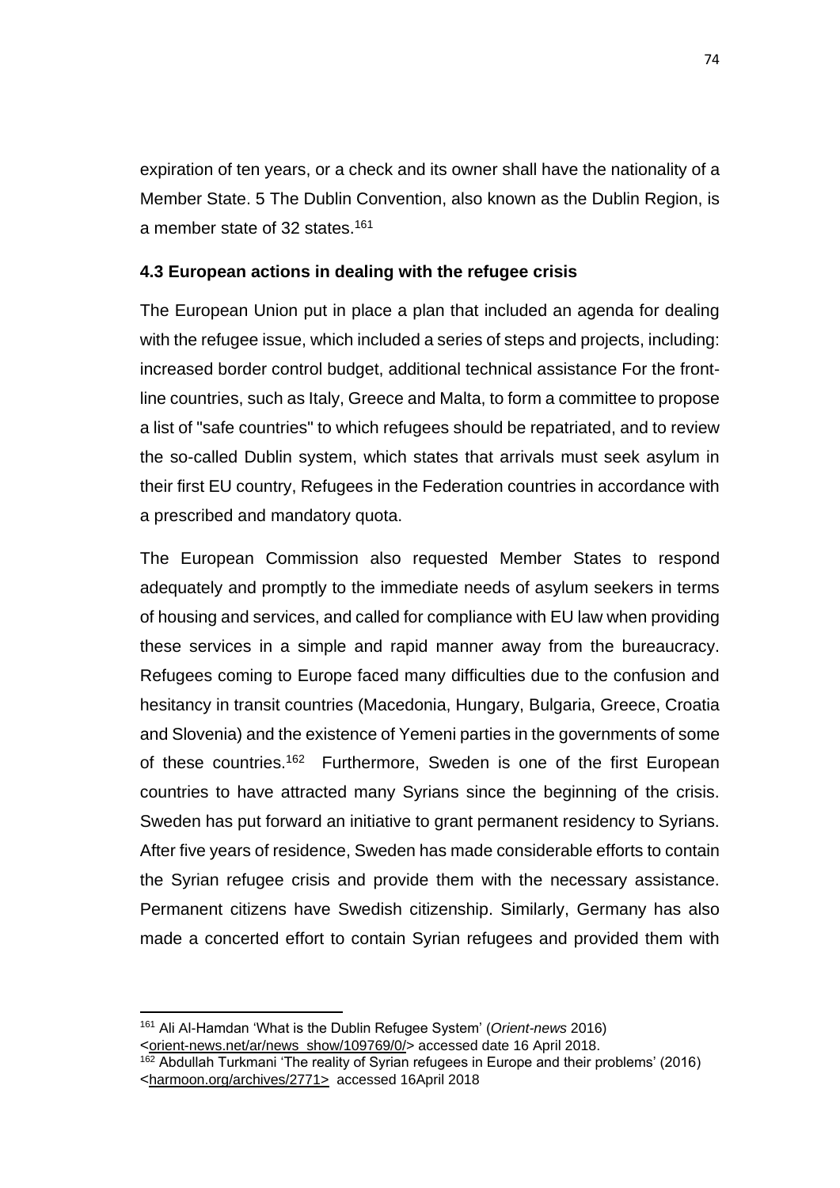expiration of ten years, or a check and its owner shall have the nationality of a Member State. 5 The Dublin Convention, also known as the Dublin Region, is a member state of 32 states.[161]

### 4.3 European actions in dealing with the refugee crisis

The European Union put in place a plan that included an agenda for dealing with the refugee issue, which included a series of steps and projects, including: increased border control budget, additional technical assistance For the front-line countries, such as Italy, Greece and Malta, to form a committee to propose a list of "safe countries" to which refugees should be repatriated, and to review the so-called Dublin system, which states that arrivals must seek asylum in their first EU country, Refugees in the Federation countries in accordance with a prescribed and mandatory quota.

The European Commission also requested Member States to respond adequately and promptly to the immediate needs of asylum seekers in terms of housing and services, and called for compliance with EU law when providing these services in a simple and rapid manner away from the bureaucracy. Refugees coming to Europe faced many difficulties due to the confusion and hesitancy in transit countries (Macedonia, Hungary, Bulgaria, Greece, Croatia and Slovenia) and the existence of Yemeni parties in the governments of some of these countries.[162] Furthermore, Sweden is one of the first European countries to have attracted many Syrians since the beginning of the crisis. Sweden has put forward an initiative to grant permanent residency to Syrians. After five years of residence, Sweden has made considerable efforts to contain the Syrian refugee crisis and provide them with the necessary assistance. Permanent citizens have Swedish citizenship. Similarly, Germany has also made a concerted effort to contain Syrian refugees and provided them with

---

[161] Ali Al-Hamdan 'What is the Dublin Refugee System' (*Orient-news* 2016) <orient-news.net/ar/news_show/109769/0/> accessed date 16 April 2018.

[162] Abdullah Turkmani 'The reality of Syrian refugees in Europe and their problems' (2016) <harmoon.org/archives/2771> accessed 16April 2018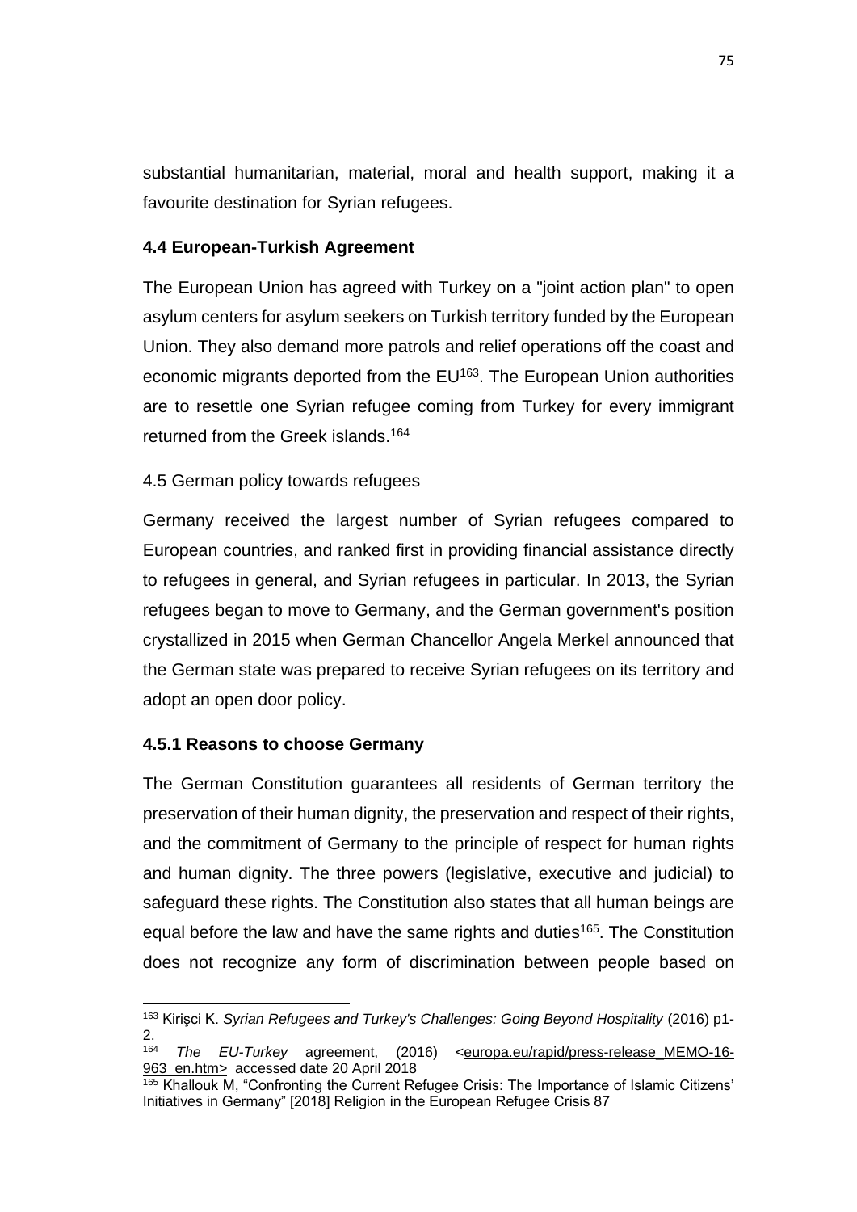substantial humanitarian, material, moral and health support, making it a favourite destination for Syrian refugees.

### 4.4 European-Turkish Agreement

The European Union has agreed with Turkey on a "joint action plan" to open asylum centers for asylum seekers on Turkish territory funded by the European Union. They also demand more patrols and relief operations off the coast and economic migrants deported from the EU[163]. The European Union authorities are to resettle one Syrian refugee coming from Turkey for every immigrant returned from the Greek islands.[164]

### 4.5 German policy towards refugees

Germany received the largest number of Syrian refugees compared to European countries, and ranked first in providing financial assistance directly to refugees in general, and Syrian refugees in particular. In 2013, the Syrian refugees began to move to Germany, and the German government's position crystallized in 2015 when German Chancellor Angela Merkel announced that the German state was prepared to receive Syrian refugees on its territory and adopt an open door policy.

#### 4.5.1 Reasons to choose Germany

The German Constitution guarantees all residents of German territory the preservation of their human dignity, the preservation and respect of their rights, and the commitment of Germany to the principle of respect for human rights and human dignity. The three powers (legislative, executive and judicial) to safeguard these rights. The Constitution also states that all human beings are equal before the law and have the same rights and duties[165]. The Constitution does not recognize any form of discrimination between people based on

---

[163] Kirişci K. *Syrian Refugees and Turkey's Challenges: Going Beyond Hospitality* (2016) p1-2.

[164] *The EU-Turkey* agreement, (2016) <europa.eu/rapid/press-release_MEMO-16-963_en.htm> accessed date 20 April 2018

[165] Khallouk M, "Confronting the Current Refugee Crisis: The Importance of Islamic Citizens' Initiatives in Germany" [2018] Religion in the European Refugee Crisis 87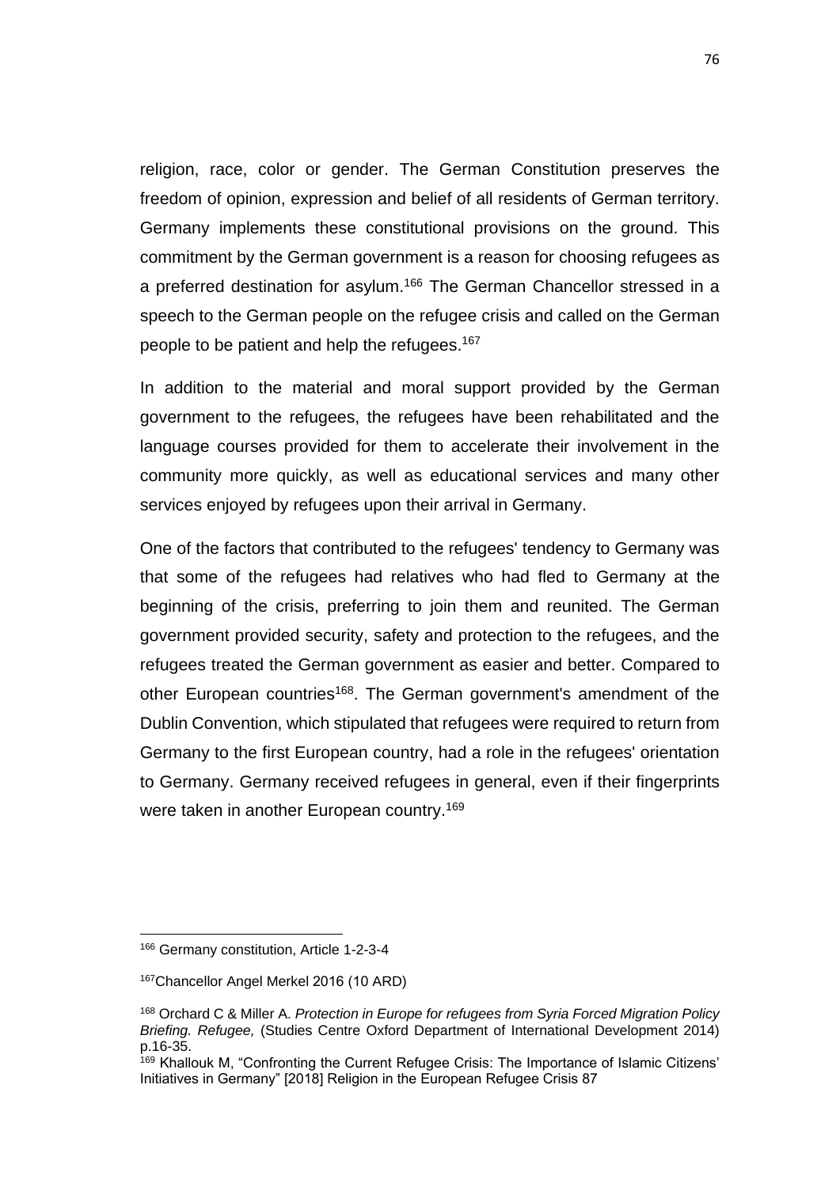religion, race, color or gender. The German Constitution preserves the freedom of opinion, expression and belief of all residents of German territory. Germany implements these constitutional provisions on the ground. This commitment by the German government is a reason for choosing refugees as a preferred destination for asylum.[166] The German Chancellor stressed in a speech to the German people on the refugee crisis and called on the German people to be patient and help the refugees.[167]

In addition to the material and moral support provided by the German government to the refugees, the refugees have been rehabilitated and the language courses provided for them to accelerate their involvement in the community more quickly, as well as educational services and many other services enjoyed by refugees upon their arrival in Germany.

One of the factors that contributed to the refugees' tendency to Germany was that some of the refugees had relatives who had fled to Germany at the beginning of the crisis, preferring to join them and reunited. The German government provided security, safety and protection to the refugees, and the refugees treated the German government as easier and better. Compared to other European countries[168]. The German government's amendment of the Dublin Convention, which stipulated that refugees were required to return from Germany to the first European country, had a role in the refugees' orientation to Germany. Germany received refugees in general, even if their fingerprints were taken in another European country.[169]

---

[166] Germany constitution, Article 1-2-3-4

[167] Chancellor Angel Merkel 2016 (10 ARD)

[168] Orchard C & Miller A. *Protection in Europe for refugees from Syria Forced Migration Policy Briefing. Refugee,* (Studies Centre Oxford Department of International Development 2014) p.16-35.

[169] Khallouk M, "Confronting the Current Refugee Crisis: The Importance of Islamic Citizens' Initiatives in Germany" [2018] Religion in the European Refugee Crisis 87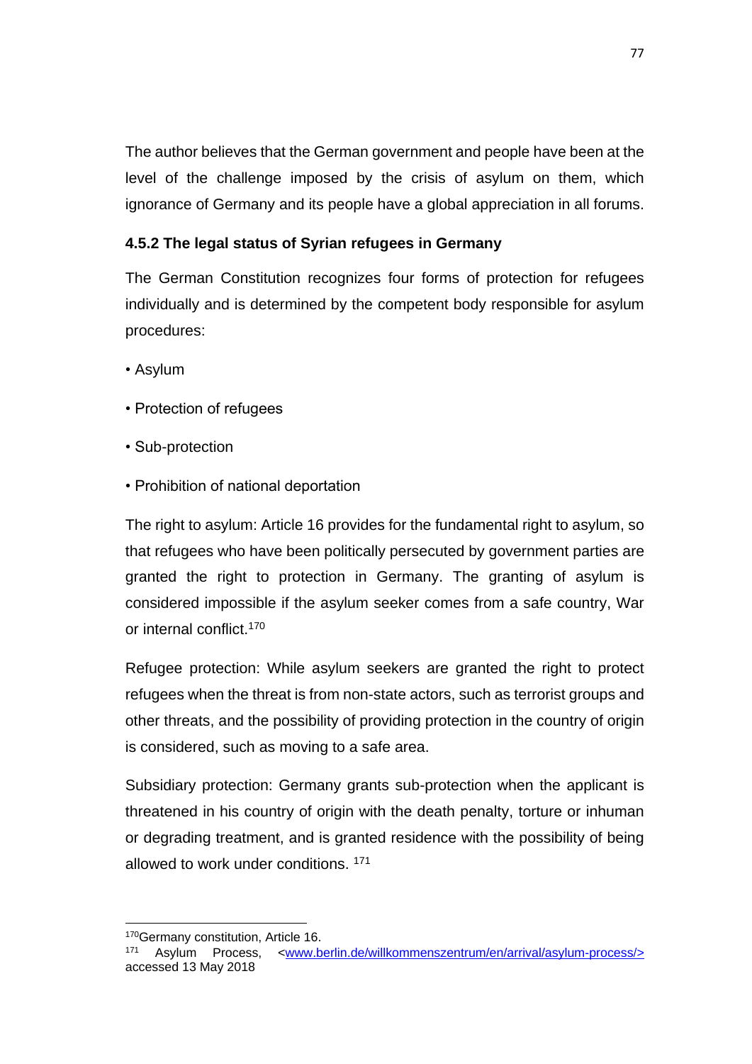The author believes that the German government and people have been at the level of the challenge imposed by the crisis of asylum on them, which ignorance of Germany and its people have a global appreciation in all forums.

#### 4.5.2 The legal status of Syrian refugees in Germany

The German Constitution recognizes four forms of protection for refugees individually and is determined by the competent body responsible for asylum procedures:

- Asylum
- Protection of refugees
- Sub-protection
- Prohibition of national deportation

The right to asylum: Article 16 provides for the fundamental right to asylum, so that refugees who have been politically persecuted by government parties are granted the right to protection in Germany. The granting of asylum is considered impossible if the asylum seeker comes from a safe country, War or internal conflict.[170]

Refugee protection: While asylum seekers are granted the right to protect refugees when the threat is from non-state actors, such as terrorist groups and other threats, and the possibility of providing protection in the country of origin is considered, such as moving to a safe area.

Subsidiary protection: Germany grants sub-protection when the applicant is threatened in his country of origin with the death penalty, torture or inhuman or degrading treatment, and is granted residence with the possibility of being allowed to work under conditions. [171]

---

[170] Germany constitution, Article 16.

[171] Asylum Process, <www.berlin.de/willkommenszentrum/en/arrival/asylum-process/> accessed 13 May 2018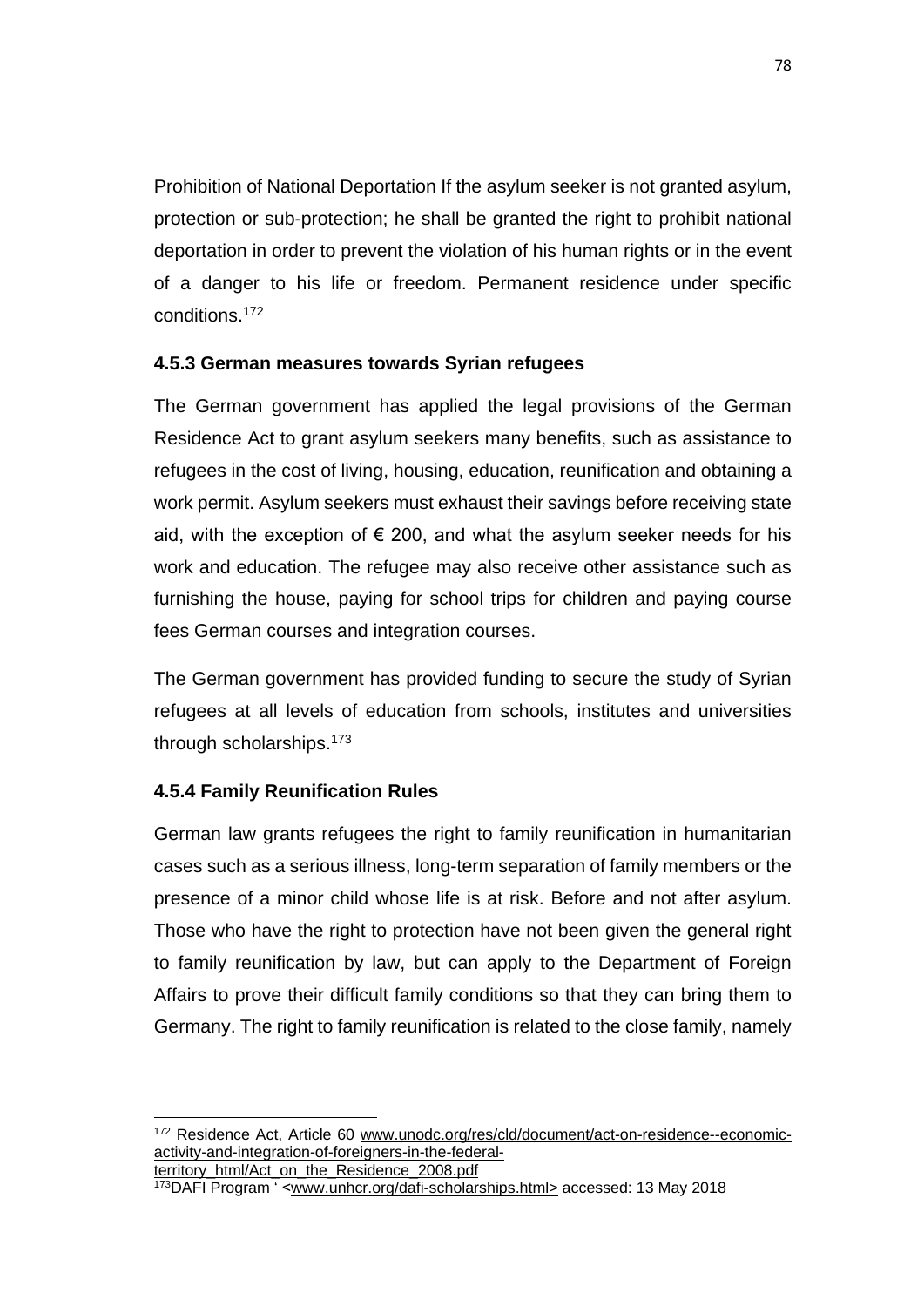Prohibition of National Deportation If the asylum seeker is not granted asylum, protection or sub-protection; he shall be granted the right to prohibit national deportation in order to prevent the violation of his human rights or in the event of a danger to his life or freedom. Permanent residence under specific conditions.[172]

### 4.5.3 German measures towards Syrian refugees

The German government has applied the legal provisions of the German Residence Act to grant asylum seekers many benefits, such as assistance to refugees in the cost of living, housing, education, reunification and obtaining a work permit. Asylum seekers must exhaust their savings before receiving state aid, with the exception of € 200, and what the asylum seeker needs for his work and education. The refugee may also receive other assistance such as furnishing the house, paying for school trips for children and paying course fees German courses and integration courses.

The German government has provided funding to secure the study of Syrian refugees at all levels of education from schools, institutes and universities through scholarships.[173]

### 4.5.4 Family Reunification Rules

German law grants refugees the right to family reunification in humanitarian cases such as a serious illness, long-term separation of family members or the presence of a minor child whose life is at risk. Before and not after asylum. Those who have the right to protection have not been given the general right to family reunification by law, but can apply to the Department of Foreign Affairs to prove their difficult family conditions so that they can bring them to Germany. The right to family reunification is related to the close family, namely

---

[172] Residence Act, Article 60 www.unodc.org/res/cld/document/act-on-residence--economic-activity-and-integration-of-foreigners-in-the-federal-territory_html/Act_on_the_Residence_2008.pdf

[173] DAFI Program ' <www.unhcr.org/dafi-scholarships.html> accessed: 13 May 2018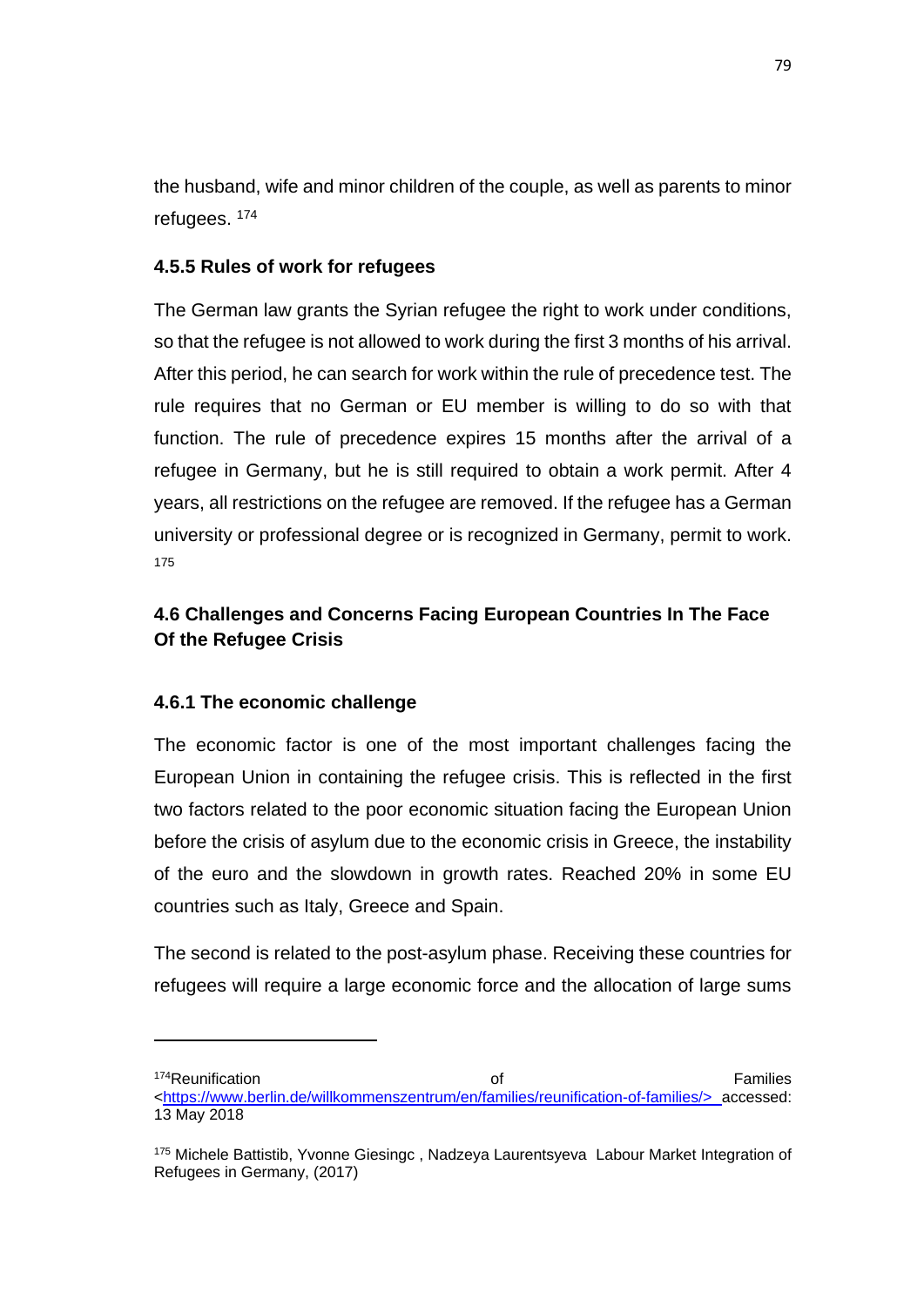the husband, wife and minor children of the couple, as well as parents to minor refugees. [174]

### 4.5.5 Rules of work for refugees

The German law grants the Syrian refugee the right to work under conditions, so that the refugee is not allowed to work during the first 3 months of his arrival. After this period, he can search for work within the rule of precedence test. The rule requires that no German or EU member is willing to do so with that function. The rule of precedence expires 15 months after the arrival of a refugee in Germany, but he is still required to obtain a work permit. After 4 years, all restrictions on the refugee are removed. If the refugee has a German university or professional degree or is recognized in Germany, permit to work. [175]

## 4.6 Challenges and Concerns Facing European Countries In The Face Of the Refugee Crisis

### 4.6.1 The economic challenge

The economic factor is one of the most important challenges facing the European Union in containing the refugee crisis. This is reflected in the first two factors related to the poor economic situation facing the European Union before the crisis of asylum due to the economic crisis in Greece, the instability of the euro and the slowdown in growth rates. Reached 20% in some EU countries such as Italy, Greece and Spain.

The second is related to the post-asylum phase. Receiving these countries for refugees will require a large economic force and the allocation of large sums

---

[174] Reunification of Families <https://www.berlin.de/willkommenszentrum/en/families/reunification-of-families/> accessed: 13 May 2018

[175] Michele Battistib, Yvonne Giesingc , Nadzeya Laurentsyeva Labour Market Integration of Refugees in Germany, (2017)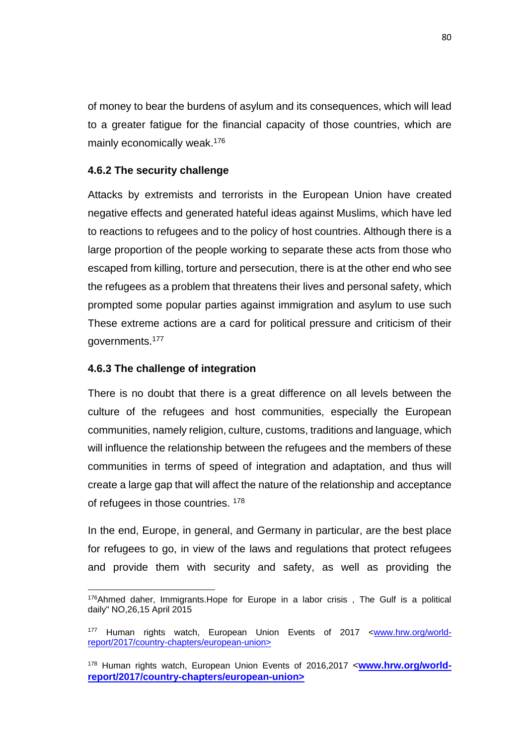of money to bear the burdens of asylum and its consequences, which will lead to a greater fatigue for the financial capacity of those countries, which are mainly economically weak.[176]

### 4.6.2 The security challenge

Attacks by extremists and terrorists in the European Union have created negative effects and generated hateful ideas against Muslims, which have led to reactions to refugees and to the policy of host countries. Although there is a large proportion of the people working to separate these acts from those who escaped from killing, torture and persecution, there is at the other end who see the refugees as a problem that threatens their lives and personal safety, which prompted some popular parties against immigration and asylum to use such These extreme actions are a card for political pressure and criticism of their governments.[177]

### 4.6.3 The challenge of integration

There is no doubt that there is a great difference on all levels between the culture of the refugees and host communities, especially the European communities, namely religion, culture, customs, traditions and language, which will influence the relationship between the refugees and the members of these communities in terms of speed of integration and adaptation, and thus will create a large gap that will affect the nature of the relationship and acceptance of refugees in those countries. [178]

In the end, Europe, in general, and Germany in particular, are the best place for refugees to go, in view of the laws and regulations that protect refugees and provide them with security and safety, as well as providing the

---

[176]Ahmed daher, Immigrants.Hope for Europe in a labor crisis , The Gulf is a political daily" NO,26,15 April 2015

[177] Human rights watch, European Union Events of 2017 <www.hrw.org/world-report/2017/country-chapters/european-union>

[178] Human rights watch, European Union Events of 2016,2017 <**www.hrw.org/world-report/2017/country-chapters/european-union>**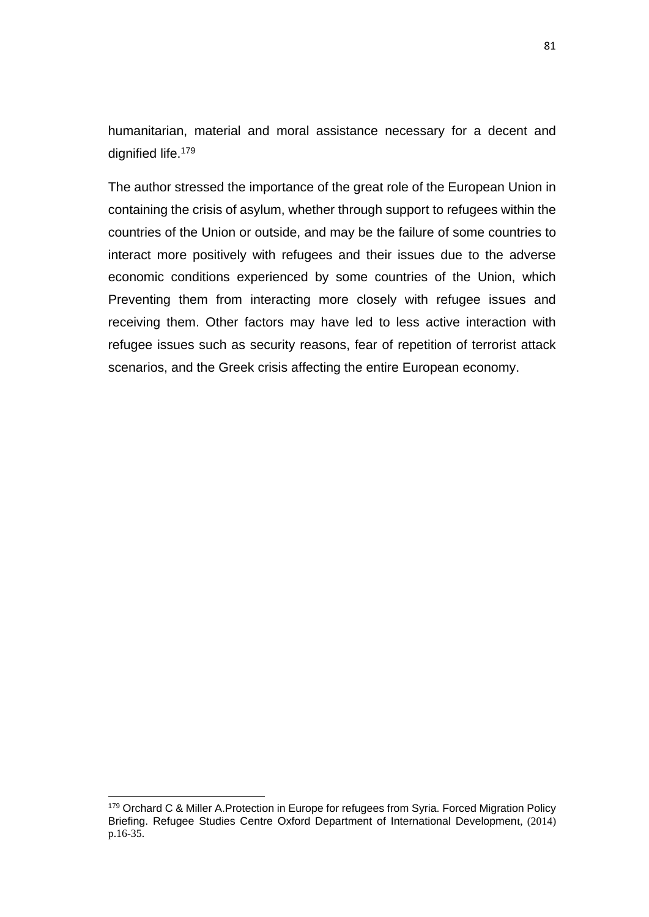humanitarian, material and moral assistance necessary for a decent and dignified life.[179]

The author stressed the importance of the great role of the European Union in containing the crisis of asylum, whether through support to refugees within the countries of the Union or outside, and may be the failure of some countries to interact more positively with refugees and their issues due to the adverse economic conditions experienced by some countries of the Union, which Preventing them from interacting more closely with refugee issues and receiving them. Other factors may have led to less active interaction with refugee issues such as security reasons, fear of repetition of terrorist attack scenarios, and the Greek crisis affecting the entire European economy.

---

[179] Orchard C & Miller A.Protection in Europe for refugees from Syria. Forced Migration Policy Briefing. Refugee Studies Centre Oxford Department of International Development, (2014) p.16-35.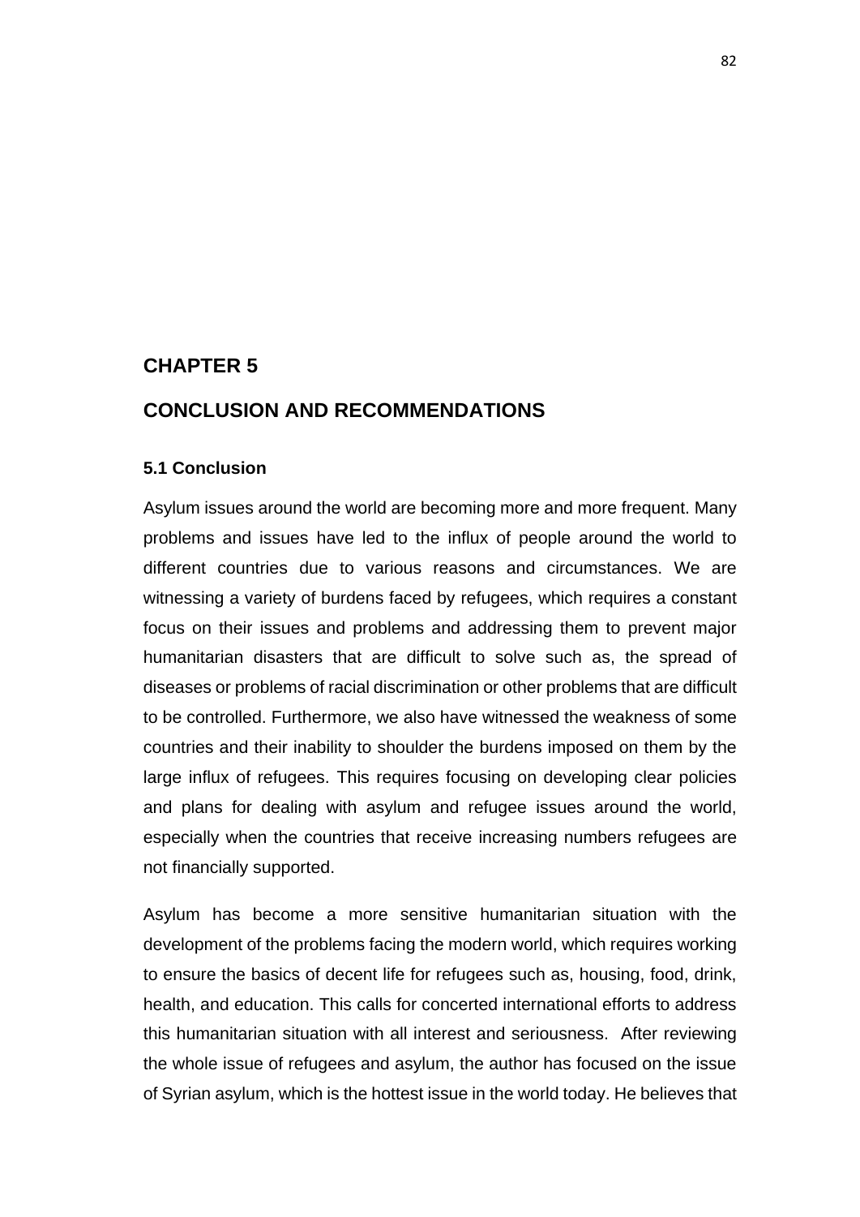# CHAPTER 5

# CONCLUSION AND RECOMMENDATIONS

## 5.1 Conclusion

Asylum issues around the world are becoming more and more frequent. Many problems and issues have led to the influx of people around the world to different countries due to various reasons and circumstances. We are witnessing a variety of burdens faced by refugees, which requires a constant focus on their issues and problems and addressing them to prevent major humanitarian disasters that are difficult to solve such as, the spread of diseases or problems of racial discrimination or other problems that are difficult to be controlled. Furthermore, we also have witnessed the weakness of some countries and their inability to shoulder the burdens imposed on them by the large influx of refugees. This requires focusing on developing clear policies and plans for dealing with asylum and refugee issues around the world, especially when the countries that receive increasing numbers refugees are not financially supported.

Asylum has become a more sensitive humanitarian situation with the development of the problems facing the modern world, which requires working to ensure the basics of decent life for refugees such as, housing, food, drink, health, and education. This calls for concerted international efforts to address this humanitarian situation with all interest and seriousness. After reviewing the whole issue of refugees and asylum, the author has focused on the issue of Syrian asylum, which is the hottest issue in the world today. He believes that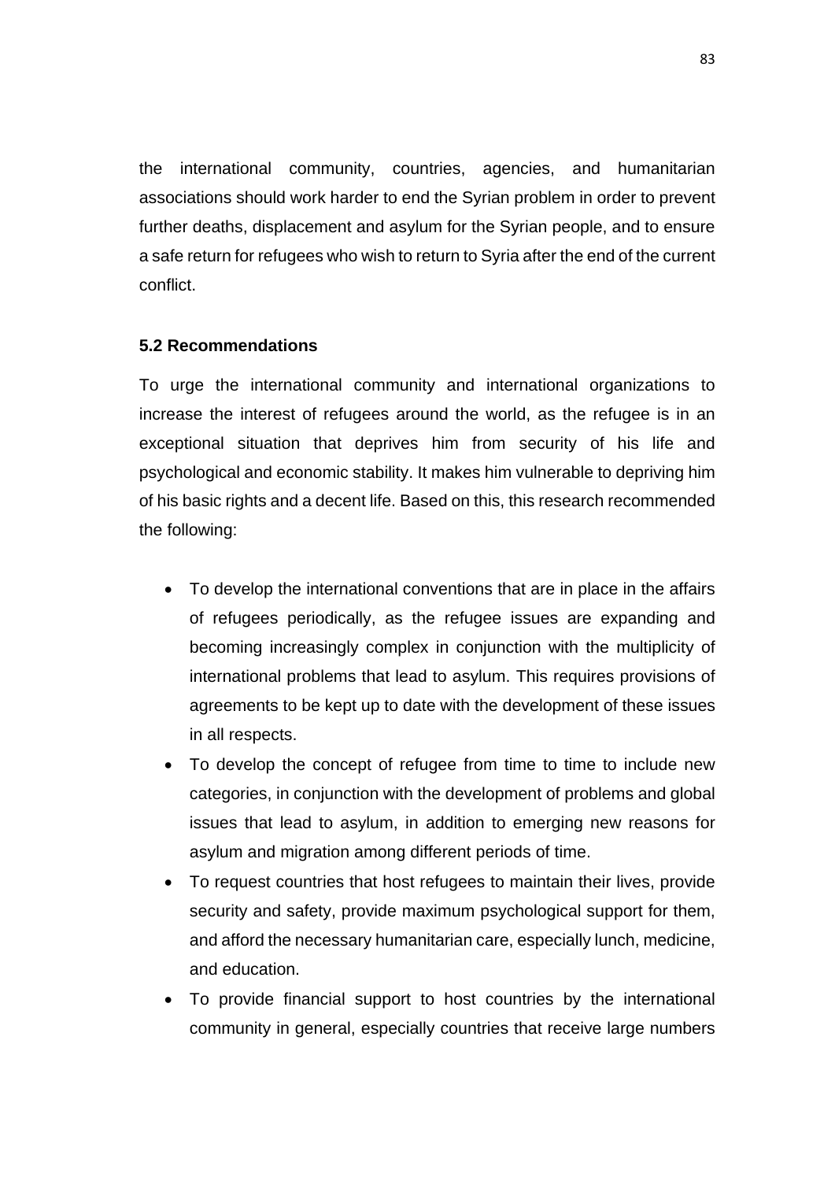the international community, countries, agencies, and humanitarian associations should work harder to end the Syrian problem in order to prevent further deaths, displacement and asylum for the Syrian people, and to ensure a safe return for refugees who wish to return to Syria after the end of the current conflict.

### 5.2 Recommendations

To urge the international community and international organizations to increase the interest of refugees around the world, as the refugee is in an exceptional situation that deprives him from security of his life and psychological and economic stability. It makes him vulnerable to depriving him of his basic rights and a decent life. Based on this, this research recommended the following:

- To develop the international conventions that are in place in the affairs of refugees periodically, as the refugee issues are expanding and becoming increasingly complex in conjunction with the multiplicity of international problems that lead to asylum. This requires provisions of agreements to be kept up to date with the development of these issues in all respects.
- To develop the concept of refugee from time to time to include new categories, in conjunction with the development of problems and global issues that lead to asylum, in addition to emerging new reasons for asylum and migration among different periods of time.
- To request countries that host refugees to maintain their lives, provide security and safety, provide maximum psychological support for them, and afford the necessary humanitarian care, especially lunch, medicine, and education.
- To provide financial support to host countries by the international community in general, especially countries that receive large numbers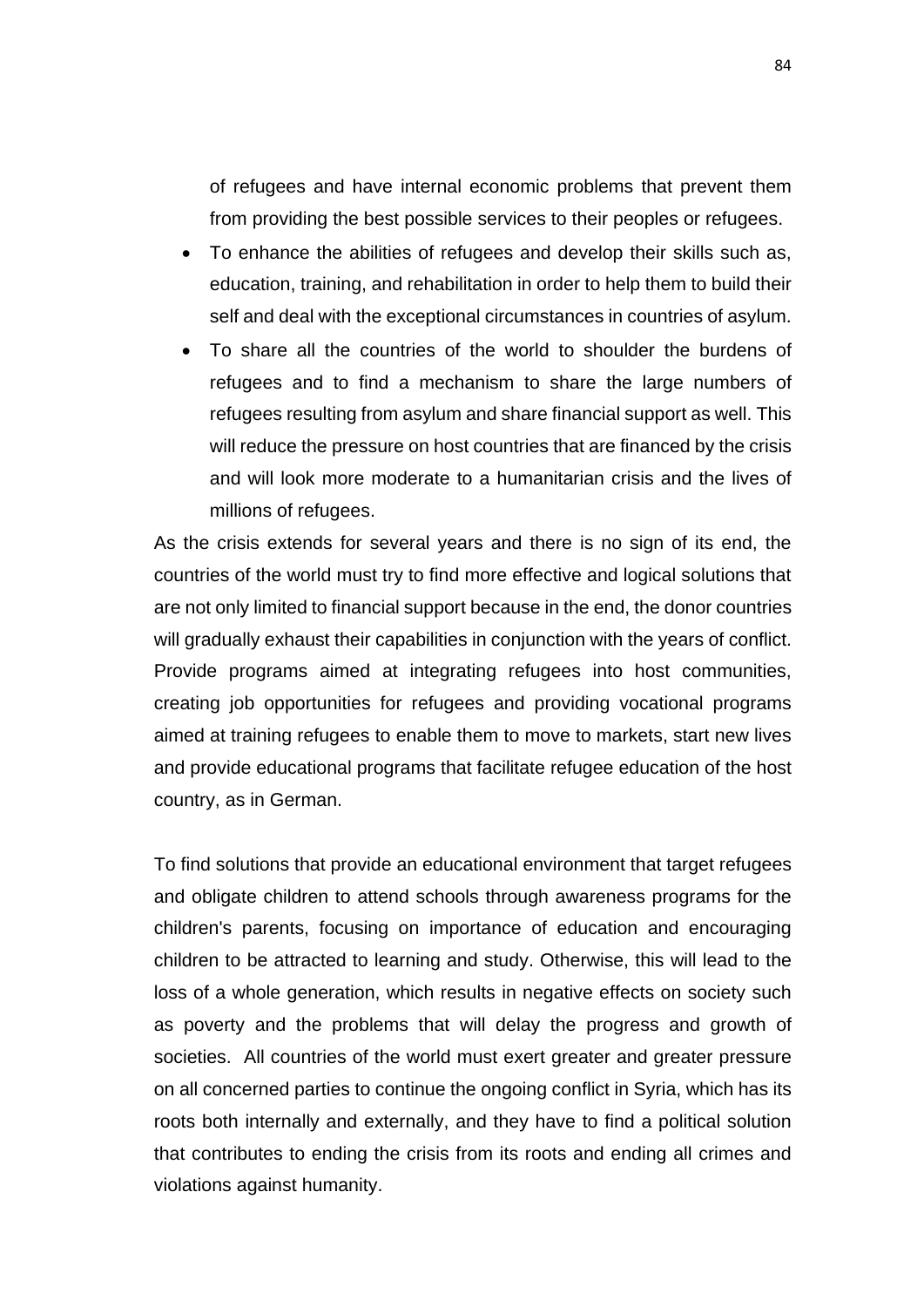of refugees and have internal economic problems that prevent them from providing the best possible services to their peoples or refugees.

- To enhance the abilities of refugees and develop their skills such as, education, training, and rehabilitation in order to help them to build their self and deal with the exceptional circumstances in countries of asylum.
- To share all the countries of the world to shoulder the burdens of refugees and to find a mechanism to share the large numbers of refugees resulting from asylum and share financial support as well. This will reduce the pressure on host countries that are financed by the crisis and will look more moderate to a humanitarian crisis and the lives of millions of refugees.

As the crisis extends for several years and there is no sign of its end, the countries of the world must try to find more effective and logical solutions that are not only limited to financial support because in the end, the donor countries will gradually exhaust their capabilities in conjunction with the years of conflict. Provide programs aimed at integrating refugees into host communities, creating job opportunities for refugees and providing vocational programs aimed at training refugees to enable them to move to markets, start new lives and provide educational programs that facilitate refugee education of the host country, as in German.

To find solutions that provide an educational environment that target refugees and obligate children to attend schools through awareness programs for the children's parents, focusing on importance of education and encouraging children to be attracted to learning and study. Otherwise, this will lead to the loss of a whole generation, which results in negative effects on society such as poverty and the problems that will delay the progress and growth of societies. All countries of the world must exert greater and greater pressure on all concerned parties to continue the ongoing conflict in Syria, which has its roots both internally and externally, and they have to find a political solution that contributes to ending the crisis from its roots and ending all crimes and violations against humanity.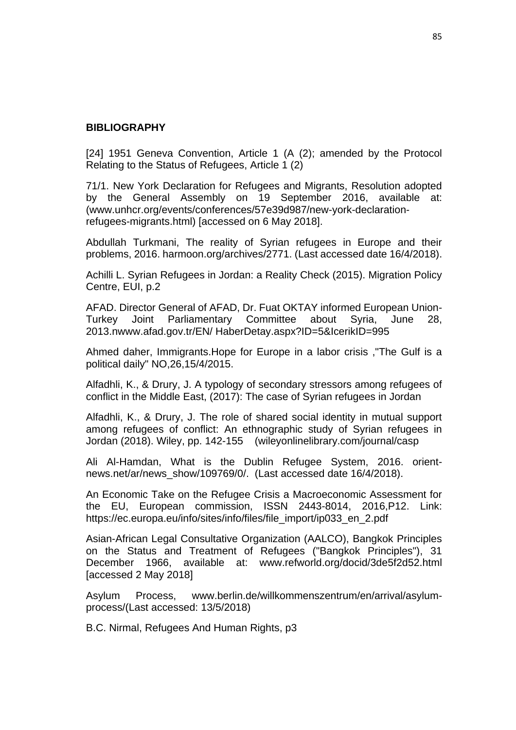**BIBLIOGRAPHY**

[24] 1951 Geneva Convention, Article 1 (A (2); amended by the Protocol Relating to the Status of Refugees, Article 1 (2)

71/1. New York Declaration for Refugees and Migrants, Resolution adopted by the General Assembly on 19 September 2016, available at: (www.unhcr.org/events/conferences/57e39d987/new-york-declaration-refugees-migrants.html) [accessed on 6 May 2018].

Abdullah Turkmani, The reality of Syrian refugees in Europe and their problems, 2016. harmoon.org/archives/2771. (Last accessed date 16/4/2018).

Achilli L. Syrian Refugees in Jordan: a Reality Check (2015). Migration Policy Centre, EUI, p.2

AFAD. Director General of AFAD, Dr. Fuat OKTAY informed European Union-Turkey Joint Parliamentary Committee about Syria, June 28, 2013.nwww.afad.gov.tr/EN/ HaberDetay.aspx?ID=5&IcerikID=995

Ahmed daher, Immigrants.Hope for Europe in a labor crisis ,"The Gulf is a political daily" NO,26,15/4/2015.

Alfadhli, K., & Drury, J. A typology of secondary stressors among refugees of conflict in the Middle East, (2017): The case of Syrian refugees in Jordan

Alfadhli, K., & Drury, J. The role of shared social identity in mutual support among refugees of conflict: An ethnographic study of Syrian refugees in Jordan (2018). Wiley, pp. 142-155 (wileyonlinelibrary.com/journal/casp

Ali Al-Hamdan, What is the Dublin Refugee System, 2016. orient-news.net/ar/news_show/109769/0/. (Last accessed date 16/4/2018).

An Economic Take on the Refugee Crisis a Macroeconomic Assessment for the EU, European commission, ISSN 2443-8014, 2016,P12. Link: https://ec.europa.eu/info/sites/info/files/file_import/ip033_en_2.pdf

Asian-African Legal Consultative Organization (AALCO), Bangkok Principles on the Status and Treatment of Refugees ("Bangkok Principles"), 31 December 1966, available at: www.refworld.org/docid/3de5f2d52.html [accessed 2 May 2018]

Asylum Process, www.berlin.de/willkommenszentrum/en/arrival/asylum-process/(Last accessed: 13/5/2018)

B.C. Nirmal, Refugees And Human Rights, p3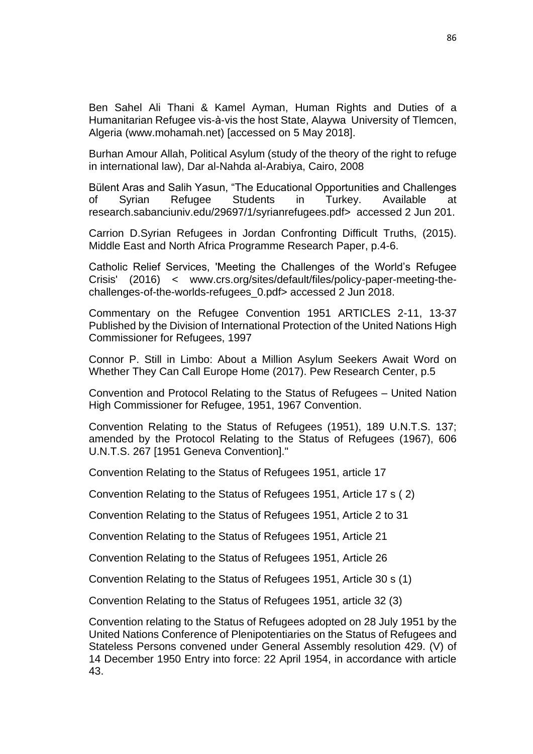Ben Sahel Ali Thani & Kamel Ayman, Human Rights and Duties of a Humanitarian Refugee vis-à-vis the host State, Alaywa University of Tlemcen, Algeria (www.mohamah.net) [accessed on 5 May 2018].

Burhan Amour Allah, Political Asylum (study of the theory of the right to refuge in international law), Dar al-Nahda al-Arabiya, Cairo, 2008

Bülent Aras and Salih Yasun, "The Educational Opportunities and Challenges of Syrian Refugee Students in Turkey. Available at research.sabanciuniv.edu/29697/1/syrianrefugees.pdf> accessed 2 Jun 201.

Carrion D.Syrian Refugees in Jordan Confronting Difficult Truths, (2015). Middle East and North Africa Programme Research Paper, p.4-6.

Catholic Relief Services, 'Meeting the Challenges of the World's Refugee Crisis' (2016) < www.crs.org/sites/default/files/policy-paper-meeting-the-challenges-of-the-worlds-refugees_0.pdf> accessed 2 Jun 2018.

Commentary on the Refugee Convention 1951 ARTICLES 2-11, 13-37 Published by the Division of International Protection of the United Nations High Commissioner for Refugees, 1997

Connor P. Still in Limbo: About a Million Asylum Seekers Await Word on Whether They Can Call Europe Home (2017). Pew Research Center, p.5

Convention and Protocol Relating to the Status of Refugees – United Nation High Commissioner for Refugee, 1951, 1967 Convention.

Convention Relating to the Status of Refugees (1951), 189 U.N.T.S. 137; amended by the Protocol Relating to the Status of Refugees (1967), 606 U.N.T.S. 267 [1951 Geneva Convention]."

Convention Relating to the Status of Refugees 1951, article 17

Convention Relating to the Status of Refugees 1951, Article 17 s ( 2)

Convention Relating to the Status of Refugees 1951, Article 2 to 31

Convention Relating to the Status of Refugees 1951, Article 21

Convention Relating to the Status of Refugees 1951, Article 26

Convention Relating to the Status of Refugees 1951, Article 30 s (1)

Convention Relating to the Status of Refugees 1951, article 32 (3)

Convention relating to the Status of Refugees adopted on 28 July 1951 by the United Nations Conference of Plenipotentiaries on the Status of Refugees and Stateless Persons convened under General Assembly resolution 429. (V) of 14 December 1950 Entry into force: 22 April 1954, in accordance with article 43.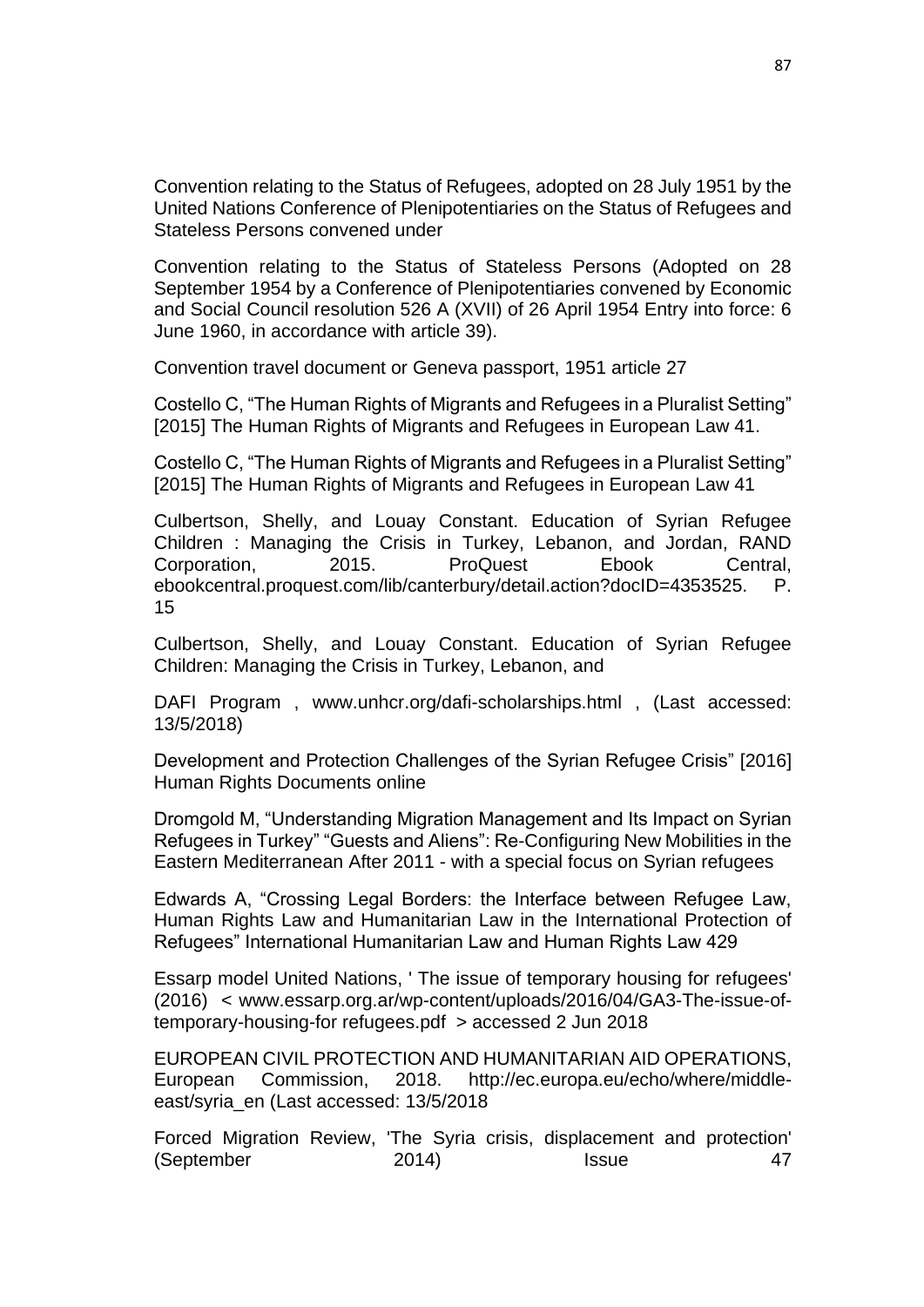Convention relating to the Status of Refugees, adopted on 28 July 1951 by the United Nations Conference of Plenipotentiaries on the Status of Refugees and Stateless Persons convened under

Convention relating to the Status of Stateless Persons (Adopted on 28 September 1954 by a Conference of Plenipotentiaries convened by Economic and Social Council resolution 526 A (XVII) of 26 April 1954 Entry into force: 6 June 1960, in accordance with article 39).

Convention travel document or Geneva passport, 1951 article 27

Costello C, "The Human Rights of Migrants and Refugees in a Pluralist Setting" [2015] The Human Rights of Migrants and Refugees in European Law 41.

Costello C, "The Human Rights of Migrants and Refugees in a Pluralist Setting" [2015] The Human Rights of Migrants and Refugees in European Law 41

Culbertson, Shelly, and Louay Constant. Education of Syrian Refugee Children : Managing the Crisis in Turkey, Lebanon, and Jordan, RAND Corporation, 2015. ProQuest Ebook Central, ebookcentral.proquest.com/lib/canterbury/detail.action?docID=4353525. P. 15

Culbertson, Shelly, and Louay Constant. Education of Syrian Refugee Children: Managing the Crisis in Turkey, Lebanon, and

DAFI Program , www.unhcr.org/dafi-scholarships.html , (Last accessed: 13/5/2018)

Development and Protection Challenges of the Syrian Refugee Crisis" [2016] Human Rights Documents online

Dromgold M, "Understanding Migration Management and Its Impact on Syrian Refugees in Turkey" "Guests and Aliens": Re-Configuring New Mobilities in the Eastern Mediterranean After 2011 - with a special focus on Syrian refugees

Edwards A, "Crossing Legal Borders: the Interface between Refugee Law, Human Rights Law and Humanitarian Law in the International Protection of Refugees" International Humanitarian Law and Human Rights Law 429

Essarp model United Nations, ' The issue of temporary housing for refugees' (2016) < www.essarp.org.ar/wp-content/uploads/2016/04/GA3-The-issue-of-temporary-housing-for refugees.pdf > accessed 2 Jun 2018

EUROPEAN CIVIL PROTECTION AND HUMANITARIAN AID OPERATIONS, European Commission, 2018. http://ec.europa.eu/echo/where/middle-east/syria_en (Last accessed: 13/5/2018

Forced Migration Review, 'The Syria crisis, displacement and protection' (September 2014) Issue 47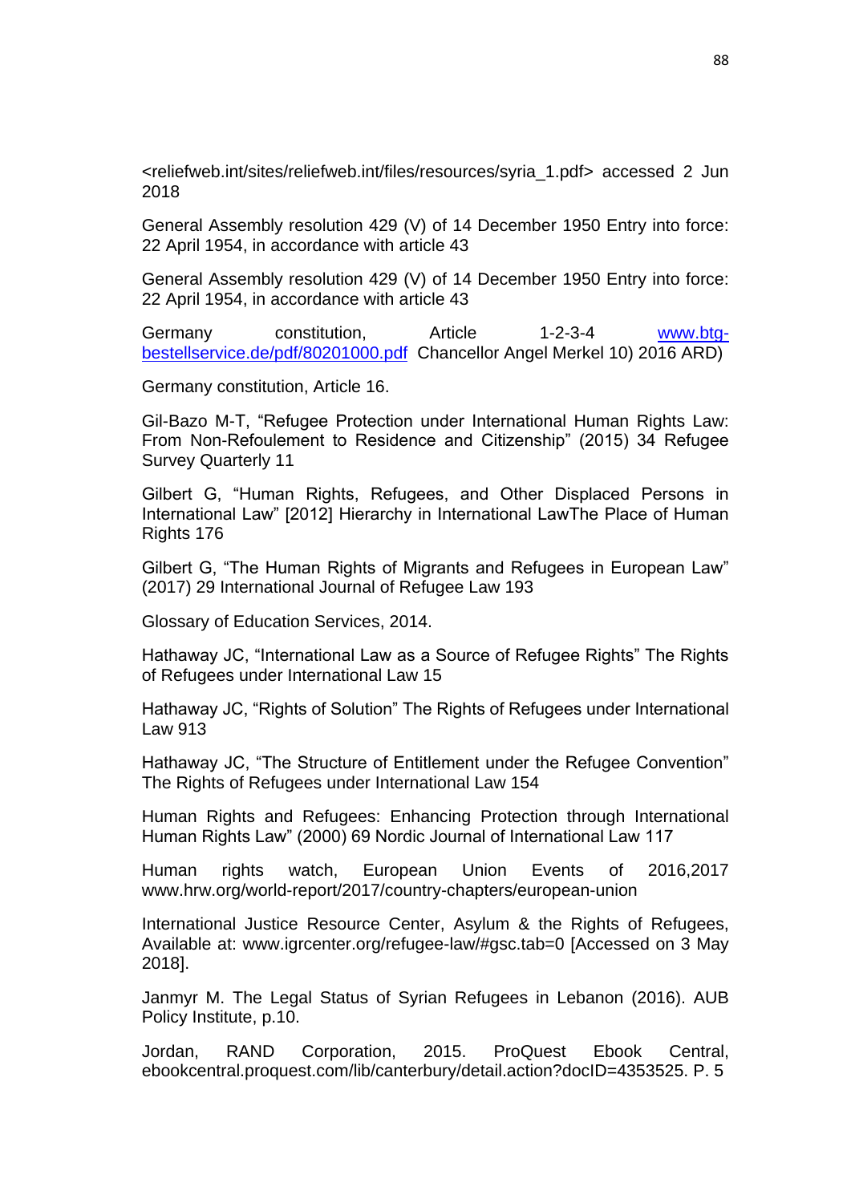<reliefweb.int/sites/reliefweb.int/files/resources/syria_1.pdf> accessed 2 Jun 2018

General Assembly resolution 429 (V) of 14 December 1950 Entry into force: 22 April 1954, in accordance with article 43

General Assembly resolution 429 (V) of 14 December 1950 Entry into force: 22 April 1954, in accordance with article 43

Germany constitution, Article 1-2-3-4 www.btg-bestellservice.de/pdf/80201000.pdf Chancellor Angel Merkel 10) 2016 ARD)

Germany constitution, Article 16.

Gil-Bazo M-T, "Refugee Protection under International Human Rights Law: From Non-Refoulement to Residence and Citizenship" (2015) 34 Refugee Survey Quarterly 11

Gilbert G, "Human Rights, Refugees, and Other Displaced Persons in International Law" [2012] Hierarchy in International LawThe Place of Human Rights 176

Gilbert G, "The Human Rights of Migrants and Refugees in European Law" (2017) 29 International Journal of Refugee Law 193

Glossary of Education Services, 2014.

Hathaway JC, "International Law as a Source of Refugee Rights" The Rights of Refugees under International Law 15

Hathaway JC, "Rights of Solution" The Rights of Refugees under International Law 913

Hathaway JC, "The Structure of Entitlement under the Refugee Convention" The Rights of Refugees under International Law 154

Human Rights and Refugees: Enhancing Protection through International Human Rights Law" (2000) 69 Nordic Journal of International Law 117

Human rights watch, European Union Events of 2016,2017 www.hrw.org/world-report/2017/country-chapters/european-union

International Justice Resource Center, Asylum & the Rights of Refugees, Available at: www.igrcenter.org/refugee-law/#gsc.tab=0 [Accessed on 3 May 2018].

Janmyr M. The Legal Status of Syrian Refugees in Lebanon (2016). AUB Policy Institute, p.10.

Jordan, RAND Corporation, 2015. ProQuest Ebook Central, ebookcentral.proquest.com/lib/canterbury/detail.action?docID=4353525. P. 5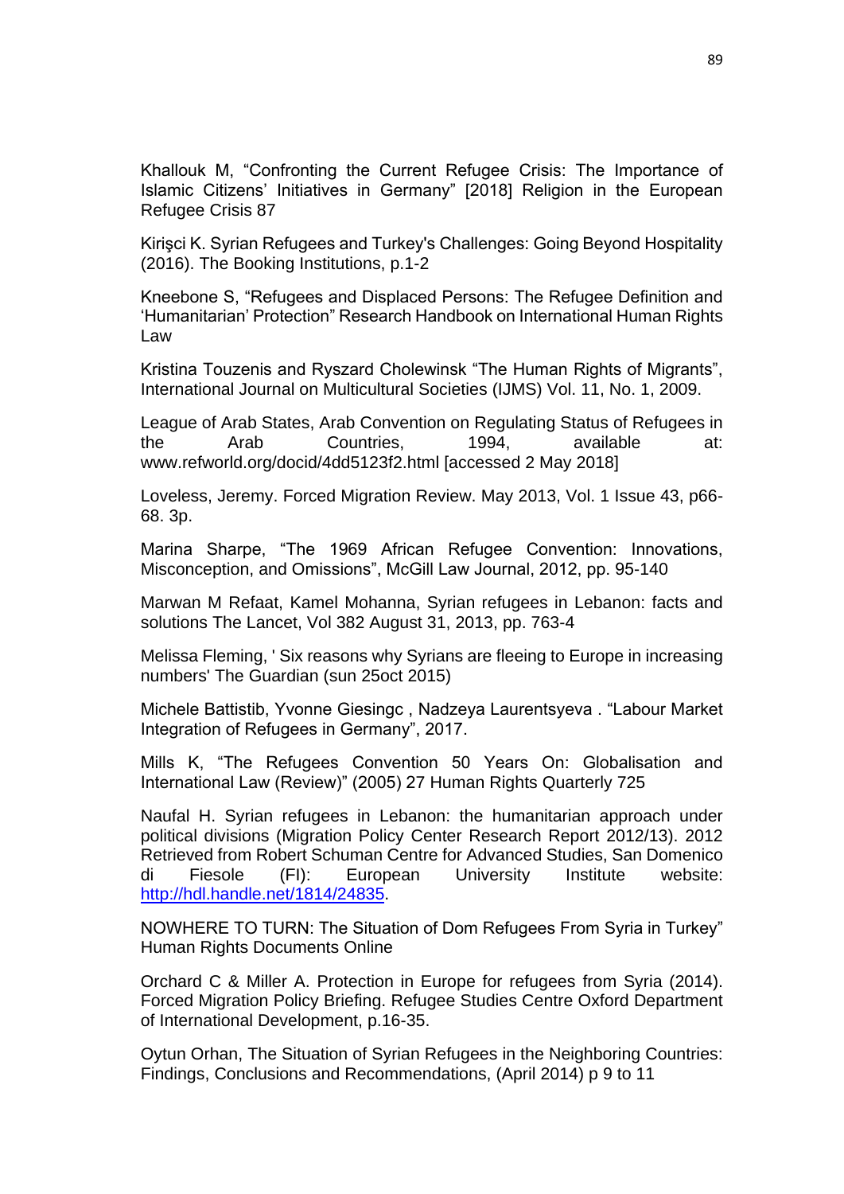Khallouk M, “Confronting the Current Refugee Crisis: The Importance of Islamic Citizens’ Initiatives in Germany” [2018] Religion in the European Refugee Crisis 87

Kirişci K. Syrian Refugees and Turkey's Challenges: Going Beyond Hospitality (2016). The Booking Institutions, p.1-2

Kneebone S, “Refugees and Displaced Persons: The Refugee Definition and ‘Humanitarian’ Protection” Research Handbook on International Human Rights Law

Kristina Touzenis and Ryszard Cholewinsk “The Human Rights of Migrants”, International Journal on Multicultural Societies (IJMS) Vol. 11, No. 1, 2009.

League of Arab States, Arab Convention on Regulating Status of Refugees in the Arab Countries, 1994, available at: www.refworld.org/docid/4dd5123f2.html [accessed 2 May 2018]

Loveless, Jeremy. Forced Migration Review. May 2013, Vol. 1 Issue 43, p66-68. 3p.

Marina Sharpe, “The 1969 African Refugee Convention: Innovations, Misconception, and Omissions”, McGill Law Journal, 2012, pp. 95-140

Marwan M Refaat, Kamel Mohanna, Syrian refugees in Lebanon: facts and solutions The Lancet, Vol 382 August 31, 2013, pp. 763-4

Melissa Fleming, ' Six reasons why Syrians are fleeing to Europe in increasing numbers' The Guardian (sun 25oct 2015)

Michele Battistib, Yvonne Giesingc , Nadzeya Laurentsyeva . “Labour Market Integration of Refugees in Germany”, 2017.

Mills K, “The Refugees Convention 50 Years On: Globalisation and International Law (Review)” (2005) 27 Human Rights Quarterly 725

Naufal H. Syrian refugees in Lebanon: the humanitarian approach under political divisions (Migration Policy Center Research Report 2012/13). 2012 Retrieved from Robert Schuman Centre for Advanced Studies, San Domenico di Fiesole (FI): European University Institute website: http://hdl.handle.net/1814/24835.

NOWHERE TO TURN: The Situation of Dom Refugees From Syria in Turkey” Human Rights Documents Online

Orchard C & Miller A. Protection in Europe for refugees from Syria (2014). Forced Migration Policy Briefing. Refugee Studies Centre Oxford Department of International Development, p.16-35.

Oytun Orhan, The Situation of Syrian Refugees in the Neighboring Countries: Findings, Conclusions and Recommendations, (April 2014) p 9 to 11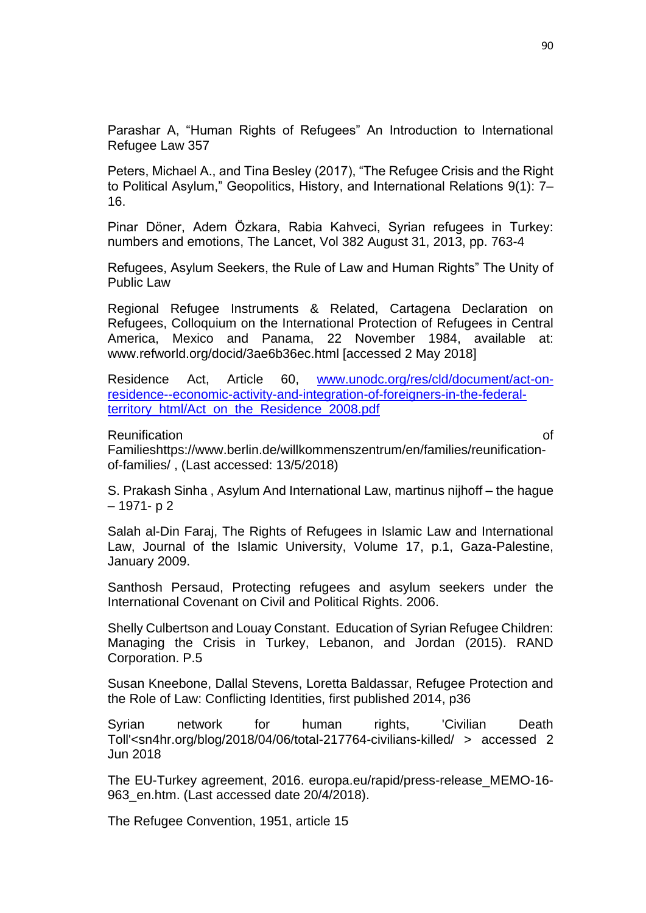Parashar A, “Human Rights of Refugees” An Introduction to International Refugee Law 357

Peters, Michael A., and Tina Besley (2017), “The Refugee Crisis and the Right to Political Asylum,” Geopolitics, History, and International Relations 9(1): 7–16.

Pinar Döner, Adem Özkara, Rabia Kahveci, Syrian refugees in Turkey: numbers and emotions, The Lancet, Vol 382 August 31, 2013, pp. 763-4

Refugees, Asylum Seekers, the Rule of Law and Human Rights” The Unity of Public Law

Regional Refugee Instruments & Related, Cartagena Declaration on Refugees, Colloquium on the International Protection of Refugees in Central America, Mexico and Panama, 22 November 1984, available at: www.refworld.org/docid/3ae6b36ec.html [accessed 2 May 2018]

Residence Act, Article 60, [www.unodc.org/res/cld/document/act-on-residence--economic-activity-and-integration-of-foreigners-in-the-federal-territory_html/Act_on_the_Residence_2008.pdf](www.unodc.org/res/cld/document/act-on-residence--economic-activity-and-integration-of-foreigners-in-the-federal-territory_html/Act_on_the_Residence_2008.pdf)

Reunification of Familieshttps://www.berlin.de/willkommenszentrum/en/families/reunification-of-families/ , (Last accessed: 13/5/2018)

S. Prakash Sinha , Asylum And International Law, martinus nijhoff – the hague – 1971- p 2

Salah al-Din Faraj, The Rights of Refugees in Islamic Law and International Law, Journal of the Islamic University, Volume 17, p.1, Gaza-Palestine, January 2009.

Santhosh Persaud, Protecting refugees and asylum seekers under the International Covenant on Civil and Political Rights. 2006.

Shelly Culbertson and Louay Constant. Education of Syrian Refugee Children: Managing the Crisis in Turkey, Lebanon, and Jordan (2015). RAND Corporation. P.5

Susan Kneebone, Dallal Stevens, Loretta Baldassar, Refugee Protection and the Role of Law: Conflicting Identities, first published 2014, p36

Syrian network for human rights, 'Civilian Death Toll'<sn4hr.org/blog/2018/04/06/total-217764-civilians-killed/ > accessed 2 Jun 2018

The EU-Turkey agreement, 2016. europa.eu/rapid/press-release_MEMO-16-963_en.htm. (Last accessed date 20/4/2018).

The Refugee Convention, 1951, article 15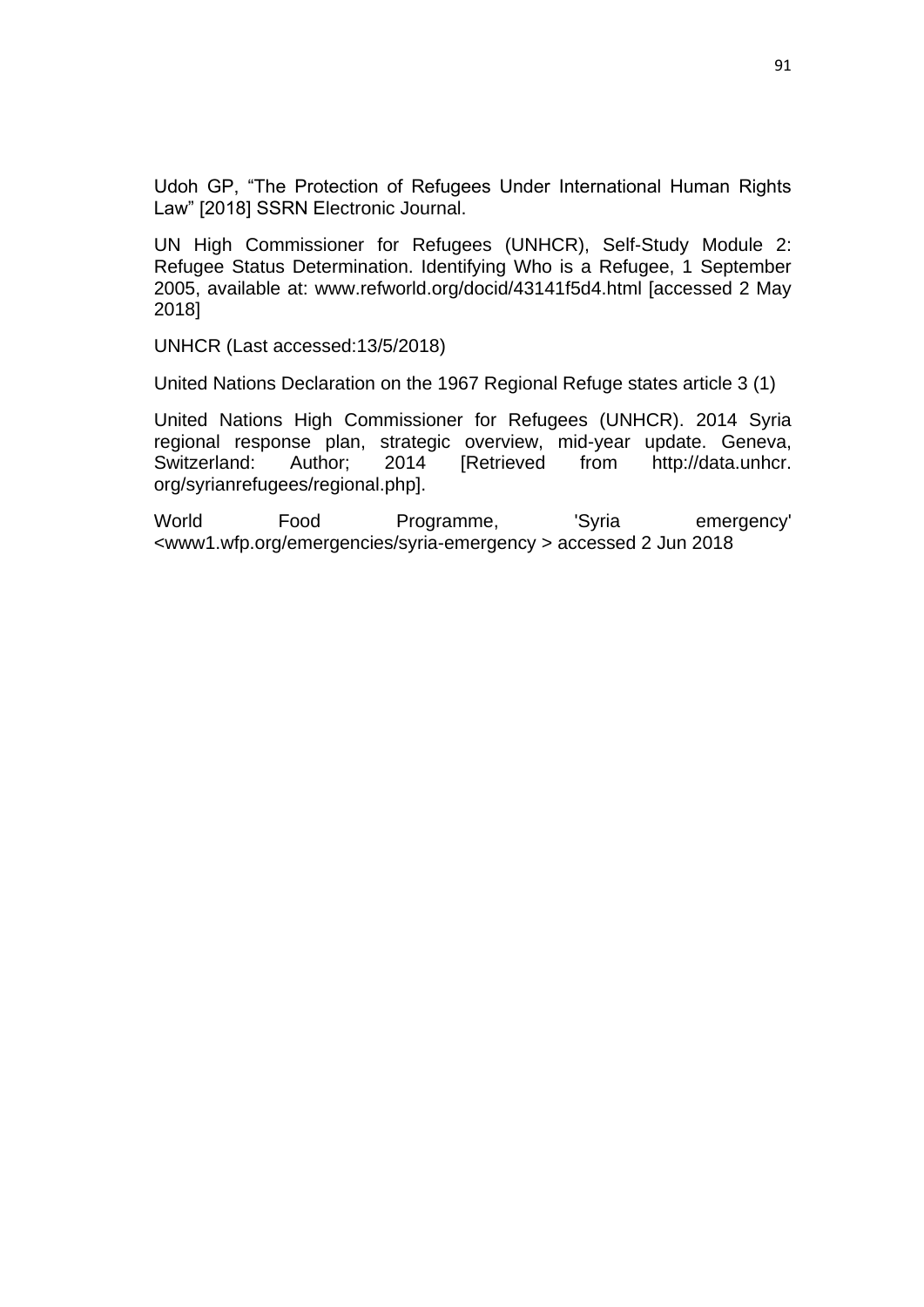Udoh GP, “The Protection of Refugees Under International Human Rights Law” [2018] SSRN Electronic Journal.

UN High Commissioner for Refugees (UNHCR), Self-Study Module 2: Refugee Status Determination. Identifying Who is a Refugee, 1 September 2005, available at: www.refworld.org/docid/43141f5d4.html [accessed 2 May 2018]

UNHCR (Last accessed:13/5/2018)

United Nations Declaration on the 1967 Regional Refuge states article 3 (1)

United Nations High Commissioner for Refugees (UNHCR). 2014 Syria regional response plan, strategic overview, mid-year update. Geneva, Switzerland: Author; 2014 [Retrieved from http://data.unhcr. org/syrianrefugees/regional.php].

World Food Programme, 'Syria emergency' <www1.wfp.org/emergencies/syria-emergency > accessed 2 Jun 2018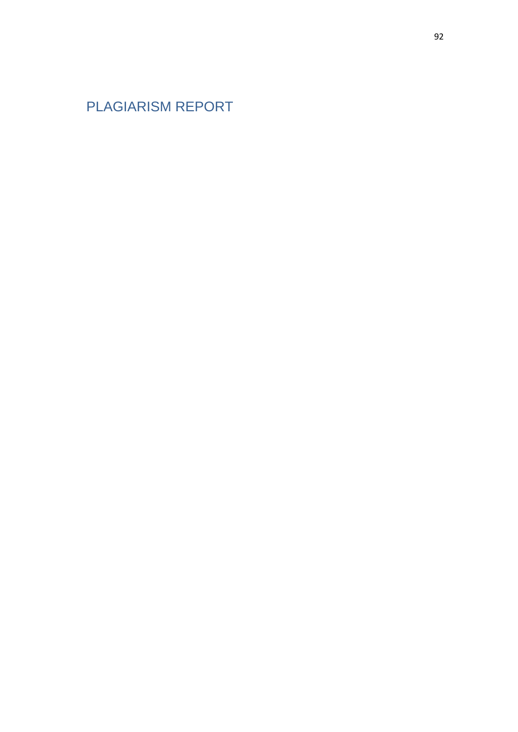# PLAGIARISM REPORT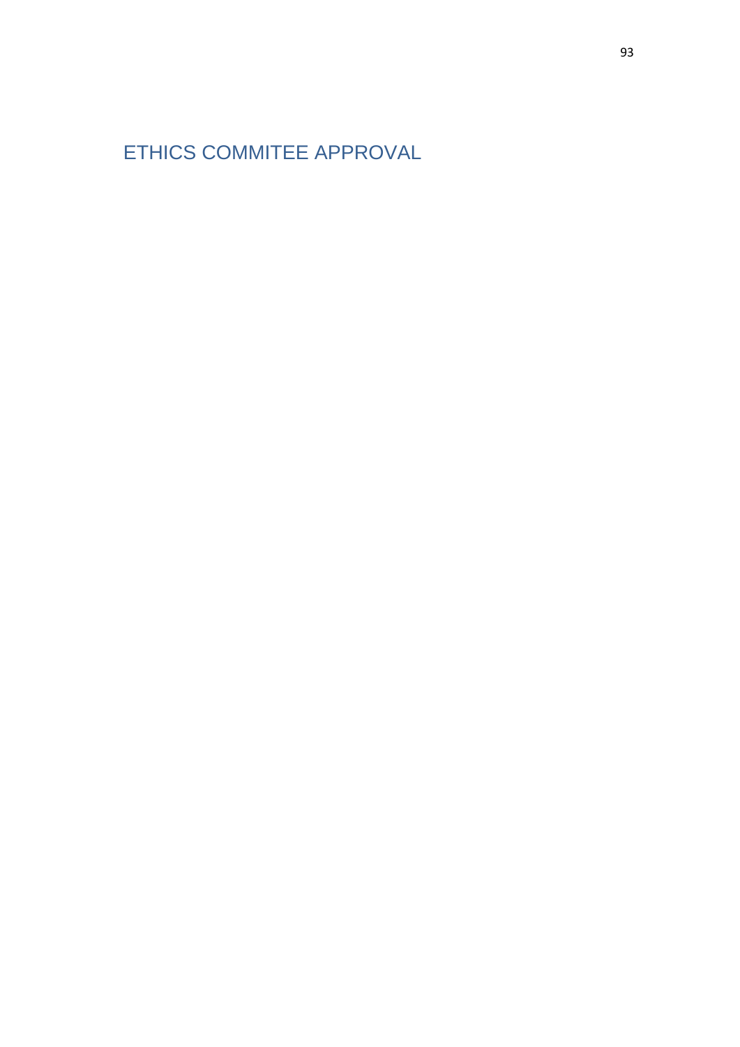# ETHICS COMMITEE APPROVAL